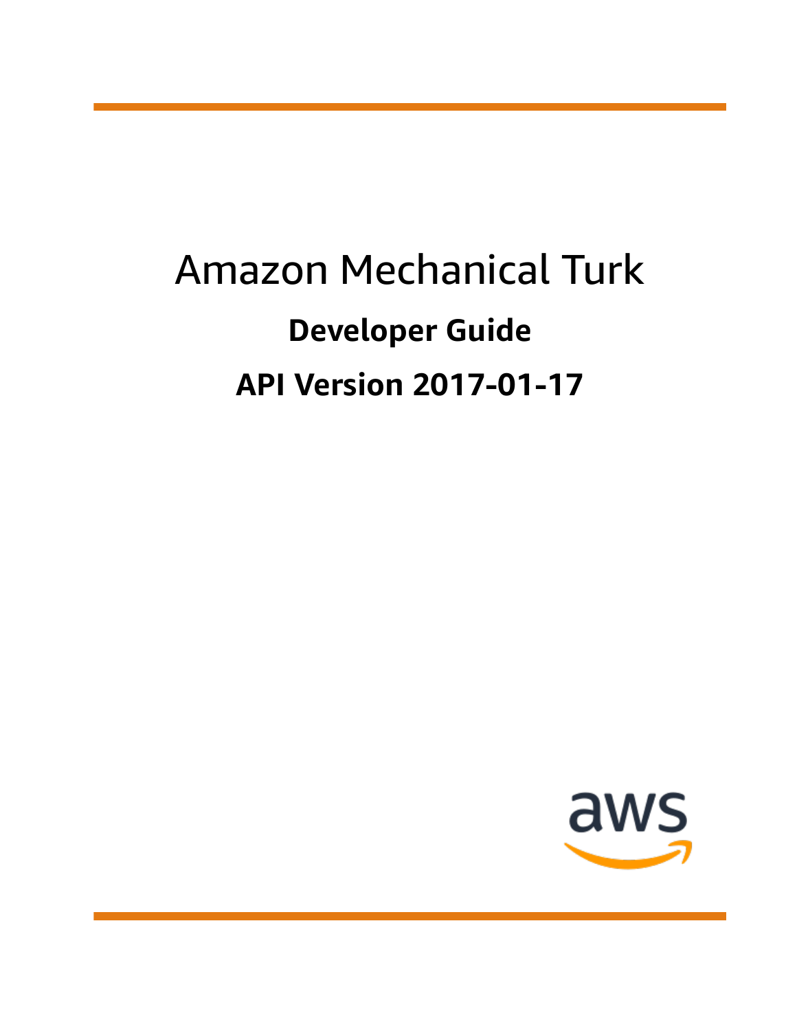# Amazon Mechanical Turk

## Developer Guide

## API Version 2017-01-17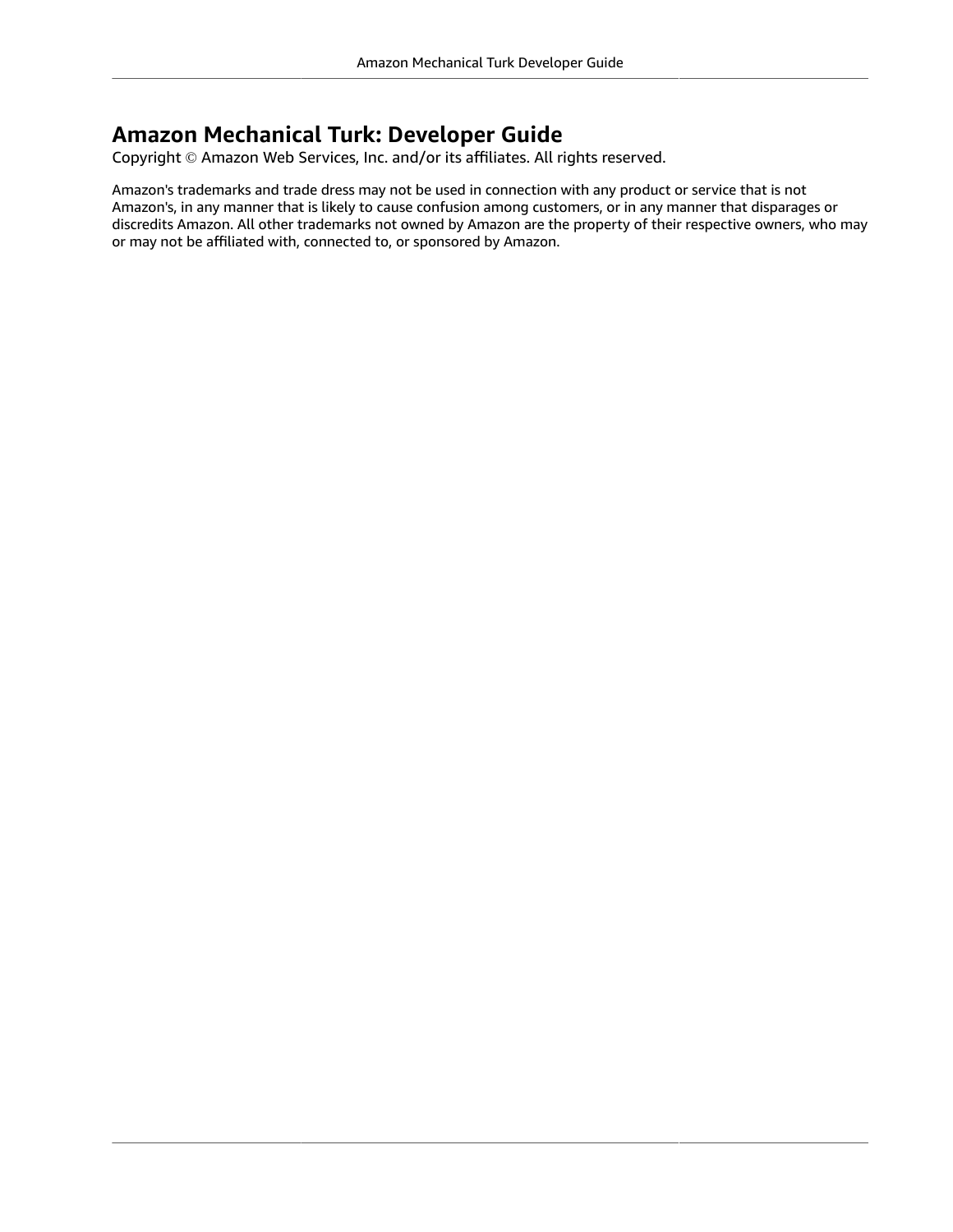# Amazon Mechanical Turk: Developer Guide

Copyright © Amazon Web Services, Inc. and/or its affiliates. All rights reserved.

Amazon's trademarks and trade dress may not be used in connection with any product or service that is not Amazon's, in any manner that is likely to cause confusion among customers, or in any manner that disparages or discredits Amazon. All other trademarks not owned by Amazon are the property of their respective owners, who may or may not be affiliated with, connected to, or sponsored by Amazon.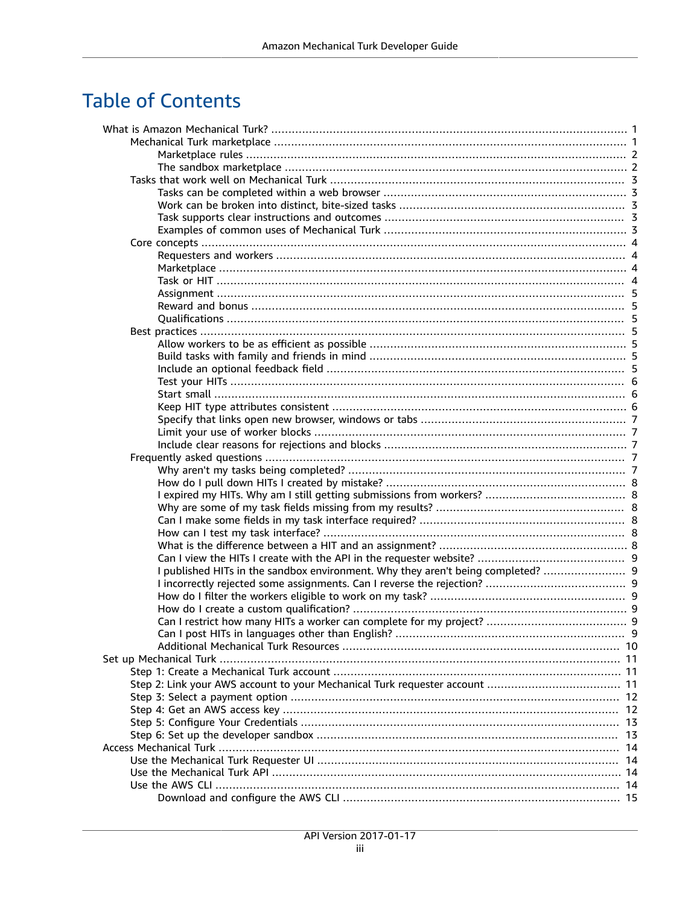# Table of Contents

- What is Amazon Mechanical Turk? ... 1
  - Mechanical Turk marketplace ... 1
    - Marketplace rules ... 2
    - The sandbox marketplace ... 2
  - Tasks that work well on Mechanical Turk ... 3
    - Tasks can be completed within a web browser ... 3
    - Work can be broken into distinct, bite-sized tasks ... 3
    - Task supports clear instructions and outcomes ... 3
    - Examples of common uses of Mechanical Turk ... 3
  - Core concepts ... 4
    - Requesters and workers ... 4
    - Marketplace ... 4
    - Task or HIT ... 4
    - Assignment ... 5
    - Reward and bonus ... 5
    - Qualifications ... 5
  - Best practices ... 5
    - Allow workers to be as efficient as possible ... 5
    - Build tasks with family and friends in mind ... 5
    - Include an optional feedback field ... 5
    - Test your HITs ... 6
    - Start small ... 6
    - Keep HIT type attributes consistent ... 6
    - Specify that links open new browser, windows or tabs ... 7
    - Limit your use of worker blocks ... 7
    - Include clear reasons for rejections and blocks ... 7
  - Frequently asked questions ... 7
    - Why aren't my tasks being completed? ... 7
    - How do I pull down HITs I created by mistake? ... 8
    - I expired my HITs. Why am I still getting submissions from workers? ... 8
    - Why are some of my task fields missing from my results? ... 8
    - Can I make some fields in my task interface required? ... 8
    - How can I test my task interface? ... 8
    - What is the difference between a HIT and an assignment? ... 8
    - Can I view the HITs I create with the API in the requester website? ... 9
    - I published HITs in the sandbox environment. Why they aren't being completed? ... 9
    - I incorrectly rejected some assignments. Can I reverse the rejection? ... 9
    - How do I filter the workers eligible to work on my task? ... 9
    - How do I create a custom qualification? ... 9
    - Can I restrict how many HITs a worker can complete for my project? ... 9
    - Can I post HITs in languages other than English? ... 9
    - Additional Mechanical Turk Resources ... 10
- Set up Mechanical Turk ... 11
  - Step 1: Create a Mechanical Turk account ... 11
  - Step 2: Link your AWS account to your Mechanical Turk requester account ... 11
  - Step 3: Select a payment option ... 12
  - Step 4: Get an AWS access key ... 12
  - Step 5: Configure Your Credentials ... 13
  - Step 6: Set up the developer sandbox ... 13
- Access Mechanical Turk ... 14
  - Use the Mechanical Turk Requester UI ... 14
  - Use the Mechanical Turk API ... 14
  - Use the AWS CLI ... 14
    - Download and configure the AWS CLI ... 15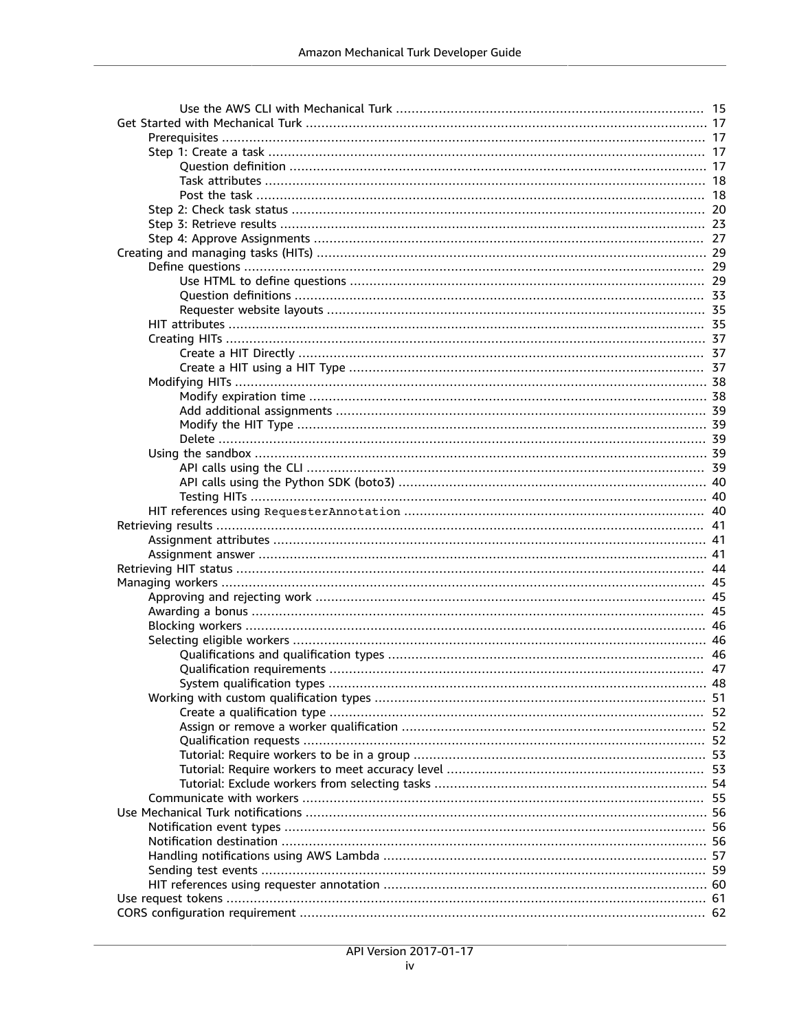- Use the AWS CLI with Mechanical Turk ... 15
- Get Started with Mechanical Turk ... 17
  - Prerequisites ... 17
  - Step 1: Create a task ... 17
    - Question definition ... 17
    - Task attributes ... 18
    - Post the task ... 18
  - Step 2: Check task status ... 20
  - Step 3: Retrieve results ... 23
  - Step 4: Approve Assignments ... 27
- Creating and managing tasks (HITs) ... 29
  - Define questions ... 29
    - Use HTML to define questions ... 29
    - Question definitions ... 33
    - Requester website layouts ... 35
  - HIT attributes ... 35
  - Creating HITs ... 37
    - Create a HIT Directly ... 37
    - Create a HIT using a HIT Type ... 37
  - Modifying HITs ... 38
    - Modify expiration time ... 38
    - Add additional assignments ... 39
    - Modify the HIT Type ... 39
    - Delete ... 39
  - Using the sandbox ... 39
    - API calls using the CLI ... 39
    - API calls using the Python SDK (boto3) ... 40
    - Testing HITs ... 40
  - HIT references using `RequesterAnnotation` ... 40
- Retrieving results ... 41
  - Assignment attributes ... 41
  - Assignment answer ... 41
- Retrieving HIT status ... 44
- Managing workers ... 45
  - Approving and rejecting work ... 45
  - Awarding a bonus ... 45
  - Blocking workers ... 46
  - Selecting eligible workers ... 46
    - Qualifications and qualification types ... 46
    - Qualification requirements ... 47
    - System qualification types ... 48
  - Working with custom qualification types ... 51
    - Create a qualification type ... 52
    - Assign or remove a worker qualification ... 52
    - Qualification requests ... 52
    - Tutorial: Require workers to be in a group ... 53
    - Tutorial: Require workers to meet accuracy level ... 53
    - Tutorial: Exclude workers from selecting tasks ... 54
  - Communicate with workers ... 55
- Use Mechanical Turk notifications ... 56
  - Notification event types ... 56
  - Notification destination ... 56
  - Handling notifications using AWS Lambda ... 57
  - Sending test events ... 59
  - HIT references using requester annotation ... 60
- Use request tokens ... 61
- CORS configuration requirement ... 62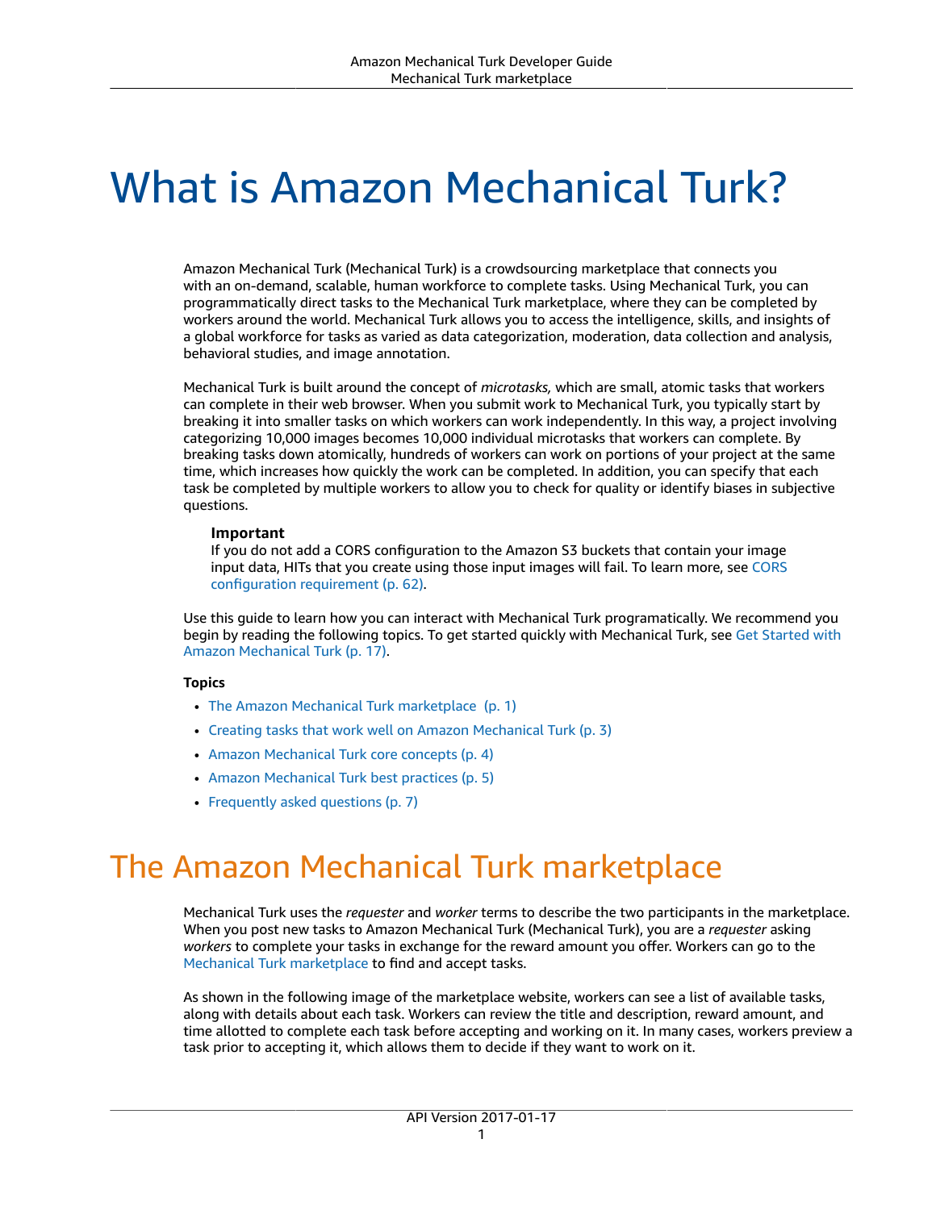# What is Amazon Mechanical Turk?

Amazon Mechanical Turk (Mechanical Turk) is a crowdsourcing marketplace that connects you with an on-demand, scalable, human workforce to complete tasks. Using Mechanical Turk, you can programmatically direct tasks to the Mechanical Turk marketplace, where they can be completed by workers around the world. Mechanical Turk allows you to access the intelligence, skills, and insights of a global workforce for tasks as varied as data categorization, moderation, data collection and analysis, behavioral studies, and image annotation.

Mechanical Turk is built around the concept of *microtasks,* which are small, atomic tasks that workers can complete in their web browser. When you submit work to Mechanical Turk, you typically start by breaking it into smaller tasks on which workers can work independently. In this way, a project involving categorizing 10,000 images becomes 10,000 individual microtasks that workers can complete. By breaking tasks down atomically, hundreds of workers can work on portions of your project at the same time, which increases how quickly the work can be completed. In addition, you can specify that each task be completed by multiple workers to allow you to check for quality or identify biases in subjective questions.

> **Important**
> If you do not add a CORS configuration to the Amazon S3 buckets that contain your image input data, HITs that you create using those input images will fail. To learn more, see CORS configuration requirement (p. 62).

Use this guide to learn how you can interact with Mechanical Turk programatically. We recommend you begin by reading the following topics. To get started quickly with Mechanical Turk, see Get Started with Amazon Mechanical Turk (p. 17).

**Topics**

- The Amazon Mechanical Turk marketplace (p. 1)
- Creating tasks that work well on Amazon Mechanical Turk (p. 3)
- Amazon Mechanical Turk core concepts (p. 4)
- Amazon Mechanical Turk best practices (p. 5)
- Frequently asked questions (p. 7)

## The Amazon Mechanical Turk marketplace

Mechanical Turk uses the *requester* and *worker* terms to describe the two participants in the marketplace. When you post new tasks to Amazon Mechanical Turk (Mechanical Turk), you are a *requester* asking *workers* to complete your tasks in exchange for the reward amount you offer. Workers can go to the Mechanical Turk marketplace to find and accept tasks.

As shown in the following image of the marketplace website, workers can see a list of available tasks, along with details about each task. Workers can review the title and description, reward amount, and time allotted to complete each task before accepting and working on it. In many cases, workers preview a task prior to accepting it, which allows them to decide if they want to work on it.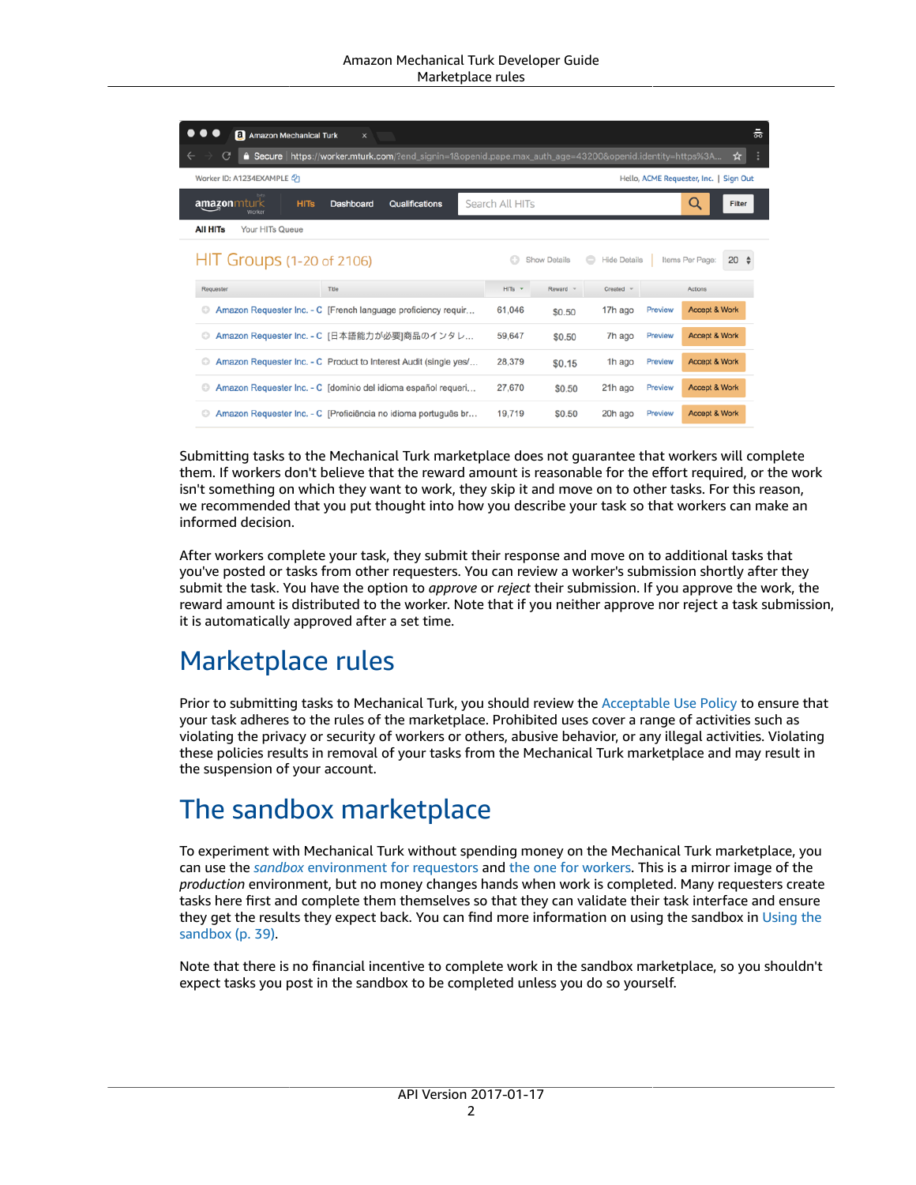Submitting tasks to the Mechanical Turk marketplace does not guarantee that workers will complete them. If workers don't believe that the reward amount is reasonable for the effort required, or the work isn't something on which they want to work, they skip it and move on to other tasks. For this reason, we recommended that you put thought into how you describe your task so that workers can make an informed decision.

After workers complete your task, they submit their response and move on to additional tasks that you've posted or tasks from other requesters. You can review a worker's submission shortly after they submit the task. You have the option to *approve* or *reject* their submission. If you approve the work, the reward amount is distributed to the worker. Note that if you neither approve nor reject a task submission, it is automatically approved after a set time.

# Marketplace rules

Prior to submitting tasks to Mechanical Turk, you should review the Acceptable Use Policy to ensure that your task adheres to the rules of the marketplace. Prohibited uses cover a range of activities such as violating the privacy or security of workers or others, abusive behavior, or any illegal activities. Violating these policies results in removal of your tasks from the Mechanical Turk marketplace and may result in the suspension of your account.

# The sandbox marketplace

To experiment with Mechanical Turk without spending money on the Mechanical Turk marketplace, you can use the *sandbox* environment for requestors and the one for workers. This is a mirror image of the *production* environment, but no money changes hands when work is completed. Many requesters create tasks here first and complete them themselves so that they can validate their task interface and ensure they get the results they expect back. You can find more information on using the sandbox in Using the sandbox (p. 39).

Note that there is no financial incentive to complete work in the sandbox marketplace, so you shouldn't expect tasks you post in the sandbox to be completed unless you do so yourself.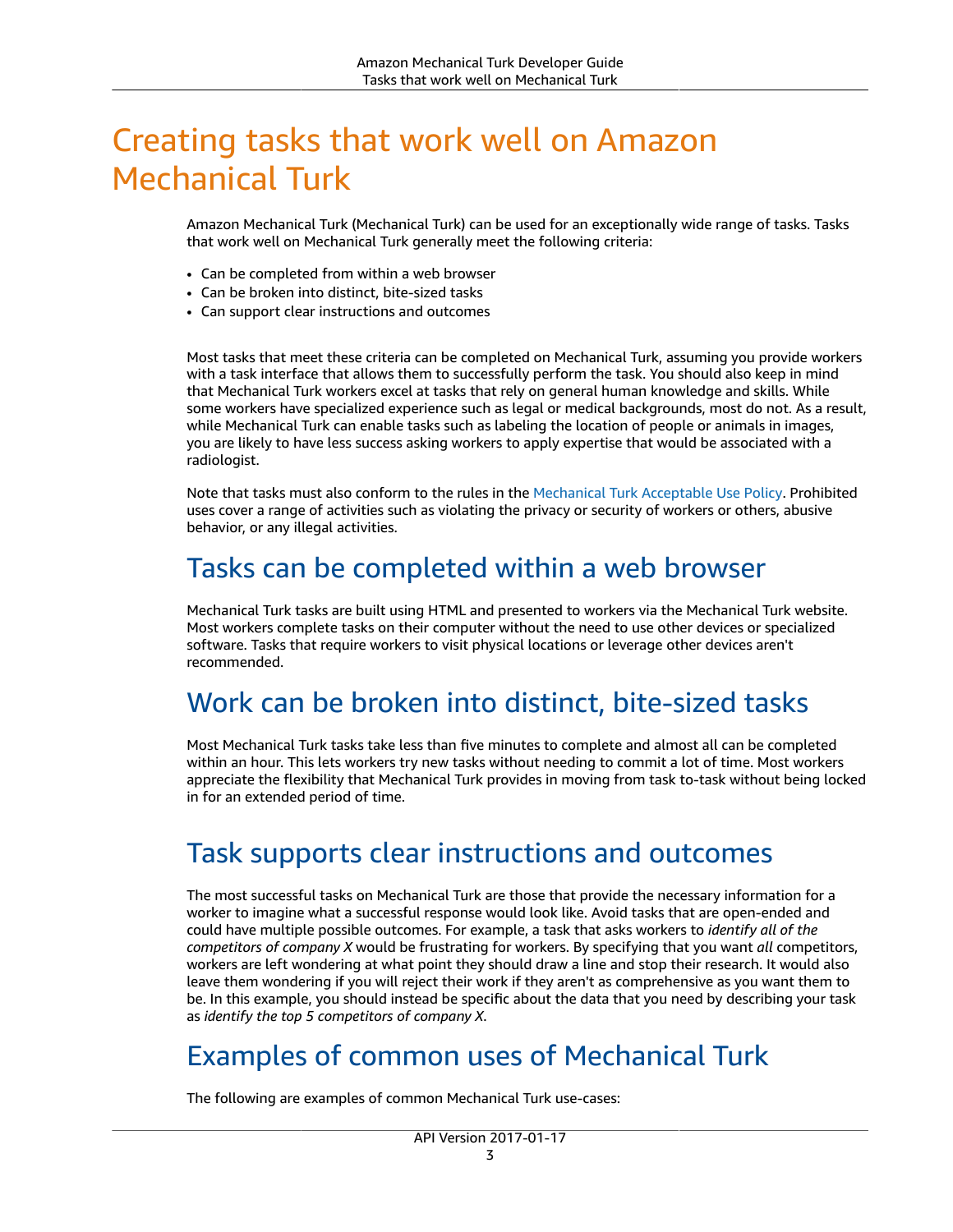# Creating tasks that work well on Amazon Mechanical Turk

Amazon Mechanical Turk (Mechanical Turk) can be used for an exceptionally wide range of tasks. Tasks that work well on Mechanical Turk generally meet the following criteria:

- Can be completed from within a web browser
- Can be broken into distinct, bite-sized tasks
- Can support clear instructions and outcomes

Most tasks that meet these criteria can be completed on Mechanical Turk, assuming you provide workers with a task interface that allows them to successfully perform the task. You should also keep in mind that Mechanical Turk workers excel at tasks that rely on general human knowledge and skills. While some workers have specialized experience such as legal or medical backgrounds, most do not. As a result, while Mechanical Turk can enable tasks such as labeling the location of people or animals in images, you are likely to have less success asking workers to apply expertise that would be associated with a radiologist.

Note that tasks must also conform to the rules in the Mechanical Turk Acceptable Use Policy. Prohibited uses cover a range of activities such as violating the privacy or security of workers or others, abusive behavior, or any illegal activities.

## Tasks can be completed within a web browser

Mechanical Turk tasks are built using HTML and presented to workers via the Mechanical Turk website. Most workers complete tasks on their computer without the need to use other devices or specialized software. Tasks that require workers to visit physical locations or leverage other devices aren't recommended.

## Work can be broken into distinct, bite-sized tasks

Most Mechanical Turk tasks take less than five minutes to complete and almost all can be completed within an hour. This lets workers try new tasks without needing to commit a lot of time. Most workers appreciate the flexibility that Mechanical Turk provides in moving from task to-task without being locked in for an extended period of time.

## Task supports clear instructions and outcomes

The most successful tasks on Mechanical Turk are those that provide the necessary information for a worker to imagine what a successful response would look like. Avoid tasks that are open-ended and could have multiple possible outcomes. For example, a task that asks workers to *identify all of the competitors of company X* would be frustrating for workers. By specifying that you want *all* competitors, workers are left wondering at what point they should draw a line and stop their research. It would also leave them wondering if you will reject their work if they aren't as comprehensive as you want them to be. In this example, you should instead be specific about the data that you need by describing your task as *identify the top 5 competitors of company X*.

## Examples of common uses of Mechanical Turk

The following are examples of common Mechanical Turk use-cases: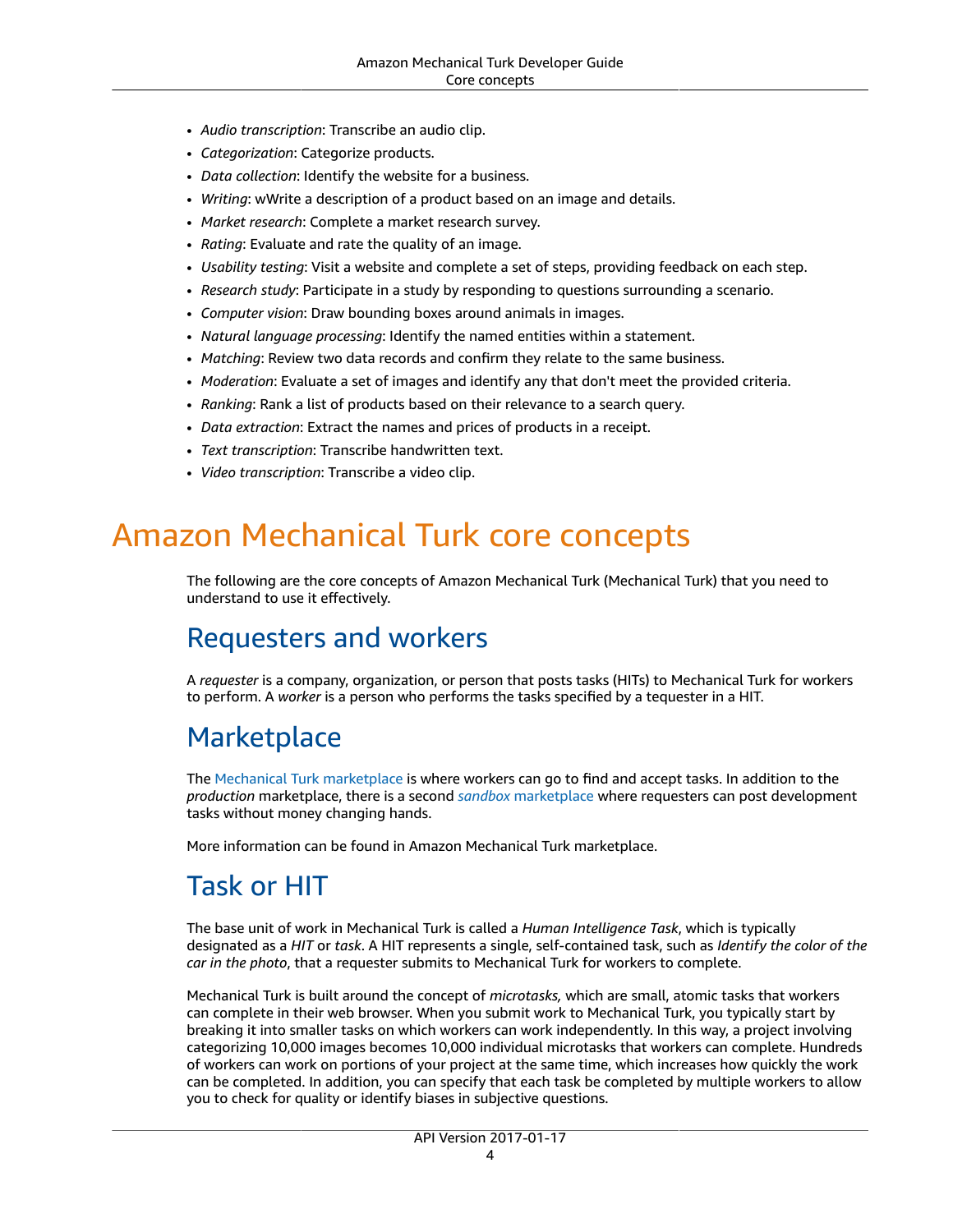- *Audio transcription*: Transcribe an audio clip.
- *Categorization*: Categorize products.
- *Data collection*: Identify the website for a business.
- *Writing*: wWrite a description of a product based on an image and details.
- *Market research*: Complete a market research survey.
- *Rating*: Evaluate and rate the quality of an image.
- *Usability testing*: Visit a website and complete a set of steps, providing feedback on each step.
- *Research study*: Participate in a study by responding to questions surrounding a scenario.
- *Computer vision*: Draw bounding boxes around animals in images.
- *Natural language processing*: Identify the named entities within a statement.
- *Matching*: Review two data records and confirm they relate to the same business.
- *Moderation*: Evaluate a set of images and identify any that don't meet the provided criteria.
- *Ranking*: Rank a list of products based on their relevance to a search query.
- *Data extraction*: Extract the names and prices of products in a receipt.
- *Text transcription*: Transcribe handwritten text.
- *Video transcription*: Transcribe a video clip.

# Amazon Mechanical Turk core concepts

The following are the core concepts of Amazon Mechanical Turk (Mechanical Turk) that you need to understand to use it effectively.

## Requesters and workers

A *requester* is a company, organization, or person that posts tasks (HITs) to Mechanical Turk for workers to perform. A *worker* is a person who performs the tasks specified by a tequester in a HIT.

## Marketplace

The Mechanical Turk marketplace is where workers can go to find and accept tasks. In addition to the *production* marketplace, there is a second *sandbox* marketplace where requesters can post development tasks without money changing hands.

More information can be found in Amazon Mechanical Turk marketplace.

## Task or HIT

The base unit of work in Mechanical Turk is called a *Human Intelligence Task*, which is typically designated as a *HIT* or *task*. A HIT represents a single, self-contained task, such as *Identify the color of the car in the photo*, that a requester submits to Mechanical Turk for workers to complete.

Mechanical Turk is built around the concept of *microtasks,* which are small, atomic tasks that workers can complete in their web browser. When you submit work to Mechanical Turk, you typically start by breaking it into smaller tasks on which workers can work independently. In this way, a project involving categorizing 10,000 images becomes 10,000 individual microtasks that workers can complete. Hundreds of workers can work on portions of your project at the same time, which increases how quickly the work can be completed. In addition, you can specify that each task be completed by multiple workers to allow you to check for quality or identify biases in subjective questions.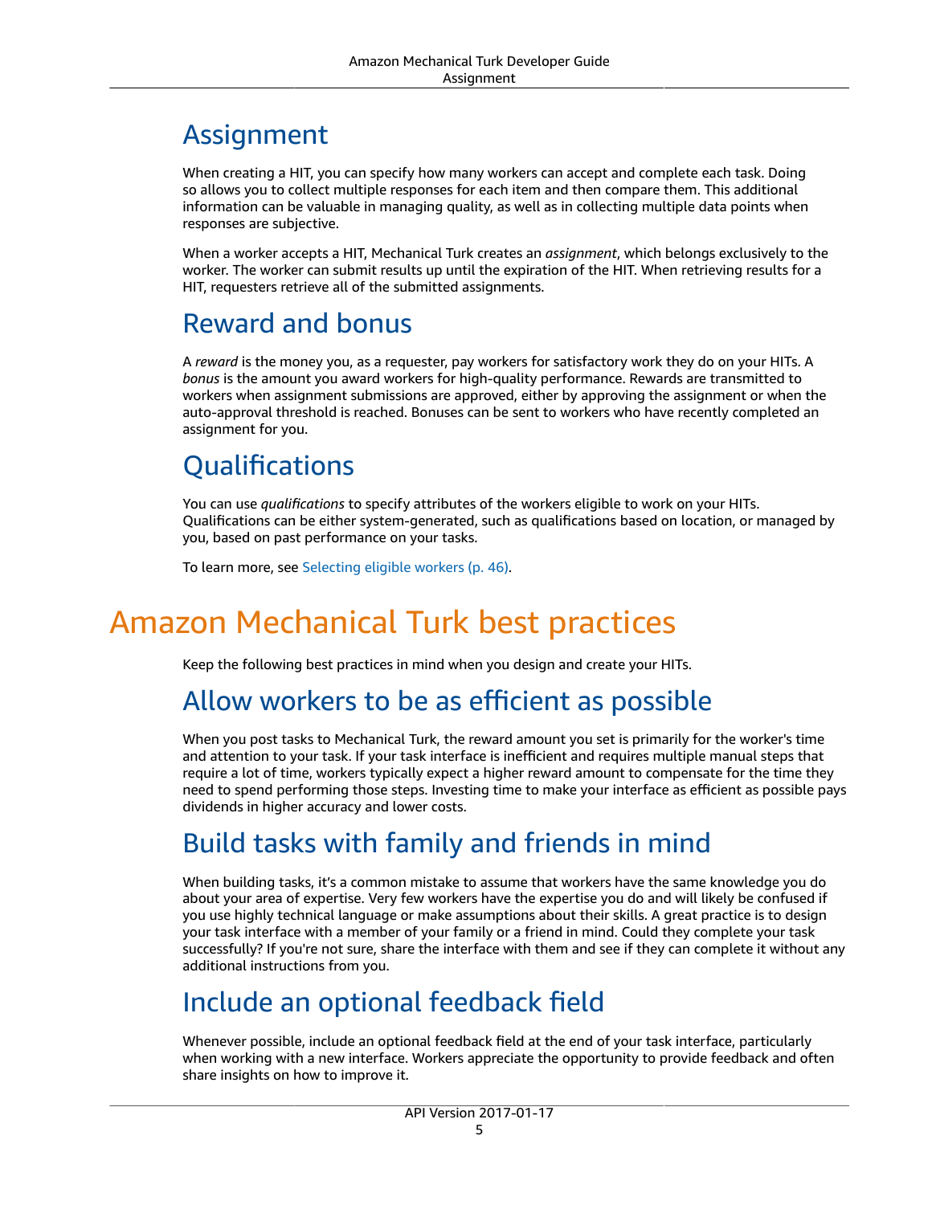## Assignment

When creating a HIT, you can specify how many workers can accept and complete each task. Doing so allows you to collect multiple responses for each item and then compare them. This additional information can be valuable in managing quality, as well as in collecting multiple data points when responses are subjective.

When a worker accepts a HIT, Mechanical Turk creates an *assignment*, which belongs exclusively to the worker. The worker can submit results up until the expiration of the HIT. When retrieving results for a HIT, requesters retrieve all of the submitted assignments.

## Reward and bonus

A *reward* is the money you, as a requester, pay workers for satisfactory work they do on your HITs. A *bonus* is the amount you award workers for high-quality performance. Rewards are transmitted to workers when assignment submissions are approved, either by approving the assignment or when the auto-approval threshold is reached. Bonuses can be sent to workers who have recently completed an assignment for you.

## Qualifications

You can use *qualifications* to specify attributes of the workers eligible to work on your HITs. Qualifications can be either system-generated, such as qualifications based on location, or managed by you, based on past performance on your tasks.

To learn more, see Selecting eligible workers (p. 46).

# Amazon Mechanical Turk best practices

Keep the following best practices in mind when you design and create your HITs.

## Allow workers to be as efficient as possible

When you post tasks to Mechanical Turk, the reward amount you set is primarily for the worker's time and attention to your task. If your task interface is inefficient and requires multiple manual steps that require a lot of time, workers typically expect a higher reward amount to compensate for the time they need to spend performing those steps. Investing time to make your interface as efficient as possible pays dividends in higher accuracy and lower costs.

## Build tasks with family and friends in mind

When building tasks, it's a common mistake to assume that workers have the same knowledge you do about your area of expertise. Very few workers have the expertise you do and will likely be confused if you use highly technical language or make assumptions about their skills. A great practice is to design your task interface with a member of your family or a friend in mind. Could they complete your task successfully? If you're not sure, share the interface with them and see if they can complete it without any additional instructions from you.

## Include an optional feedback field

Whenever possible, include an optional feedback field at the end of your task interface, particularly when working with a new interface. Workers appreciate the opportunity to provide feedback and often share insights on how to improve it.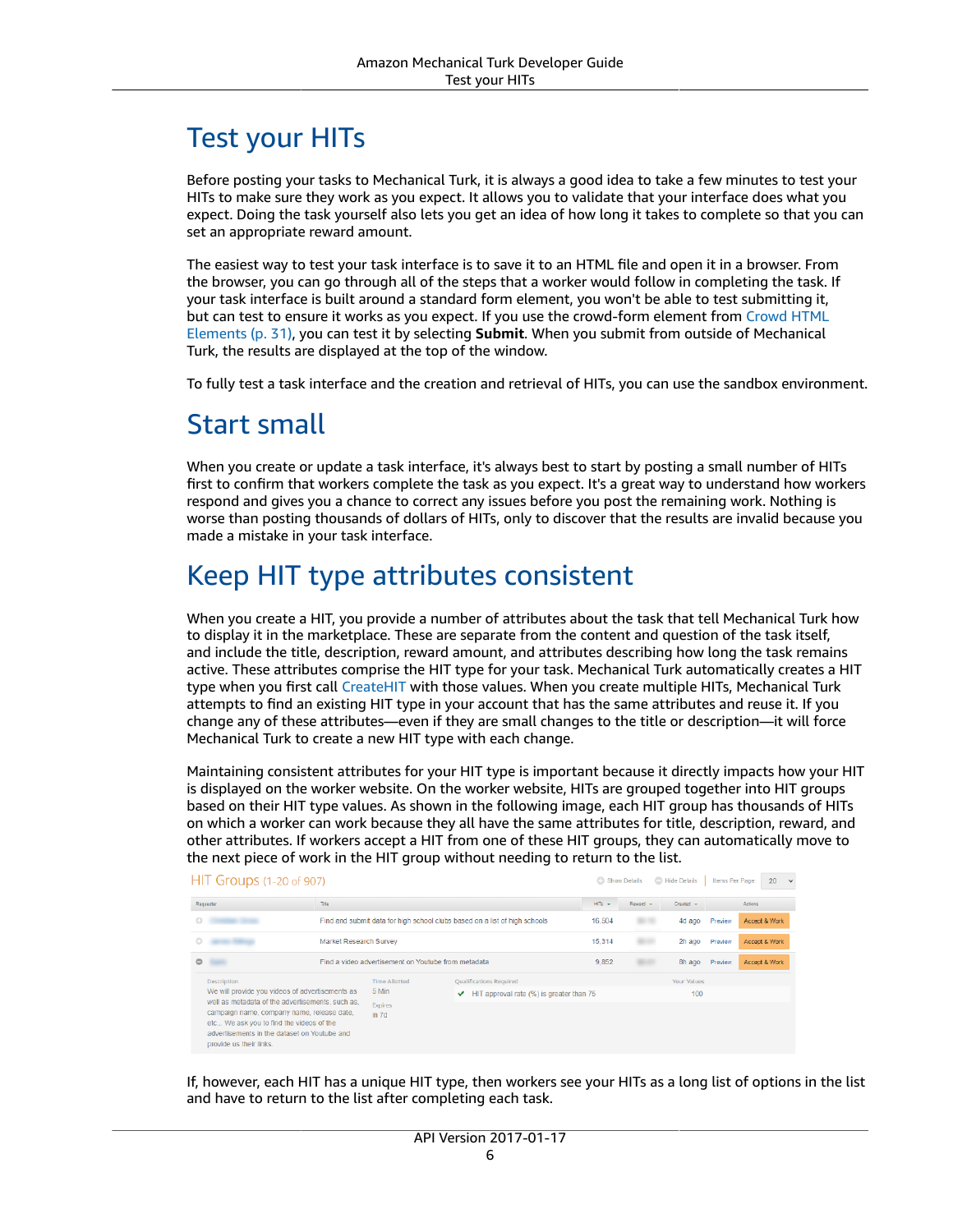# Test your HITs

Before posting your tasks to Mechanical Turk, it is always a good idea to take a few minutes to test your HITs to make sure they work as you expect. It allows you to validate that your interface does what you expect. Doing the task yourself also lets you get an idea of how long it takes to complete so that you can set an appropriate reward amount.

The easiest way to test your task interface is to save it to an HTML file and open it in a browser. From the browser, you can go through all of the steps that a worker would follow in completing the task. If your task interface is built around a standard form element, you won't be able to test submitting it, but can test to ensure it works as you expect. If you use the crowd-form element from Crowd HTML Elements (p. 31), you can test it by selecting **Submit**. When you submit from outside of Mechanical Turk, the results are displayed at the top of the window.

To fully test a task interface and the creation and retrieval of HITs, you can use the sandbox environment.

# Start small

When you create or update a task interface, it's always best to start by posting a small number of HITs first to confirm that workers complete the task as you expect. It's a great way to understand how workers respond and gives you a chance to correct any issues before you post the remaining work. Nothing is worse than posting thousands of dollars of HITs, only to discover that the results are invalid because you made a mistake in your task interface.

# Keep HIT type attributes consistent

When you create a HIT, you provide a number of attributes about the task that tell Mechanical Turk how to display it in the marketplace. These are separate from the content and question of the task itself, and include the title, description, reward amount, and attributes describing how long the task remains active. These attributes comprise the HIT type for your task. Mechanical Turk automatically creates a HIT type when you first call CreateHIT with those values. When you create multiple HITs, Mechanical Turk attempts to find an existing HIT type in your account that has the same attributes and reuse it. If you change any of these attributes—even if they are small changes to the title or description—it will force Mechanical Turk to create a new HIT type with each change.

Maintaining consistent attributes for your HIT type is important because it directly impacts how your HIT is displayed on the worker website. On the worker website, HITs are grouped together into HIT groups based on their HIT type values. As shown in the following image, each HIT group has thousands of HITs on which a worker can work because they all have the same attributes for title, description, reward, and other attributes. If workers accept a HIT from one of these HIT groups, they can automatically move to the next piece of work in the HIT group without needing to return to the list.

If, however, each HIT has a unique HIT type, then workers see your HITs as a long list of options in the list and have to return to the list after completing each task.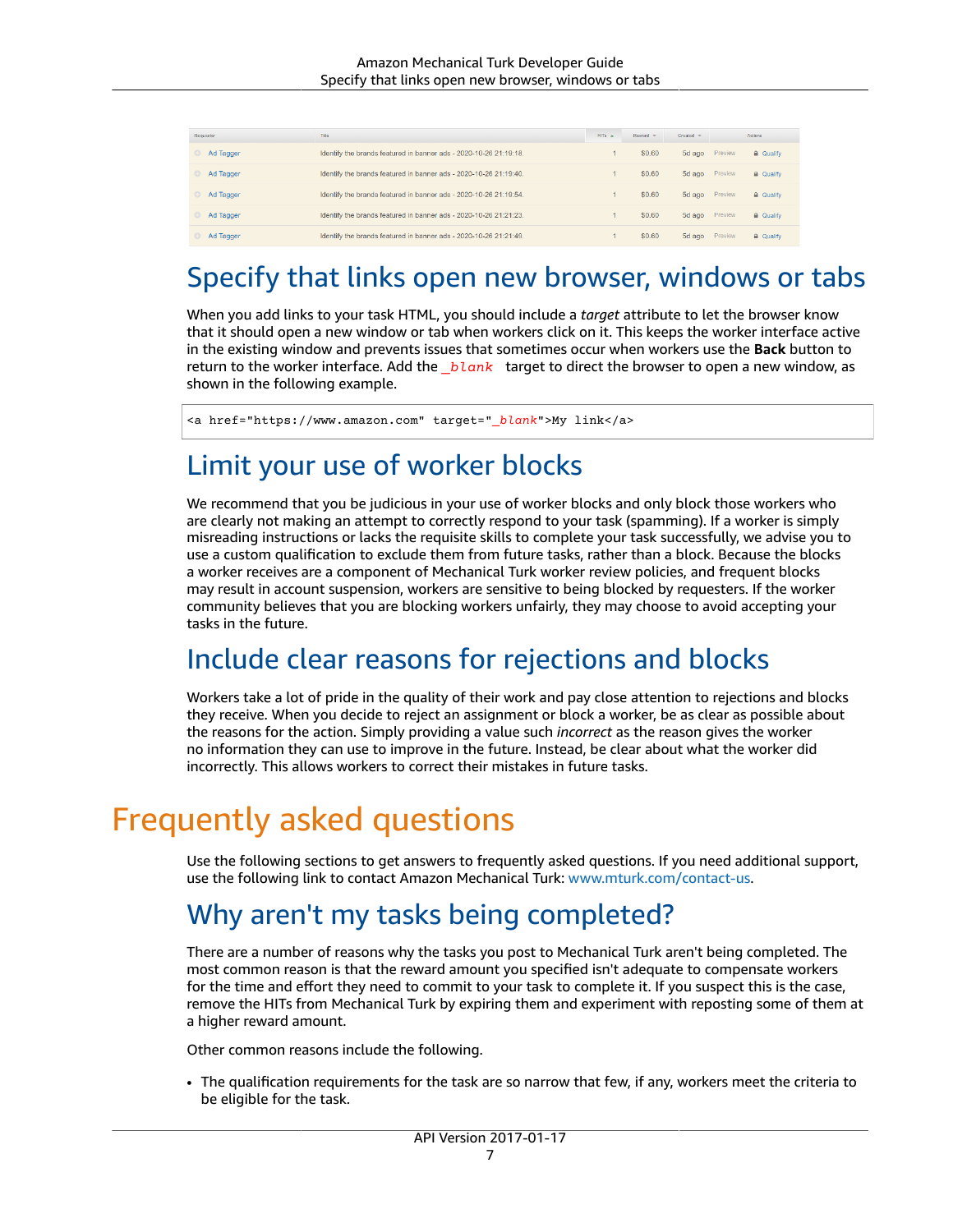| Requester | Title | HITs | Reward | Created | | Actions |
|---|---|---|---|---|---|---|
| Ad Tagger | Identify the brands featured in banner ads - 2020-10-26 21:19:18. | 1 | $0.60 | 5d ago | Preview | Qualify |
| Ad Tagger | Identify the brands featured in banner ads - 2020-10-26 21:19:40. | 1 | $0.60 | 5d ago | Preview | Qualify |
| Ad Tagger | Identify the brands featured in banner ads - 2020-10-26 21:19:54. | 1 | $0.60 | 5d ago | Preview | Qualify |
| Ad Tagger | Identify the brands featured in banner ads - 2020-10-26 21:21:23. | 1 | $0.60 | 5d ago | Preview | Qualify |
| Ad Tagger | Identify the brands featured in banner ads - 2020-10-26 21:21:49. | 1 | $0.60 | 5d ago | Preview | Qualify |

## Specify that links open new browser, windows or tabs

When you add links to your task HTML, you should include a *target* attribute to let the browser know that it should open a new window or tab when workers click on it. This keeps the worker interface active in the existing window and prevents issues that sometimes occur when workers use the **Back** button to return to the worker interface. Add the `_blank` target to direct the browser to open a new window, as shown in the following example.

```
<a href="https://www.amazon.com" target="_blank">My link</a>
```

## Limit your use of worker blocks

We recommend that you be judicious in your use of worker blocks and only block those workers who are clearly not making an attempt to correctly respond to your task (spamming). If a worker is simply misreading instructions or lacks the requisite skills to complete your task successfully, we advise you to use a custom qualification to exclude them from future tasks, rather than a block. Because the blocks a worker receives are a component of Mechanical Turk worker review policies, and frequent blocks may result in account suspension, workers are sensitive to being blocked by requesters. If the worker community believes that you are blocking workers unfairly, they may choose to avoid accepting your tasks in the future.

## Include clear reasons for rejections and blocks

Workers take a lot of pride in the quality of their work and pay close attention to rejections and blocks they receive. When you decide to reject an assignment or block a worker, be as clear as possible about the reasons for the action. Simply providing a value such *incorrect* as the reason gives the worker no information they can use to improve in the future. Instead, be clear about what the worker did incorrectly. This allows workers to correct their mistakes in future tasks.

# Frequently asked questions

Use the following sections to get answers to frequently asked questions. If you need additional support, use the following link to contact Amazon Mechanical Turk: www.mturk.com/contact-us.

## Why aren't my tasks being completed?

There are a number of reasons why the tasks you post to Mechanical Turk aren't being completed. The most common reason is that the reward amount you specified isn't adequate to compensate workers for the time and effort they need to commit to your task to complete it. If you suspect this is the case, remove the HITs from Mechanical Turk by expiring them and experiment with reposting some of them at a higher reward amount.

Other common reasons include the following.

- The qualification requirements for the task are so narrow that few, if any, workers meet the criteria to be eligible for the task.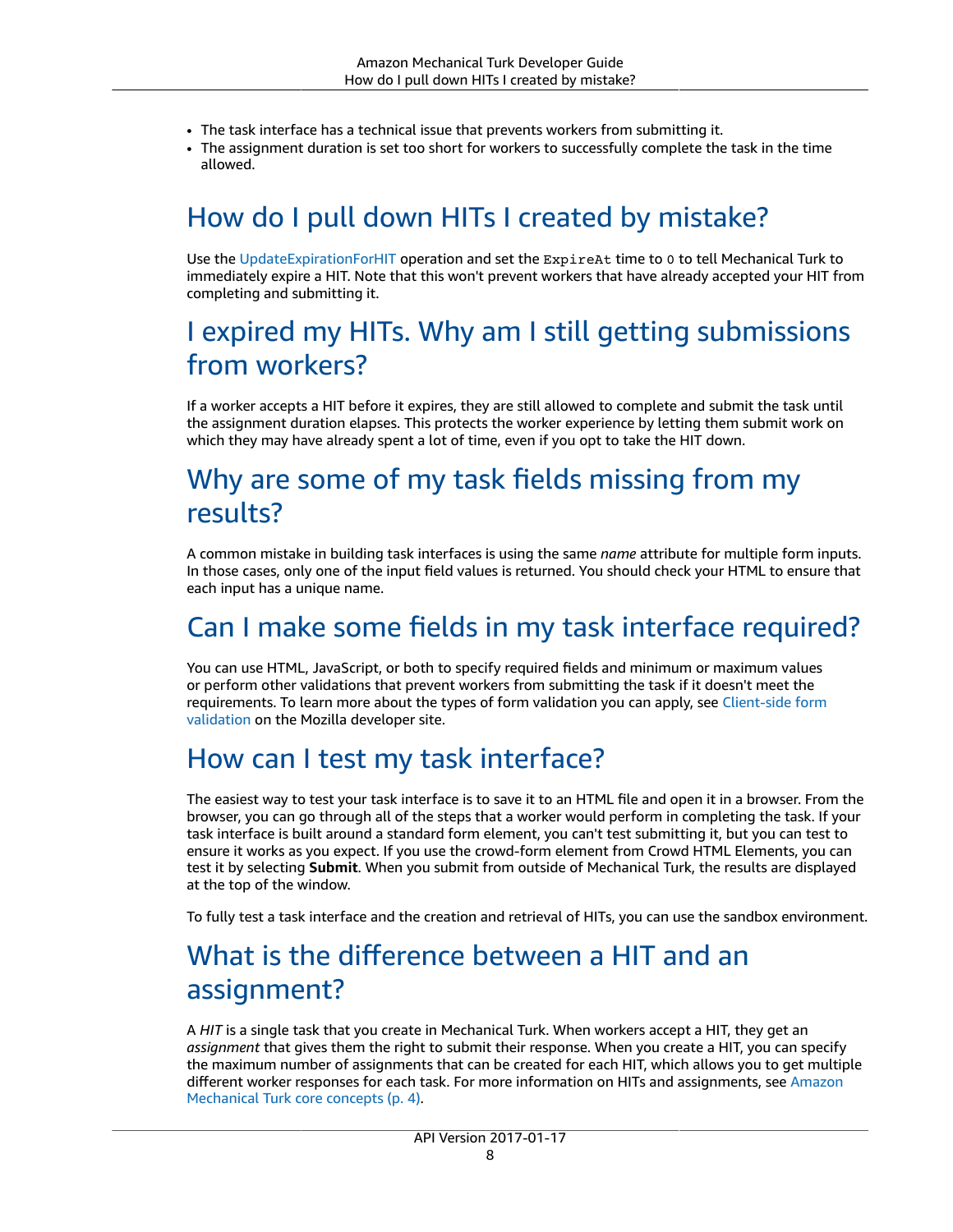- The task interface has a technical issue that prevents workers from submitting it.
- The assignment duration is set too short for workers to successfully complete the task in the time allowed.

# How do I pull down HITs I created by mistake?

Use the UpdateExpirationForHIT operation and set the `ExpireAt` time to `0` to tell Mechanical Turk to immediately expire a HIT. Note that this won't prevent workers that have already accepted your HIT from completing and submitting it.

# I expired my HITs. Why am I still getting submissions from workers?

If a worker accepts a HIT before it expires, they are still allowed to complete and submit the task until the assignment duration elapses. This protects the worker experience by letting them submit work on which they may have already spent a lot of time, even if you opt to take the HIT down.

# Why are some of my task fields missing from my results?

A common mistake in building task interfaces is using the same *name* attribute for multiple form inputs. In those cases, only one of the input field values is returned. You should check your HTML to ensure that each input has a unique name.

# Can I make some fields in my task interface required?

You can use HTML, JavaScript, or both to specify required fields and minimum or maximum values or perform other validations that prevent workers from submitting the task if it doesn't meet the requirements. To learn more about the types of form validation you can apply, see Client-side form validation on the Mozilla developer site.

# How can I test my task interface?

The easiest way to test your task interface is to save it to an HTML file and open it in a browser. From the browser, you can go through all of the steps that a worker would perform in completing the task. If your task interface is built around a standard form element, you can't test submitting it, but you can test to ensure it works as you expect. If you use the crowd-form element from Crowd HTML Elements, you can test it by selecting **Submit**. When you submit from outside of Mechanical Turk, the results are displayed at the top of the window.

To fully test a task interface and the creation and retrieval of HITs, you can use the sandbox environment.

# What is the difference between a HIT and an assignment?

A *HIT* is a single task that you create in Mechanical Turk. When workers accept a HIT, they get an *assignment* that gives them the right to submit their response. When you create a HIT, you can specify the maximum number of assignments that can be created for each HIT, which allows you to get multiple different worker responses for each task. For more information on HITs and assignments, see Amazon Mechanical Turk core concepts (p. 4).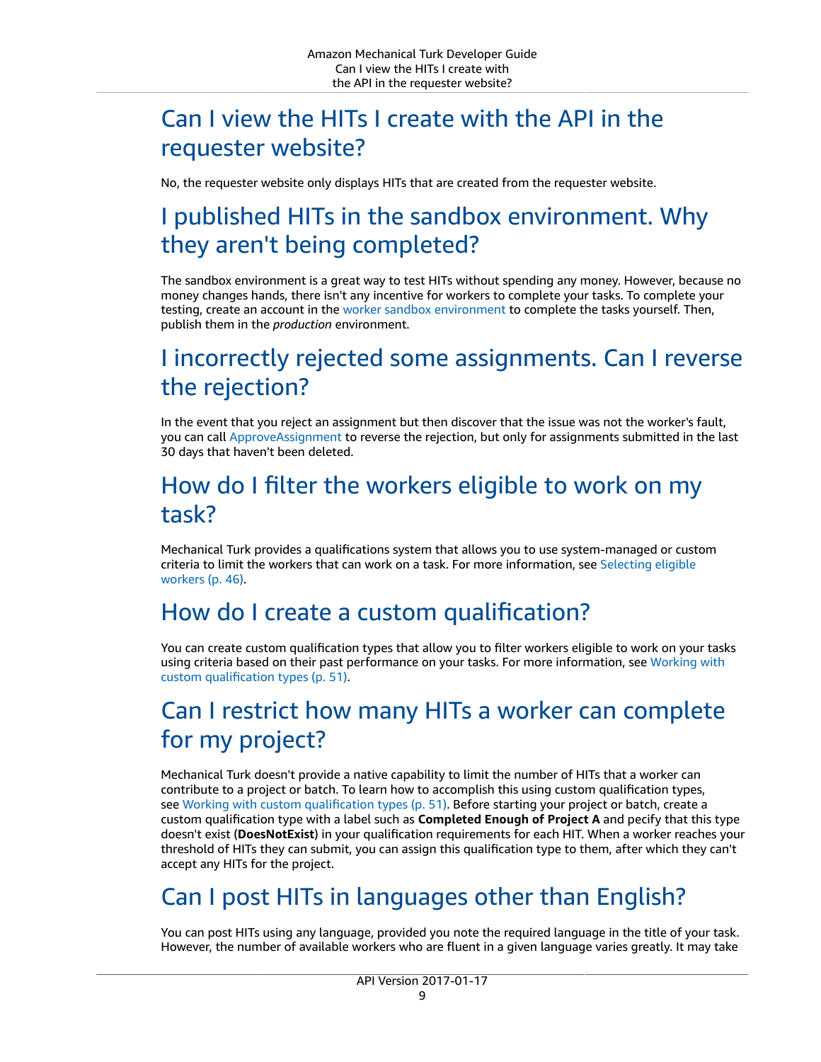## Can I view the HITs I create with the API in the requester website?

No, the requester website only displays HITs that are created from the requester website.

## I published HITs in the sandbox environment. Why they aren't being completed?

The sandbox environment is a great way to test HITs without spending any money. However, because no money changes hands, there isn't any incentive for workers to complete your tasks. To complete your testing, create an account in the worker sandbox environment to complete the tasks yourself. Then, publish them in the *production* environment.

## I incorrectly rejected some assignments. Can I reverse the rejection?

In the event that you reject an assignment but then discover that the issue was not the worker's fault, you can call ApproveAssignment to reverse the rejection, but only for assignments submitted in the last 30 days that haven't been deleted.

## How do I filter the workers eligible to work on my task?

Mechanical Turk provides a qualifications system that allows you to use system-managed or custom criteria to limit the workers that can work on a task. For more information, see Selecting eligible workers (p. 46).

## How do I create a custom qualification?

You can create custom qualification types that allow you to filter workers eligible to work on your tasks using criteria based on their past performance on your tasks. For more information, see Working with custom qualification types (p. 51).

## Can I restrict how many HITs a worker can complete for my project?

Mechanical Turk doesn't provide a native capability to limit the number of HITs that a worker can contribute to a project or batch. To learn how to accomplish this using custom qualification types, see Working with custom qualification types (p. 51). Before starting your project or batch, create a custom qualification type with a label such as **Completed Enough of Project A** and pecify that this type doesn't exist (**DoesNotExist**) in your qualification requirements for each HIT. When a worker reaches your threshold of HITs they can submit, you can assign this qualification type to them, after which they can't accept any HITs for the project.

## Can I post HITs in languages other than English?

You can post HITs using any language, provided you note the required language in the title of your task. However, the number of available workers who are fluent in a given language varies greatly. It may take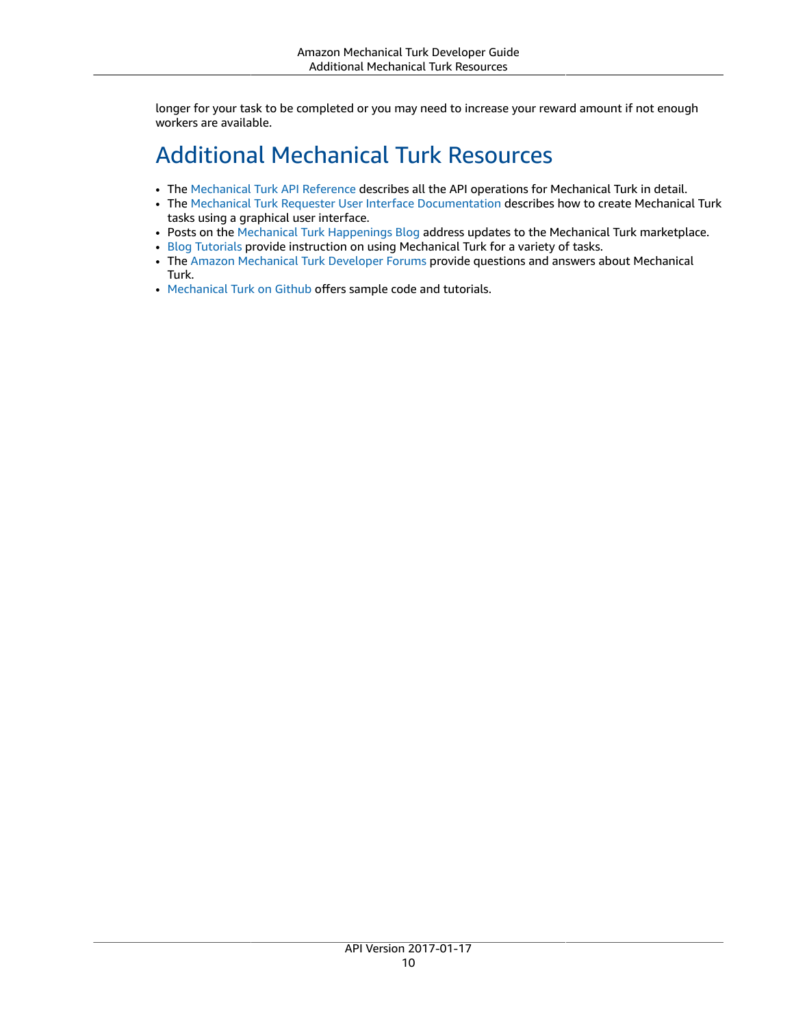longer for your task to be completed or you may need to increase your reward amount if not enough workers are available.

# Additional Mechanical Turk Resources

- The Mechanical Turk API Reference describes all the API operations for Mechanical Turk in detail.
- The Mechanical Turk Requester User Interface Documentation describes how to create Mechanical Turk tasks using a graphical user interface.
- Posts on the Mechanical Turk Happenings Blog address updates to the Mechanical Turk marketplace.
- Blog Tutorials provide instruction on using Mechanical Turk for a variety of tasks.
- The Amazon Mechanical Turk Developer Forums provide questions and answers about Mechanical Turk.
- Mechanical Turk on Github offers sample code and tutorials.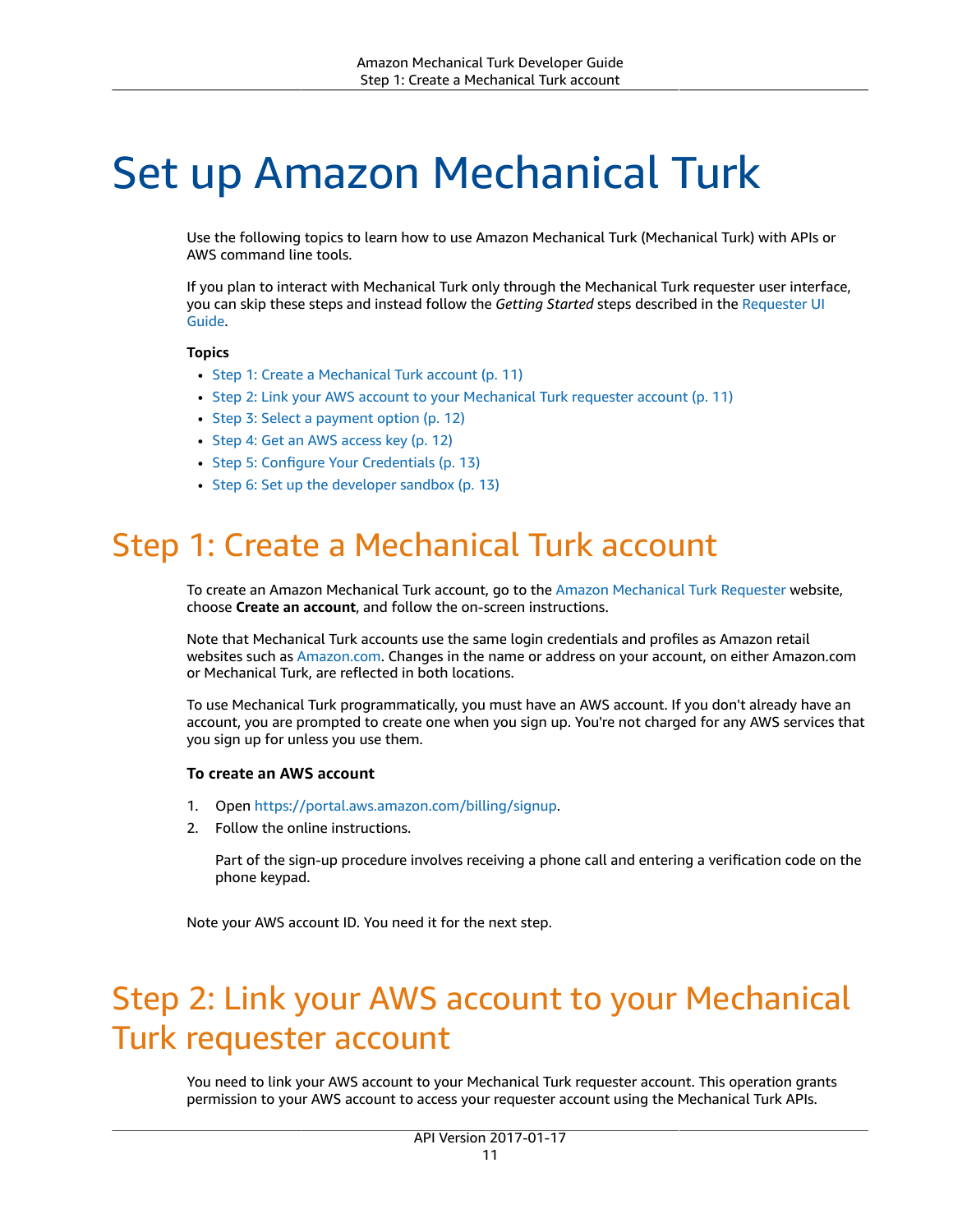# Set up Amazon Mechanical Turk

Use the following topics to learn how to use Amazon Mechanical Turk (Mechanical Turk) with APIs or AWS command line tools.

If you plan to interact with Mechanical Turk only through the Mechanical Turk requester user interface, you can skip these steps and instead follow the *Getting Started* steps described in the Requester UI Guide.

**Topics**

- Step 1: Create a Mechanical Turk account (p. 11)
- Step 2: Link your AWS account to your Mechanical Turk requester account (p. 11)
- Step 3: Select a payment option (p. 12)
- Step 4: Get an AWS access key (p. 12)
- Step 5: Configure Your Credentials (p. 13)
- Step 6: Set up the developer sandbox (p. 13)

## Step 1: Create a Mechanical Turk account

To create an Amazon Mechanical Turk account, go to the Amazon Mechanical Turk Requester website, choose **Create an account**, and follow the on-screen instructions.

Note that Mechanical Turk accounts use the same login credentials and profiles as Amazon retail websites such as Amazon.com. Changes in the name or address on your account, on either Amazon.com or Mechanical Turk, are reflected in both locations.

To use Mechanical Turk programmatically, you must have an AWS account. If you don't already have an account, you are prompted to create one when you sign up. You're not charged for any AWS services that you sign up for unless you use them.

**To create an AWS account**

1. Open https://portal.aws.amazon.com/billing/signup.
2. Follow the online instructions.

   Part of the sign-up procedure involves receiving a phone call and entering a verification code on the phone keypad.

Note your AWS account ID. You need it for the next step.

## Step 2: Link your AWS account to your Mechanical Turk requester account

You need to link your AWS account to your Mechanical Turk requester account. This operation grants permission to your AWS account to access your requester account using the Mechanical Turk APIs.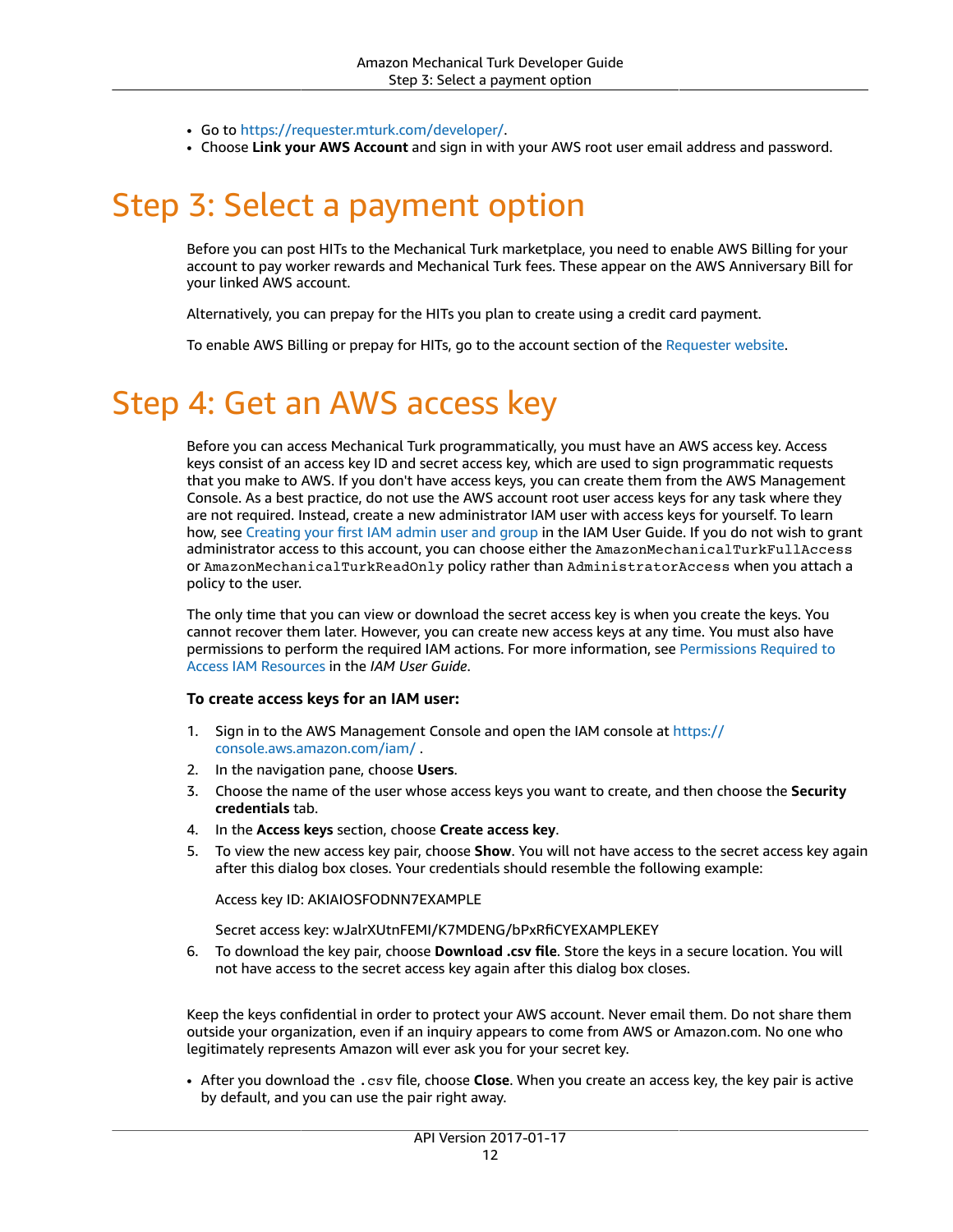- Go to https://requester.mturk.com/developer/.
- Choose **Link your AWS Account** and sign in with your AWS root user email address and password.

# Step 3: Select a payment option

Before you can post HITs to the Mechanical Turk marketplace, you need to enable AWS Billing for your account to pay worker rewards and Mechanical Turk fees. These appear on the AWS Anniversary Bill for your linked AWS account.

Alternatively, you can prepay for the HITs you plan to create using a credit card payment.

To enable AWS Billing or prepay for HITs, go to the account section of the Requester website.

# Step 4: Get an AWS access key

Before you can access Mechanical Turk programmatically, you must have an AWS access key. Access keys consist of an access key ID and secret access key, which are used to sign programmatic requests that you make to AWS. If you don't have access keys, you can create them from the AWS Management Console. As a best practice, do not use the AWS account root user access keys for any task where they are not required. Instead, create a new administrator IAM user with access keys for yourself. To learn how, see Creating your first IAM admin user and group in the IAM User Guide. If you do not wish to grant administrator access to this account, you can choose either the `AmazonMechanicalTurkFullAccess` or `AmazonMechanicalTurkReadOnly` policy rather than `AdministratorAccess` when you attach a policy to the user.

The only time that you can view or download the secret access key is when you create the keys. You cannot recover them later. However, you can create new access keys at any time. You must also have permissions to perform the required IAM actions. For more information, see Permissions Required to Access IAM Resources in the *IAM User Guide*.

**To create access keys for an IAM user:**

1. Sign in to the AWS Management Console and open the IAM console at https://console.aws.amazon.com/iam/ .
2. In the navigation pane, choose **Users**.
3. Choose the name of the user whose access keys you want to create, and then choose the **Security credentials** tab.
4. In the **Access keys** section, choose **Create access key**.
5. To view the new access key pair, choose **Show**. You will not have access to the secret access key again after this dialog box closes. Your credentials should resemble the following example:

   Access key ID: AKIAIOSFODNN7EXAMPLE

   Secret access key: wJalrXUtnFEMI/K7MDENG/bPxRfiCYEXAMPLEKEY
6. To download the key pair, choose **Download .csv file**. Store the keys in a secure location. You will not have access to the secret access key again after this dialog box closes.

Keep the keys confidential in order to protect your AWS account. Never email them. Do not share them outside your organization, even if an inquiry appears to come from AWS or Amazon.com. No one who legitimately represents Amazon will ever ask you for your secret key.

- After you download the `.csv` file, choose **Close**. When you create an access key, the key pair is active by default, and you can use the pair right away.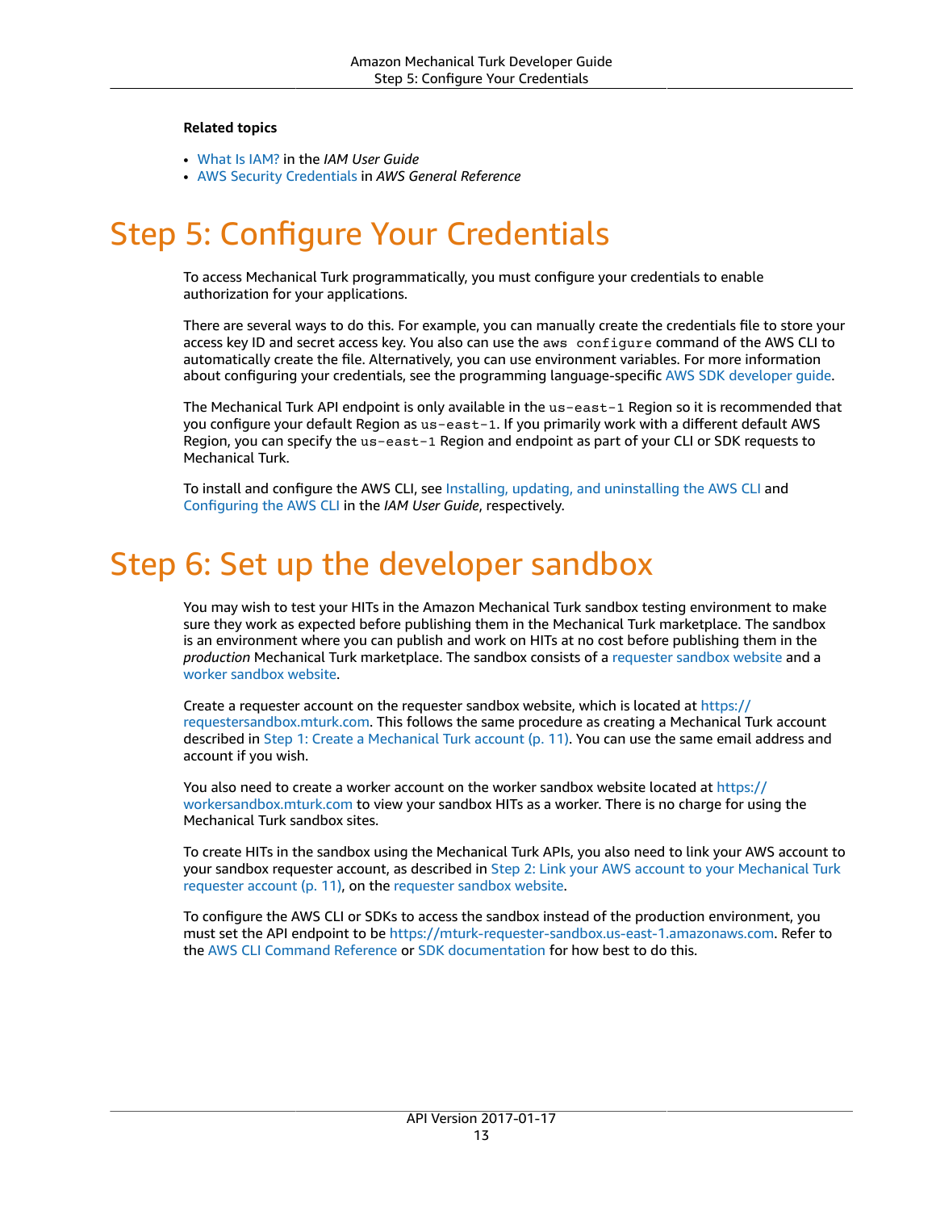**Related topics**

- What Is IAM? in the *IAM User Guide*
- AWS Security Credentials in *AWS General Reference*

# Step 5: Configure Your Credentials

To access Mechanical Turk programmatically, you must configure your credentials to enable authorization for your applications.

There are several ways to do this. For example, you can manually create the credentials file to store your access key ID and secret access key. You also can use the `aws configure` command of the AWS CLI to automatically create the file. Alternatively, you can use environment variables. For more information about configuring your credentials, see the programming language-specific AWS SDK developer guide.

The Mechanical Turk API endpoint is only available in the `us-east-1` Region so it is recommended that you configure your default Region as `us-east-1`. If you primarily work with a different default AWS Region, you can specify the `us-east-1` Region and endpoint as part of your CLI or SDK requests to Mechanical Turk.

To install and configure the AWS CLI, see Installing, updating, and uninstalling the AWS CLI and Configuring the AWS CLI in the *IAM User Guide*, respectively.

# Step 6: Set up the developer sandbox

You may wish to test your HITs in the Amazon Mechanical Turk sandbox testing environment to make sure they work as expected before publishing them in the Mechanical Turk marketplace. The sandbox is an environment where you can publish and work on HITs at no cost before publishing them in the *production* Mechanical Turk marketplace. The sandbox consists of a requester sandbox website and a worker sandbox website.

Create a requester account on the requester sandbox website, which is located at https://requestersandbox.mturk.com. This follows the same procedure as creating a Mechanical Turk account described in Step 1: Create a Mechanical Turk account (p. 11). You can use the same email address and account if you wish.

You also need to create a worker account on the worker sandbox website located at https://workersandbox.mturk.com to view your sandbox HITs as a worker. There is no charge for using the Mechanical Turk sandbox sites.

To create HITs in the sandbox using the Mechanical Turk APIs, you also need to link your AWS account to your sandbox requester account, as described in Step 2: Link your AWS account to your Mechanical Turk requester account (p. 11), on the requester sandbox website.

To configure the AWS CLI or SDKs to access the sandbox instead of the production environment, you must set the API endpoint to be https://mturk-requester-sandbox.us-east-1.amazonaws.com. Refer to the AWS CLI Command Reference or SDK documentation for how best to do this.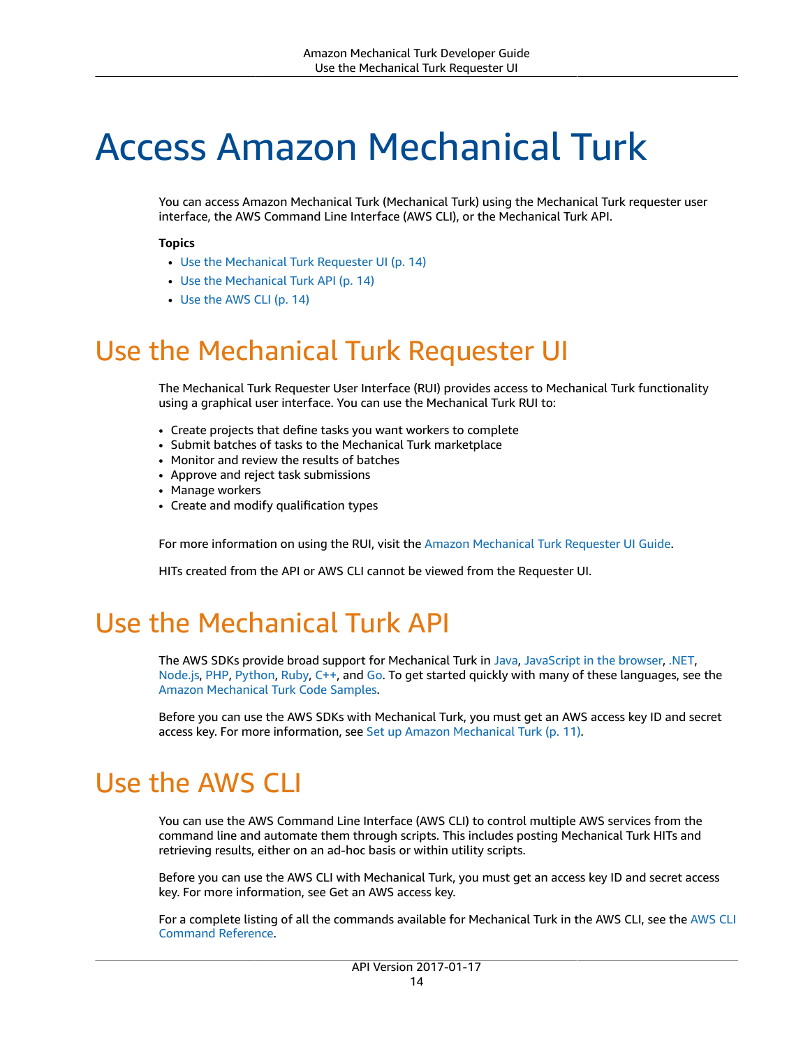# Access Amazon Mechanical Turk

You can access Amazon Mechanical Turk (Mechanical Turk) using the Mechanical Turk requester user interface, the AWS Command Line Interface (AWS CLI), or the Mechanical Turk API.

**Topics**

- Use the Mechanical Turk Requester UI (p. 14)
- Use the Mechanical Turk API (p. 14)
- Use the AWS CLI (p. 14)

## Use the Mechanical Turk Requester UI

The Mechanical Turk Requester User Interface (RUI) provides access to Mechanical Turk functionality using a graphical user interface. You can use the Mechanical Turk RUI to:

- Create projects that define tasks you want workers to complete
- Submit batches of tasks to the Mechanical Turk marketplace
- Monitor and review the results of batches
- Approve and reject task submissions
- Manage workers
- Create and modify qualification types

For more information on using the RUI, visit the Amazon Mechanical Turk Requester UI Guide.

HITs created from the API or AWS CLI cannot be viewed from the Requester UI.

## Use the Mechanical Turk API

The AWS SDKs provide broad support for Mechanical Turk in Java, JavaScript in the browser, .NET, Node.js, PHP, Python, Ruby, C++, and Go. To get started quickly with many of these languages, see the Amazon Mechanical Turk Code Samples.

Before you can use the AWS SDKs with Mechanical Turk, you must get an AWS access key ID and secret access key. For more information, see Set up Amazon Mechanical Turk (p. 11).

## Use the AWS CLI

You can use the AWS Command Line Interface (AWS CLI) to control multiple AWS services from the command line and automate them through scripts. This includes posting Mechanical Turk HITs and retrieving results, either on an ad-hoc basis or within utility scripts.

Before you can use the AWS CLI with Mechanical Turk, you must get an access key ID and secret access key. For more information, see Get an AWS access key.

For a complete listing of all the commands available for Mechanical Turk in the AWS CLI, see the AWS CLI Command Reference.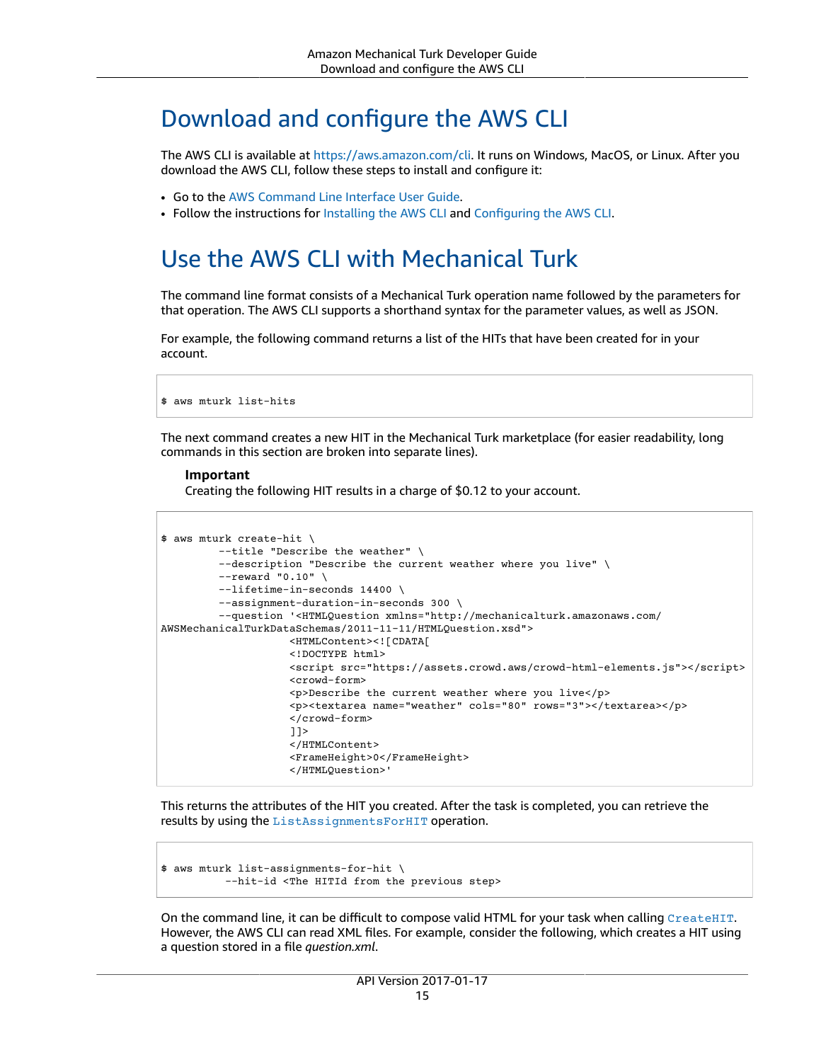# Download and configure the AWS CLI

The AWS CLI is available at https://aws.amazon.com/cli. It runs on Windows, MacOS, or Linux. After you download the AWS CLI, follow these steps to install and configure it:

- Go to the AWS Command Line Interface User Guide.
- Follow the instructions for Installing the AWS CLI and Configuring the AWS CLI.

# Use the AWS CLI with Mechanical Turk

The command line format consists of a Mechanical Turk operation name followed by the parameters for that operation. The AWS CLI supports a shorthand syntax for the parameter values, as well as JSON.

For example, the following command returns a list of the HITs that have been created for in your account.

```
$ aws mturk list-hits
```

The next command creates a new HIT in the Mechanical Turk marketplace (for easier readability, long commands in this section are broken into separate lines).

**Important**
Creating the following HIT results in a charge of $0.12 to your account.

```
$ aws mturk create-hit \
        --title "Describe the weather" \
        --description "Describe the current weather where you live" \
        --reward "0.10" \
        --lifetime-in-seconds 14400 \
        --assignment-duration-in-seconds 300 \
        --question '<HTMLQuestion xmlns="http://mechanicalturk.amazonaws.com/
AWSMechanicalTurkDataSchemas/2011-11-11/HTMLQuestion.xsd">
                    <HTMLContent><![CDATA[
                    <!DOCTYPE html>
                    <script src="https://assets.crowd.aws/crowd-html-elements.js"></script>
                    <crowd-form>
                    <p>Describe the current weather where you live</p>
                    <p><textarea name="weather" cols="80" rows="3"></textarea></p>
                    </crowd-form>
                    ]]>
                    </HTMLContent>
                    <FrameHeight>0</FrameHeight>
                    </HTMLQuestion>'
```

This returns the attributes of the HIT you created. After the task is completed, you can retrieve the results by using the `ListAssignmentsForHIT` operation.

```
$ aws mturk list-assignments-for-hit \
          --hit-id <The HITId from the previous step>
```

On the command line, it can be difficult to compose valid HTML for your task when calling `CreateHIT`. However, the AWS CLI can read XML files. For example, consider the following, which creates a HIT using a question stored in a file *question.xml*.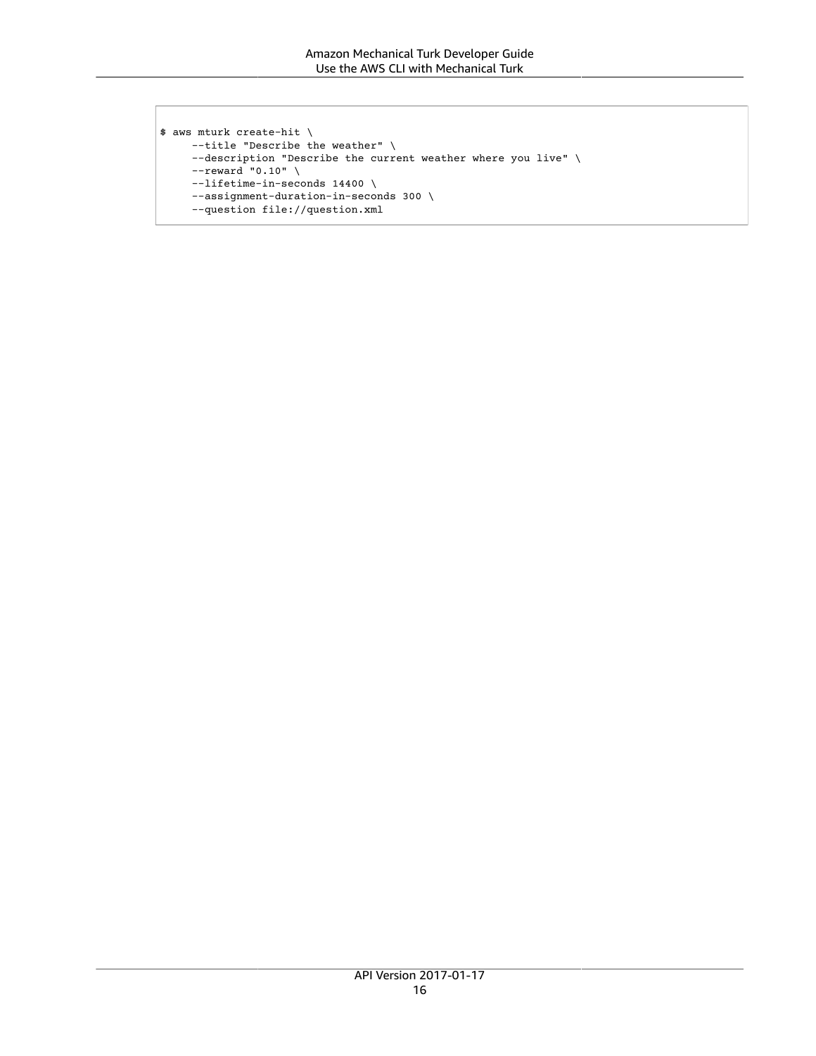```
$ aws mturk create-hit \
     --title "Describe the weather" \
     --description "Describe the current weather where you live" \
     --reward "0.10" \
     --lifetime-in-seconds 14400 \
     --assignment-duration-in-seconds 300 \
     --question file://question.xml
```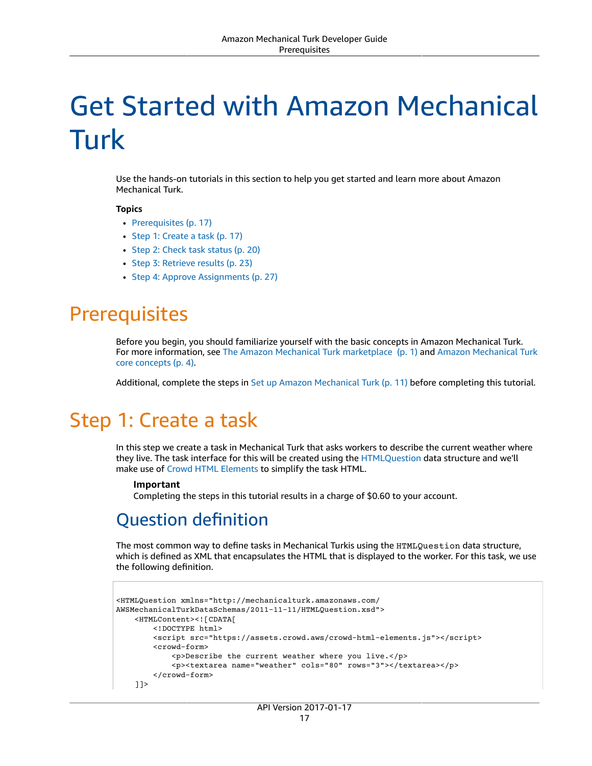# Get Started with Amazon Mechanical Turk

Use the hands-on tutorials in this section to help you get started and learn more about Amazon Mechanical Turk.

**Topics**

- Prerequisites (p. 17)
- Step 1: Create a task (p. 17)
- Step 2: Check task status (p. 20)
- Step 3: Retrieve results (p. 23)
- Step 4: Approve Assignments (p. 27)

## Prerequisites

Before you begin, you should familiarize yourself with the basic concepts in Amazon Mechanical Turk. For more information, see The Amazon Mechanical Turk marketplace (p. 1) and Amazon Mechanical Turk core concepts (p. 4).

Additional, complete the steps in Set up Amazon Mechanical Turk (p. 11) before completing this tutorial.

## Step 1: Create a task

In this step we create a task in Mechanical Turk that asks workers to describe the current weather where they live. The task interface for this will be created using the HTMLQuestion data structure and we'll make use of Crowd HTML Elements to simplify the task HTML.

> **Important**
> Completing the steps in this tutorial results in a charge of $0.60 to your account.

### Question definition

The most common way to define tasks in Mechanical Turkis using the `HTMLQuestion` data structure, which is defined as XML that encapsulates the HTML that is displayed to the worker. For this task, we use the following definition.

```
<HTMLQuestion xmlns="http://mechanicalturk.amazonaws.com/
AWSMechanicalTurkDataSchemas/2011-11-11/HTMLQuestion.xsd">
    <HTMLContent><![CDATA[
        <!DOCTYPE html>
        <script src="https://assets.crowd.aws/crowd-html-elements.js"></script>
        <crowd-form>
            <p>Describe the current weather where you live.</p>
            <p><textarea name="weather" cols="80" rows="3"></textarea></p>
        </crowd-form>
    ]]>
```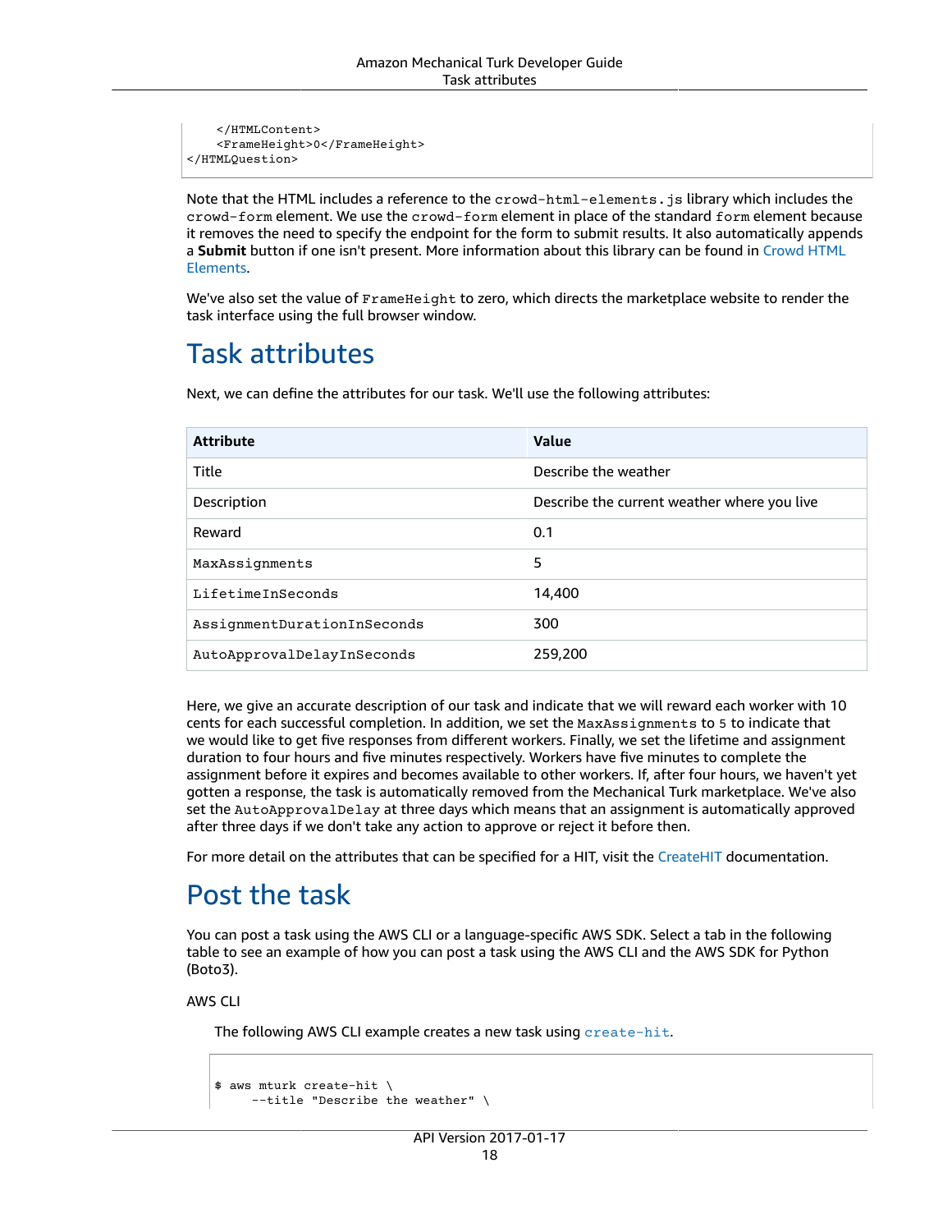```
    </HTMLContent>
    <FrameHeight>0</FrameHeight>
</HTMLQuestion>
```

Note that the HTML includes a reference to the `crowd-html-elements.js` library which includes the `crowd-form` element. We use the `crowd-form` element in place of the standard `form` element because it removes the need to specify the endpoint for the form to submit results. It also automatically appends a **Submit** button if one isn't present. More information about this library can be found in Crowd HTML Elements.

We've also set the value of `FrameHeight` to zero, which directs the marketplace website to render the task interface using the full browser window.

# Task attributes

Next, we can define the attributes for our task. We'll use the following attributes:

| Attribute | Value |
| --- | --- |
| Title | Describe the weather |
| Description | Describe the current weather where you live |
| Reward | 0.1 |
| `MaxAssignments` | 5 |
| `LifetimeInSeconds` | 14,400 |
| `AssignmentDurationInSeconds` | 300 |
| `AutoApprovalDelayInSeconds` | 259,200 |

Here, we give an accurate description of our task and indicate that we will reward each worker with 10 cents for each successful completion. In addition, we set the `MaxAssignments` to `5` to indicate that we would like to get five responses from different workers. Finally, we set the lifetime and assignment duration to four hours and five minutes respectively. Workers have five minutes to complete the assignment before it expires and becomes available to other workers. If, after four hours, we haven't yet gotten a response, the task is automatically removed from the Mechanical Turk marketplace. We've also set the `AutoApprovalDelay` at three days which means that an assignment is automatically approved after three days if we don't take any action to approve or reject it before then.

For more detail on the attributes that can be specified for a HIT, visit the CreateHIT documentation.

# Post the task

You can post a task using the AWS CLI or a language-specific AWS SDK. Select a tab in the following table to see an example of how you can post a task using the AWS CLI and the AWS SDK for Python (Boto3).

AWS CLI

The following AWS CLI example creates a new task using `create-hit`.

```
$ aws mturk create-hit \
     --title "Describe the weather" \
```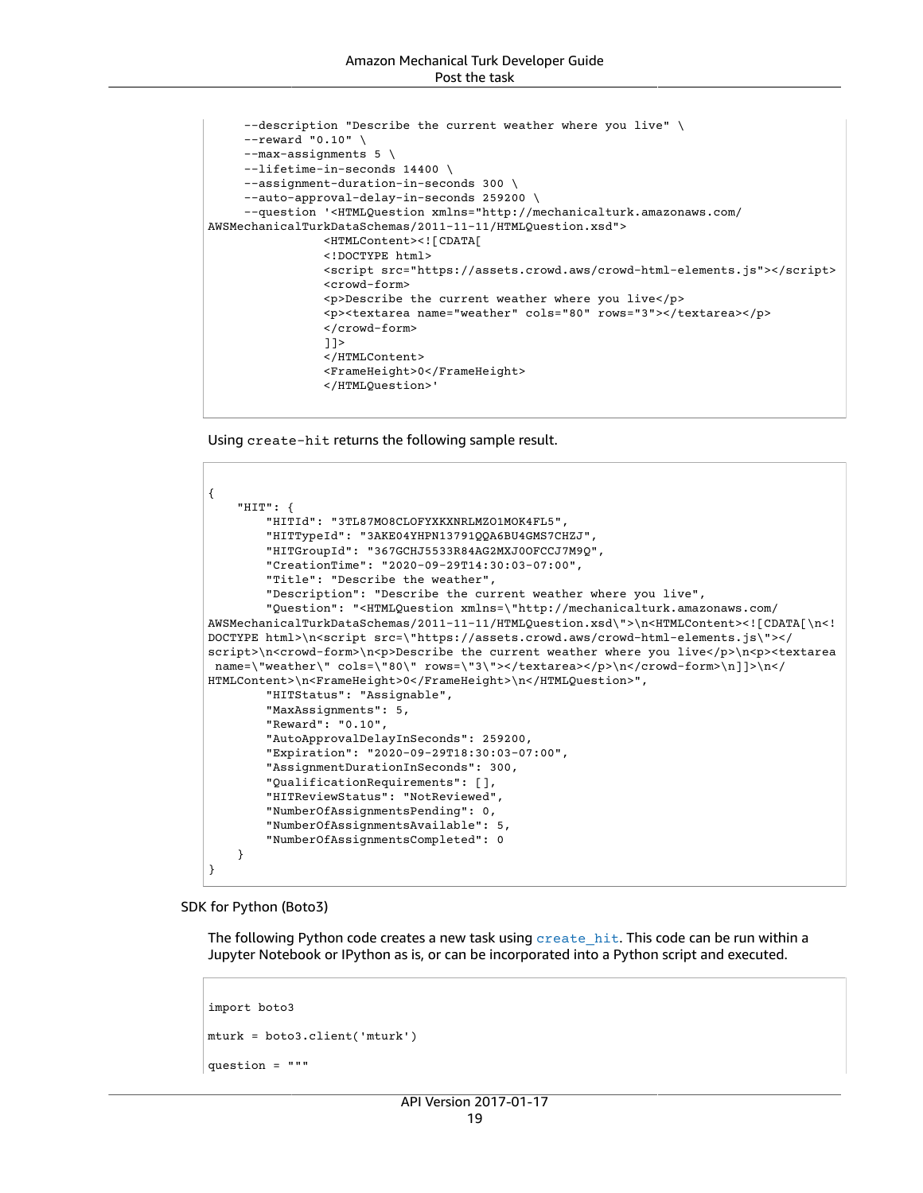```
    --description "Describe the current weather where you live" \
    --reward "0.10" \
    --max-assignments 5 \
    --lifetime-in-seconds 14400 \
    --assignment-duration-in-seconds 300 \
    --auto-approval-delay-in-seconds 259200 \
    --question '<HTMLQuestion xmlns="http://mechanicalturk.amazonaws.com/
AWSMechanicalTurkDataSchemas/2011-11-11/HTMLQuestion.xsd">
                <HTMLContent><![CDATA[
                <!DOCTYPE html>
                <script src="https://assets.crowd.aws/crowd-html-elements.js"></script>
                <crowd-form>
                <p>Describe the current weather where you live</p>
                <p><textarea name="weather" cols="80" rows="3"></textarea></p>
                </crowd-form>
                ]]>
                </HTMLContent>
                <FrameHeight>0</FrameHeight>
                </HTMLQuestion>'
```

Using `create-hit` returns the following sample result.

```
{
    "HIT": {
        "HITId": "3TL87MO8CLOFYXKXNRLMZO1MOK4FL5",
        "HITTypeId": "3AKE04YHPN13791QQA6BU4GMS7CHZJ",
        "HITGroupId": "367GCHJ5533R84AG2MXJ0OFCCJ7M9Q",
        "CreationTime": "2020-09-29T14:30:03-07:00",
        "Title": "Describe the weather",
        "Description": "Describe the current weather where you live",
        "Question": "<HTMLQuestion xmlns=\"http://mechanicalturk.amazonaws.com/
AWSMechanicalTurkDataSchemas/2011-11-11/HTMLQuestion.xsd\">\n<HTMLContent><![CDATA[\n<!
DOCTYPE html>\n<script src=\"https://assets.crowd.aws/crowd-html-elements.js\"></
script>\n<crowd-form>\n<p>Describe the current weather where you live</p>\n<p><textarea
 name=\"weather\" cols=\"80\" rows=\"3\"></textarea></p>\n</crowd-form>\n]]>\n</
HTMLContent>\n<FrameHeight>0</FrameHeight>\n</HTMLQuestion>",
        "HITStatus": "Assignable",
        "MaxAssignments": 5,
        "Reward": "0.10",
        "AutoApprovalDelayInSeconds": 259200,
        "Expiration": "2020-09-29T18:30:03-07:00",
        "AssignmentDurationInSeconds": 300,
        "QualificationRequirements": [],
        "HITReviewStatus": "NotReviewed",
        "NumberOfAssignmentsPending": 0,
        "NumberOfAssignmentsAvailable": 5,
        "NumberOfAssignmentsCompleted": 0
    }
}
```

SDK for Python (Boto3)

The following Python code creates a new task using `create_hit`. This code can be run within a Jupyter Notebook or IPython as is, or can be incorporated into a Python script and executed.

```
import boto3

mturk = boto3.client('mturk')

question = """
```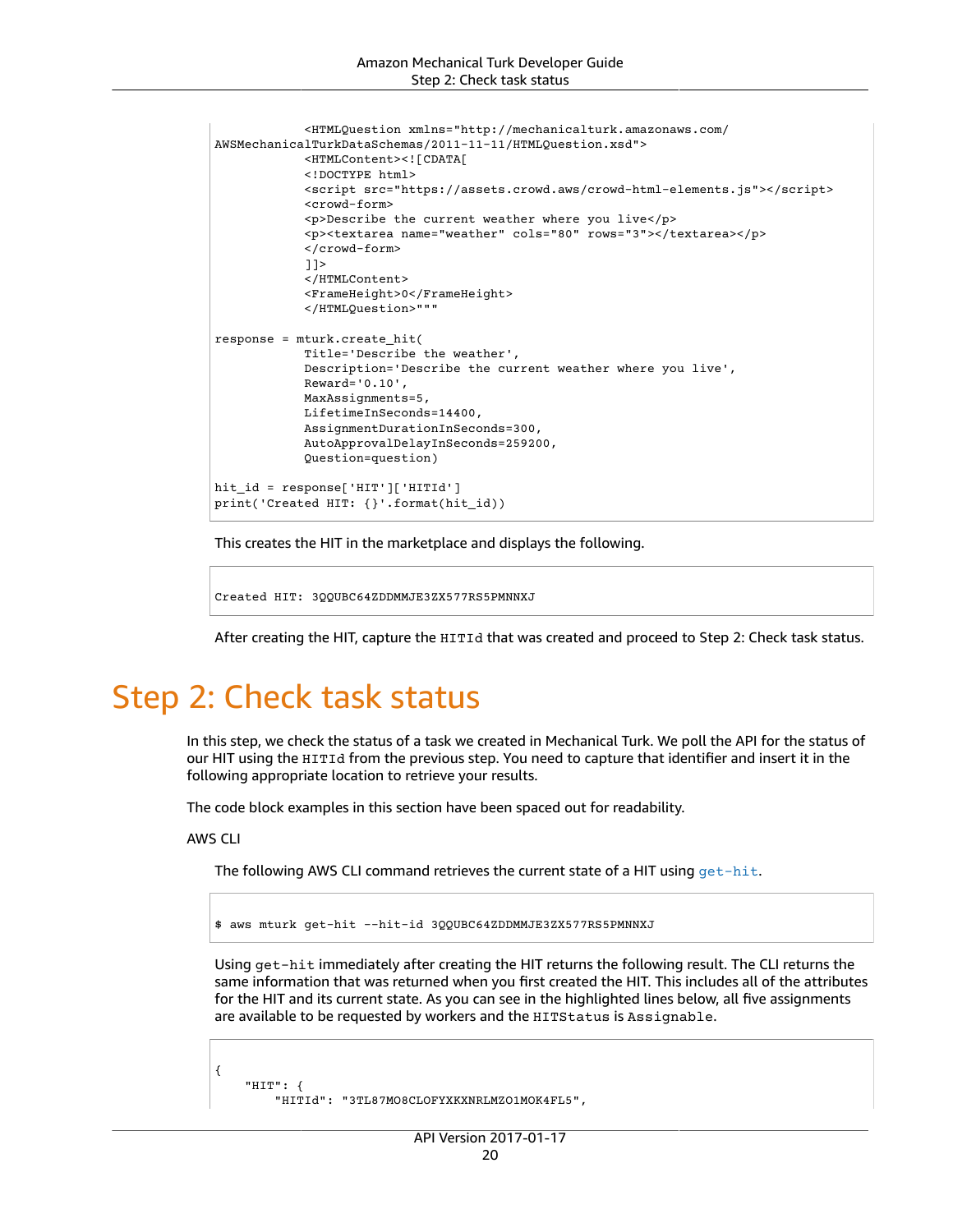```
            <HTMLQuestion xmlns="http://mechanicalturk.amazonaws.com/
AWSMechanicalTurkDataSchemas/2011-11-11/HTMLQuestion.xsd">
            <HTMLContent><![CDATA[
            <!DOCTYPE html>
            <script src="https://assets.crowd.aws/crowd-html-elements.js"></script>
            <crowd-form>
            <p>Describe the current weather where you live</p>
            <p><textarea name="weather" cols="80" rows="3"></textarea></p>
            </crowd-form>
            ]]>
            </HTMLContent>
            <FrameHeight>0</FrameHeight>
            </HTMLQuestion>"""

response = mturk.create_hit(
            Title='Describe the weather',
            Description='Describe the current weather where you live',
            Reward='0.10',
            MaxAssignments=5,
            LifetimeInSeconds=14400,
            AssignmentDurationInSeconds=300,
            AutoApprovalDelayInSeconds=259200,
            Question=question)

hit_id = response['HIT']['HITId']
print('Created HIT: {}'.format(hit_id))
```

This creates the HIT in the marketplace and displays the following.

```
Created HIT: 3QQUBC64ZDDMMJE3ZX577RS5PMNNXJ
```

After creating the HIT, capture the `HITId` that was created and proceed to Step 2: Check task status.

# Step 2: Check task status

In this step, we check the status of a task we created in Mechanical Turk. We poll the API for the status of our HIT using the `HITId` from the previous step. You need to capture that identifier and insert it in the following appropriate location to retrieve your results.

The code block examples in this section have been spaced out for readability.

AWS CLI

The following AWS CLI command retrieves the current state of a HIT using `get-hit`.

```
$ aws mturk get-hit --hit-id 3QQUBC64ZDDMMJE3ZX577RS5PMNNXJ
```

Using `get-hit` immediately after creating the HIT returns the following result. The CLI returns the same information that was returned when you first created the HIT. This includes all of the attributes for the HIT and its current state. As you can see in the highlighted lines below, all five assignments are available to be requested by workers and the `HITStatus` is `Assignable`.

```
{
    "HIT": {
        "HITId": "3TL87MO8CLOFYXKXNRLMZO1MOK4FL5",
```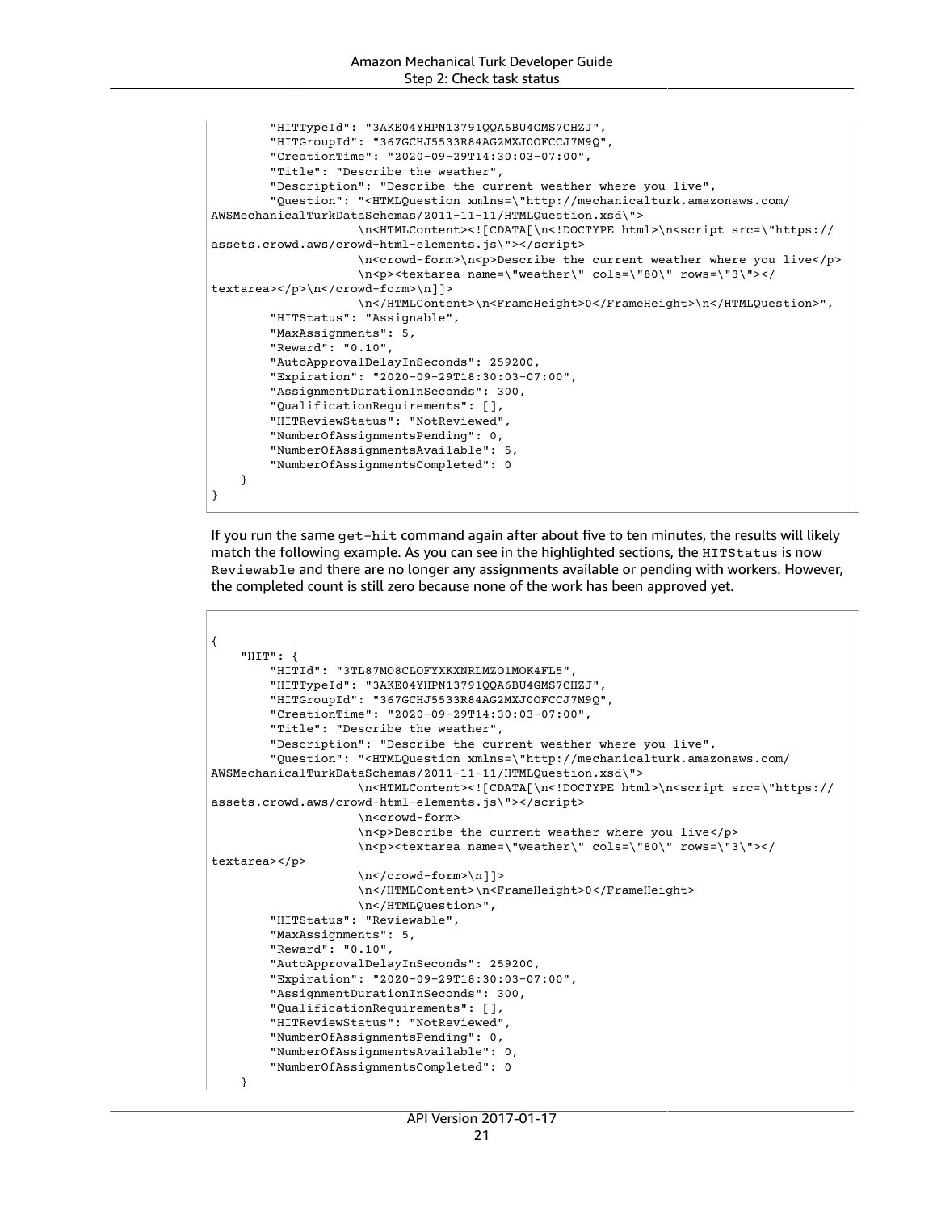```
        "HITTypeId": "3AKE04YHPN13791QQA6BU4GMS7CHZJ",
        "HITGroupId": "367GCHJ5533R84AG2MXJ0OFCCJ7M9Q",
        "CreationTime": "2020-09-29T14:30:03-07:00",
        "Title": "Describe the weather",
        "Description": "Describe the current weather where you live",
        "Question": "<HTMLQuestion xmlns=\"http://mechanicalturk.amazonaws.com/
AWSMechanicalTurkDataSchemas/2011-11-11/HTMLQuestion.xsd\">
                    \n<HTMLContent><![CDATA[\n<!DOCTYPE html>\n<script src=\"https://
assets.crowd.aws/crowd-html-elements.js\"></script>
                    \n<crowd-form>\n<p>Describe the current weather where you live</p>
                    \n<p><textarea name=\"weather\" cols=\"80\" rows=\"3\"></
textarea></p>\n</crowd-form>\n]]>
                    \n</HTMLContent>\n<FrameHeight>0</FrameHeight>\n</HTMLQuestion>",
        "HITStatus": "Assignable",
        "MaxAssignments": 5,
        "Reward": "0.10",
        "AutoApprovalDelayInSeconds": 259200,
        "Expiration": "2020-09-29T18:30:03-07:00",
        "AssignmentDurationInSeconds": 300,
        "QualificationRequirements": [],
        "HITReviewStatus": "NotReviewed",
        "NumberOfAssignmentsPending": 0,
        "NumberOfAssignmentsAvailable": 5,
        "NumberOfAssignmentsCompleted": 0
    }
}
```

If you run the same `get-hit` command again after about five to ten minutes, the results will likely match the following example. As you can see in the highlighted sections, the `HITStatus` is now `Reviewable` and there are no longer any assignments available or pending with workers. However, the completed count is still zero because none of the work has been approved yet.

```
{
    "HIT": {
        "HITId": "3TL87MO8CLOFYXKXNRLMZO1MOK4FL5",
        "HITTypeId": "3AKE04YHPN13791QQA6BU4GMS7CHZJ",
        "HITGroupId": "367GCHJ5533R84AG2MXJ0OFCCJ7M9Q",
        "CreationTime": "2020-09-29T14:30:03-07:00",
        "Title": "Describe the weather",
        "Description": "Describe the current weather where you live",
        "Question": "<HTMLQuestion xmlns=\"http://mechanicalturk.amazonaws.com/
AWSMechanicalTurkDataSchemas/2011-11-11/HTMLQuestion.xsd\">
                    \n<HTMLContent><![CDATA[\n<!DOCTYPE html>\n<script src=\"https://
assets.crowd.aws/crowd-html-elements.js\"></script>
                    \n<crowd-form>
                    \n<p>Describe the current weather where you live</p>
                    \n<p><textarea name=\"weather\" cols=\"80\" rows=\"3\"></
textarea></p>
                    \n</crowd-form>\n]]>
                    \n</HTMLContent>\n<FrameHeight>0</FrameHeight>
                    \n</HTMLQuestion>",
        "HITStatus": "Reviewable",
        "MaxAssignments": 5,
        "Reward": "0.10",
        "AutoApprovalDelayInSeconds": 259200,
        "Expiration": "2020-09-29T18:30:03-07:00",
        "AssignmentDurationInSeconds": 300,
        "QualificationRequirements": [],
        "HITReviewStatus": "NotReviewed",
        "NumberOfAssignmentsPending": 0,
        "NumberOfAssignmentsAvailable": 0,
        "NumberOfAssignmentsCompleted": 0
    }
```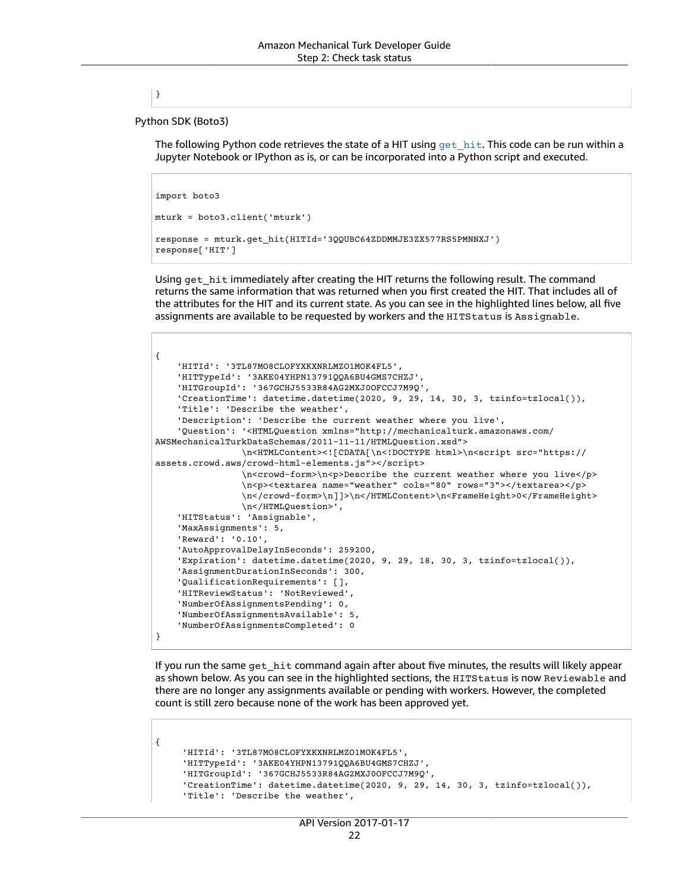```
}
```

Python SDK (Boto3)

The following Python code retrieves the state of a HIT using `get_hit`. This code can be run within a Jupyter Notebook or IPython as is, or can be incorporated into a Python script and executed.

```
import boto3

mturk = boto3.client('mturk')

response = mturk.get_hit(HITId='3QQUBC64ZDDMMJE3ZX577RS5PMNNXJ')
response['HIT']
```

Using `get_hit` immediately after creating the HIT returns the following result. The command returns the same information that was returned when you first created the HIT. That includes all of the attributes for the HIT and its current state. As you can see in the highlighted lines below, all five assignments are available to be requested by workers and the `HITStatus` is `Assignable`.

```
{
    'HITId': '3TL87MO8CLOFYXKXNRLMZO1MOK4FL5',
    'HITTypeId': '3AKE04YHPN13791QQA6BU4GMS7CHZJ',
    'HITGroupId': '367GCHJ5533R84AG2MXJ0OFCCJ7M9Q',
    'CreationTime': datetime.datetime(2020, 9, 29, 14, 30, 3, tzinfo=tzlocal()),
    'Title': 'Describe the weather',
    'Description': 'Describe the current weather where you live',
    'Question': '<HTMLQuestion xmlns="http://mechanicalturk.amazonaws.com/
AWSMechanicalTurkDataSchemas/2011-11-11/HTMLQuestion.xsd">
                \n<HTMLContent><![CDATA[\n<!DOCTYPE html>\n<script src="https://
assets.crowd.aws/crowd-html-elements.js"></script>
                \n<crowd-form>\n<p>Describe the current weather where you live</p>
                \n<p><textarea name="weather" cols="80" rows="3"></textarea></p>
                \n</crowd-form>\n]]>\n</HTMLContent>\n<FrameHeight>0</FrameHeight>
                \n</HTMLQuestion>',
    'HITStatus': 'Assignable',
    'MaxAssignments': 5,
    'Reward': '0.10',
    'AutoApprovalDelayInSeconds': 259200,
    'Expiration': datetime.datetime(2020, 9, 29, 18, 30, 3, tzinfo=tzlocal()),
    'AssignmentDurationInSeconds': 300,
    'QualificationRequirements': [],
    'HITReviewStatus': 'NotReviewed',
    'NumberOfAssignmentsPending': 0,
    'NumberOfAssignmentsAvailable': 5,
    'NumberOfAssignmentsCompleted': 0
}
```

If you run the same `get_hit` command again after about five minutes, the results will likely appear as shown below. As you can see in the highlighted sections, the `HITStatus` is now `Reviewable` and there are no longer any assignments available or pending with workers. However, the completed count is still zero because none of the work has been approved yet.

```
{
     'HITId': '3TL87MO8CLOFYXKXNRLMZO1MOK4FL5',
     'HITTypeId': '3AKE04YHPN13791QQA6BU4GMS7CHZJ',
     'HITGroupId': '367GCHJ5533R84AG2MXJ0OFCCJ7M9Q',
     'CreationTime': datetime.datetime(2020, 9, 29, 14, 30, 3, tzinfo=tzlocal()),
     'Title': 'Describe the weather',
```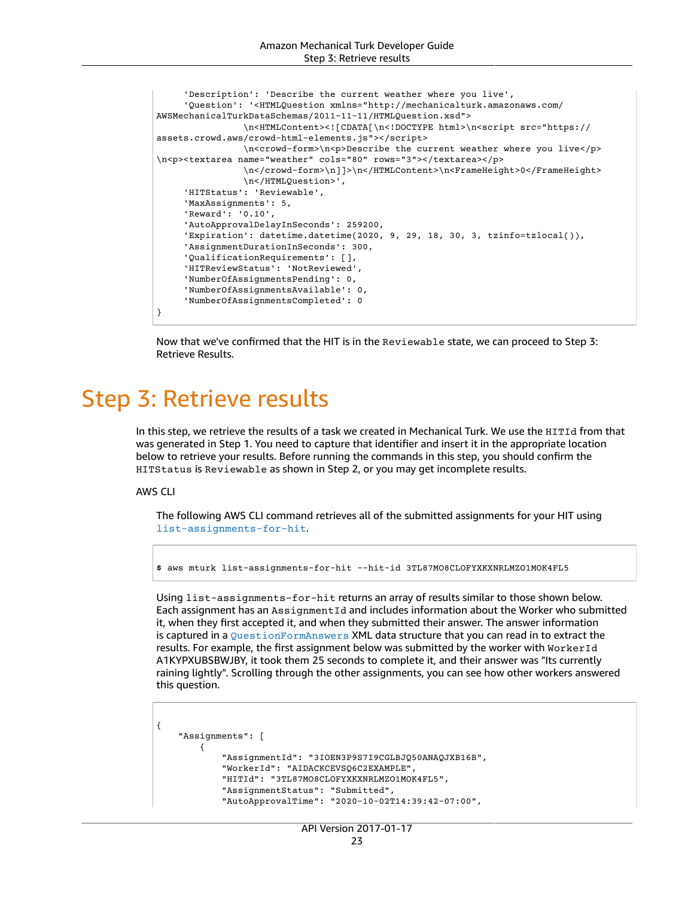```
    'Description': 'Describe the current weather where you live',
    'Question': '<HTMLQuestion xmlns="http://mechanicalturk.amazonaws.com/
AWSMechanicalTurkDataSchemas/2011-11-11/HTMLQuestion.xsd">
            \n<HTMLContent><![CDATA[\n<!DOCTYPE html>\n<script src="https://
assets.crowd.aws/crowd-html-elements.js"></script>
            \n<crowd-form>\n<p>Describe the current weather where you live</p>
\n<p><textarea name="weather" cols="80" rows="3"></textarea></p>
            \n</crowd-form>\n]]>\n</HTMLContent>\n<FrameHeight>0</FrameHeight>
            \n</HTMLQuestion>',
    'HITStatus': 'Reviewable',
    'MaxAssignments': 5,
    'Reward': '0.10',
    'AutoApprovalDelayInSeconds': 259200,
    'Expiration': datetime.datetime(2020, 9, 29, 18, 30, 3, tzinfo=tzlocal()),
    'AssignmentDurationInSeconds': 300,
    'QualificationRequirements': [],
    'HITReviewStatus': 'NotReviewed',
    'NumberOfAssignmentsPending': 0,
    'NumberOfAssignmentsAvailable': 0,
    'NumberOfAssignmentsCompleted': 0
}
```

Now that we've confirmed that the HIT is in the `Reviewable` state, we can proceed to Step 3: Retrieve Results.

# Step 3: Retrieve results

In this step, we retrieve the results of a task we created in Mechanical Turk. We use the `HITId` from that was generated in Step 1. You need to capture that identifier and insert it in the appropriate location below to retrieve your results. Before running the commands in this step, you should confirm the `HITStatus` is `Reviewable` as shown in Step 2, or you may get incomplete results.

AWS CLI

The following AWS CLI command retrieves all of the submitted assignments for your HIT using `list-assignments-for-hit`.

```
$ aws mturk list-assignments-for-hit --hit-id 3TL87MO8CLOFYXKXNRLMZO1MOK4FL5
```

Using `list-assignments-for-hit` returns an array of results similar to those shown below. Each assignment has an `AssignmentId` and includes information about the Worker who submitted it, when they first accepted it, and when they submitted their answer. The answer information is captured in a `QuestionFormAnswers` XML data structure that you can read in to extract the results. For example, the first assignment below was submitted by the worker with `WorkerId` A1KYPXUBSBWJBY, it took them 25 seconds to complete it, and their answer was "Its currently raining lightly". Scrolling through the other assignments, you can see how other workers answered this question.

```
{
    "Assignments": [
        {
            "AssignmentId": "3IOEN3P9S7I9CGLBJQ50ANAQJXB16B",
            "WorkerId": "AIDACKCEVSQ6C2EXAMPLE",
            "HITId": "3TL87MO8CLOFYXKXNRLMZO1MOK4FL5",
            "AssignmentStatus": "Submitted",
            "AutoApprovalTime": "2020-10-02T14:39:42-07:00",
```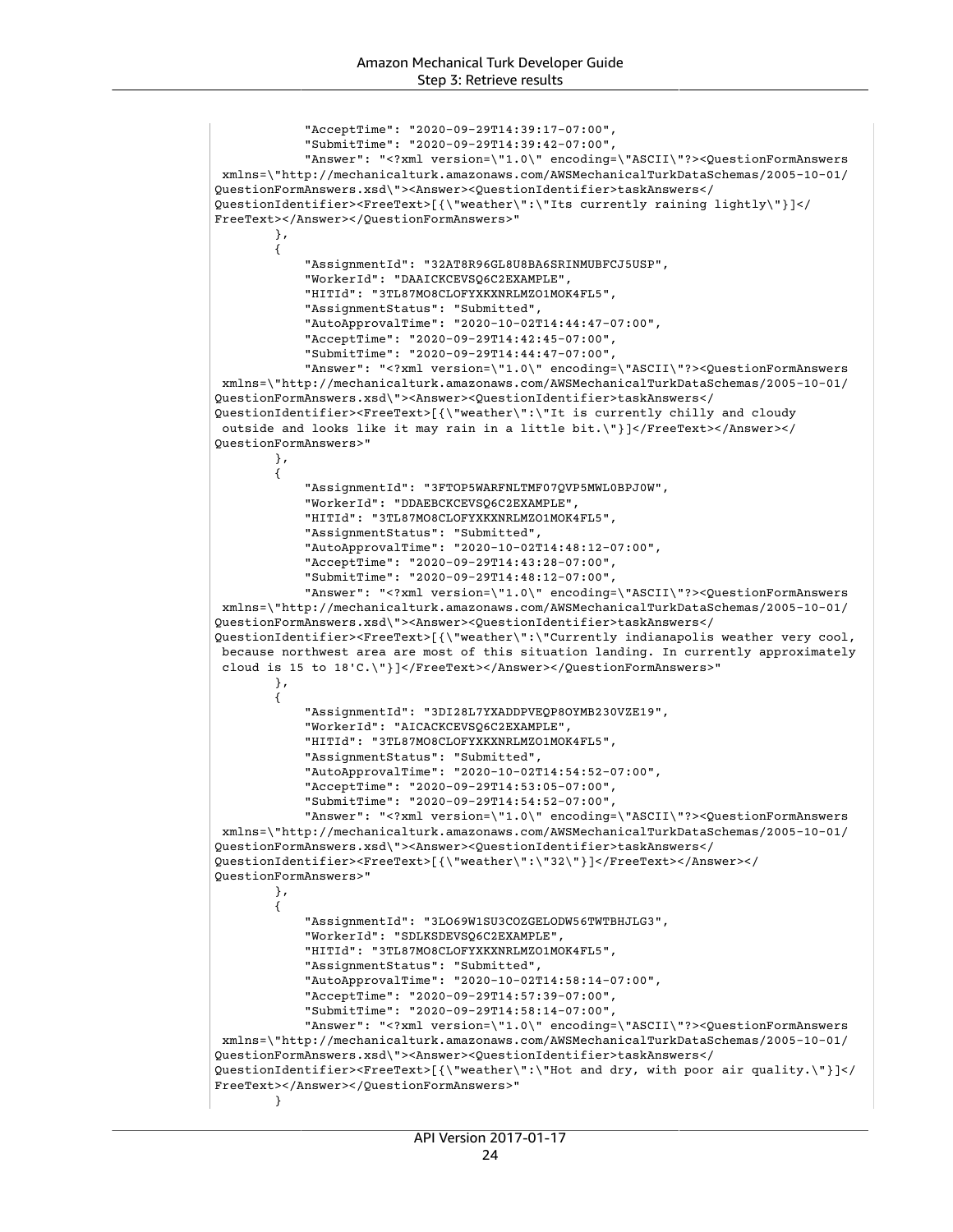```
            "AcceptTime": "2020-09-29T14:39:17-07:00",
            "SubmitTime": "2020-09-29T14:39:42-07:00",
            "Answer": "<?xml version=\"1.0\" encoding=\"ASCII\"?><QuestionFormAnswers
 xmlns=\"http://mechanicalturk.amazonaws.com/AWSMechanicalTurkDataSchemas/2005-10-01/
QuestionFormAnswers.xsd\"><Answer><QuestionIdentifier>taskAnswers</
QuestionIdentifier><FreeText>[{\"weather\":\"Its currently raining lightly\"}]</
FreeText></Answer></QuestionFormAnswers>"
        },
        {
            "AssignmentId": "32AT8R96GL8U8BA6SRINMUBFCJ5USP",
            "WorkerId": "DAAICKCEVSQ6C2EXAMPLE",
            "HITId": "3TL87MO8CLOFYXKXNRLMZO1MOK4FL5",
            "AssignmentStatus": "Submitted",
            "AutoApprovalTime": "2020-10-02T14:44:47-07:00",
            "AcceptTime": "2020-09-29T14:42:45-07:00",
            "SubmitTime": "2020-09-29T14:44:47-07:00",
            "Answer": "<?xml version=\"1.0\" encoding=\"ASCII\"?><QuestionFormAnswers
 xmlns=\"http://mechanicalturk.amazonaws.com/AWSMechanicalTurkDataSchemas/2005-10-01/
QuestionFormAnswers.xsd\"><Answer><QuestionIdentifier>taskAnswers</
QuestionIdentifier><FreeText>[{\"weather\":\"It is currently chilly and cloudy
 outside and looks like it may rain in a little bit.\"}]</FreeText></Answer></
QuestionFormAnswers>"
        },
        {
            "AssignmentId": "3FTOP5WARFNLTMF07QVP5MWL0BPJ0W",
            "WorkerId": "DDAEBCKCEVSQ6C2EXAMPLE",
            "HITId": "3TL87MO8CLOFYXKXNRLMZO1MOK4FL5",
            "AssignmentStatus": "Submitted",
            "AutoApprovalTime": "2020-10-02T14:48:12-07:00",
            "AcceptTime": "2020-09-29T14:43:28-07:00",
            "SubmitTime": "2020-09-29T14:48:12-07:00",
            "Answer": "<?xml version=\"1.0\" encoding=\"ASCII\"?><QuestionFormAnswers
 xmlns=\"http://mechanicalturk.amazonaws.com/AWSMechanicalTurkDataSchemas/2005-10-01/
QuestionFormAnswers.xsd\"><Answer><QuestionIdentifier>taskAnswers</
QuestionIdentifier><FreeText>[{\"weather\":\"Currently indianapolis weather very cool,
 because northwest area are most of this situation landing. In currently approximately
 cloud is 15 to 18'C.\"}]</FreeText></Answer></QuestionFormAnswers>"
        },
        {
            "AssignmentId": "3DI28L7YXADDPVEQP8OYMB230VZE19",
            "WorkerId": "AICACKCEVSQ6C2EXAMPLE",
            "HITId": "3TL87MO8CLOFYXKXNRLMZO1MOK4FL5",
            "AssignmentStatus": "Submitted",
            "AutoApprovalTime": "2020-10-02T14:54:52-07:00",
            "AcceptTime": "2020-09-29T14:53:05-07:00",
            "SubmitTime": "2020-09-29T14:54:52-07:00",
            "Answer": "<?xml version=\"1.0\" encoding=\"ASCII\"?><QuestionFormAnswers
 xmlns=\"http://mechanicalturk.amazonaws.com/AWSMechanicalTurkDataSchemas/2005-10-01/
QuestionFormAnswers.xsd\"><Answer><QuestionIdentifier>taskAnswers</
QuestionIdentifier><FreeText>[{\"weather\":\"32\"}]</FreeText></Answer></
QuestionFormAnswers>"
        },
        {
            "AssignmentId": "3LO69W1SU3COZGELODW56TWTBHJLG3",
            "WorkerId": "SDLKSDEVSQ6C2EXAMPLE",
            "HITId": "3TL87MO8CLOFYXKXNRLMZO1MOK4FL5",
            "AssignmentStatus": "Submitted",
            "AutoApprovalTime": "2020-10-02T14:58:14-07:00",
            "AcceptTime": "2020-09-29T14:57:39-07:00",
            "SubmitTime": "2020-09-29T14:58:14-07:00",
            "Answer": "<?xml version=\"1.0\" encoding=\"ASCII\"?><QuestionFormAnswers
 xmlns=\"http://mechanicalturk.amazonaws.com/AWSMechanicalTurkDataSchemas/2005-10-01/
QuestionFormAnswers.xsd\"><Answer><QuestionIdentifier>taskAnswers</
QuestionIdentifier><FreeText>[{\"weather\":\"Hot and dry, with poor air quality.\"}]</
FreeText></Answer></QuestionFormAnswers>"
        }
```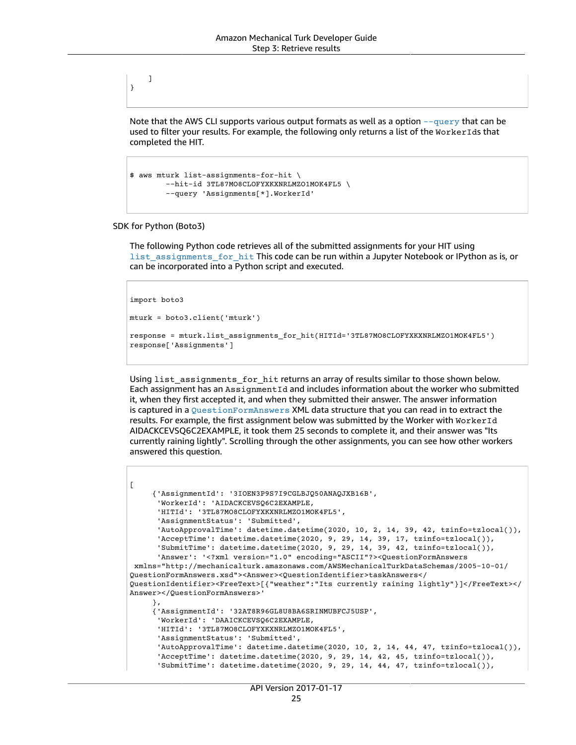```
    ]
}
```

Note that the AWS CLI supports various output formats as well as a option `--query` that can be used to filter your results. For example, the following only returns a list of the `WorkerId`s that completed the HIT.

```
$ aws mturk list-assignments-for-hit \
        --hit-id 3TL87MO8CLOFYXKXNRLMZO1MOK4FL5 \
        --query 'Assignments[*].WorkerId'
```

SDK for Python (Boto3)

The following Python code retrieves all of the submitted assignments for your HIT using `list_assignments_for_hit` This code can be run within a Jupyter Notebook or IPython as is, or can be incorporated into a Python script and executed.

```
import boto3

mturk = boto3.client('mturk')

response = mturk.list_assignments_for_hit(HITId='3TL87MO8CLOFYXKXNRLMZO1MOK4FL5')
response['Assignments']
```

Using `list_assignments_for_hit` returns an array of results similar to those shown below. Each assignment has an `AssignmentId` and includes information about the worker who submitted it, when they first accepted it, and when they submitted their answer. The answer information is captured in a `QuestionFormAnswers` XML data structure that you can read in to extract the results. For example, the first assignment below was submitted by the Worker with `WorkerId` AIDACKCEVSQ6C2EXAMPLE, it took them 25 seconds to complete it, and their answer was "Its currently raining lightly". Scrolling through the other assignments, you can see how other workers answered this question.

```
[
     {'AssignmentId': '3IOEN3P9S7I9CGLBJQ50ANAQJXB16B',
      'WorkerId': 'AIDACKCEVSQ6C2EXAMPLE,
      'HITId': '3TL87MO8CLOFYXKXNRLMZO1MOK4FL5',
      'AssignmentStatus': 'Submitted',
      'AutoApprovalTime': datetime.datetime(2020, 10, 2, 14, 39, 42, tzinfo=tzlocal()),
      'AcceptTime': datetime.datetime(2020, 9, 29, 14, 39, 17, tzinfo=tzlocal()),
      'SubmitTime': datetime.datetime(2020, 9, 29, 14, 39, 42, tzinfo=tzlocal()),
      'Answer': '<?xml version="1.0" encoding="ASCII"?><QuestionFormAnswers
 xmlns="http://mechanicalturk.amazonaws.com/AWSMechanicalTurkDataSchemas/2005-10-01/
QuestionFormAnswers.xsd"><Answer><QuestionIdentifier>taskAnswers</
QuestionIdentifier><FreeText>[{"weather":"Its currently raining lightly"}]</FreeText></
Answer></QuestionFormAnswers>'
     },
     {'AssignmentId': '32AT8R96GL8U8BA6SRINMUBFCJ5USP',
      'WorkerId': 'DAAICKCEVSQ6C2EXAMPLE,
      'HITId': '3TL87MO8CLOFYXKXNRLMZO1MOK4FL5',
      'AssignmentStatus': 'Submitted',
      'AutoApprovalTime': datetime.datetime(2020, 10, 2, 14, 44, 47, tzinfo=tzlocal()),
      'AcceptTime': datetime.datetime(2020, 9, 29, 14, 42, 45, tzinfo=tzlocal()),
      'SubmitTime': datetime.datetime(2020, 9, 29, 14, 44, 47, tzinfo=tzlocal()),
```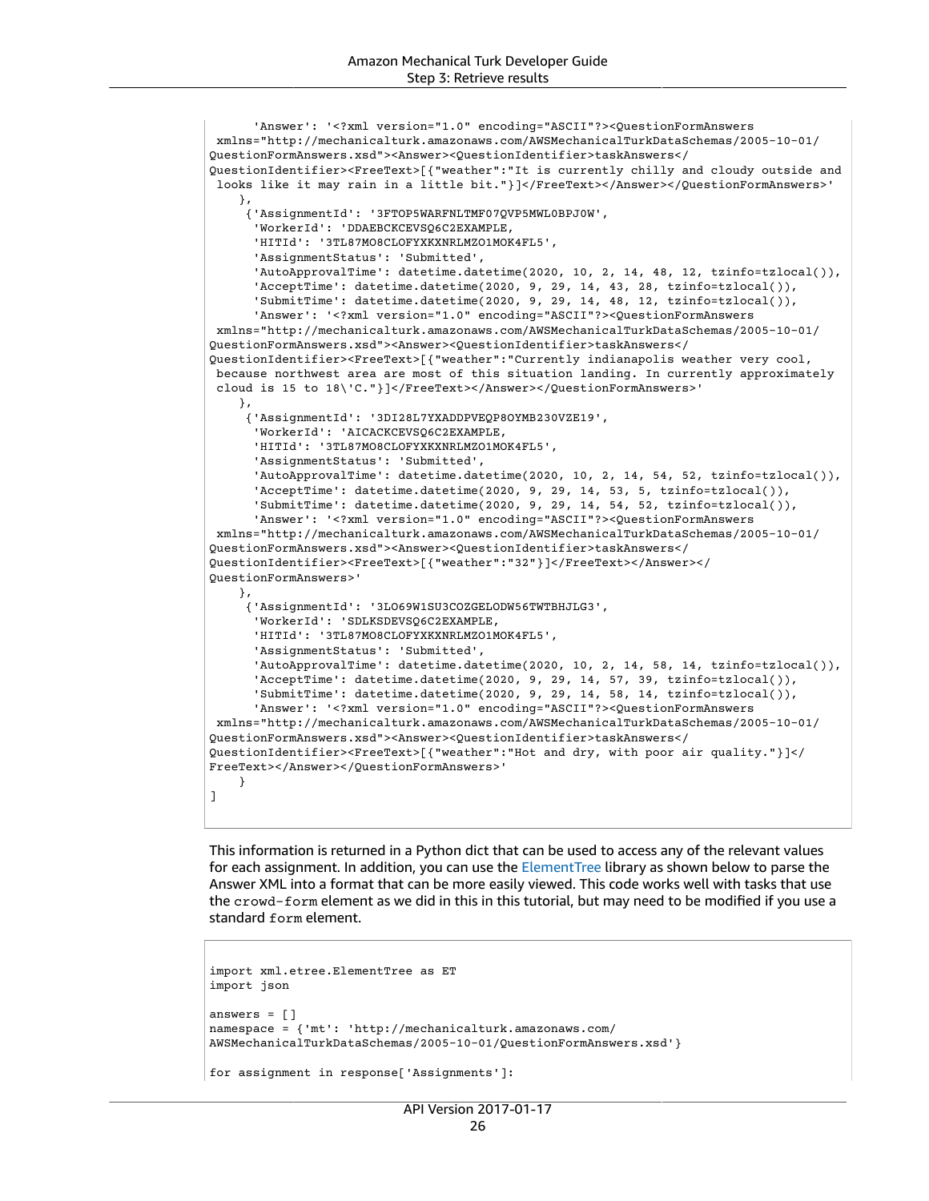```
      'Answer': '<?xml version="1.0" encoding="ASCII"?><QuestionFormAnswers
 xmlns="http://mechanicalturk.amazonaws.com/AWSMechanicalTurkDataSchemas/2005-10-01/
QuestionFormAnswers.xsd"><Answer><QuestionIdentifier>taskAnswers</
QuestionIdentifier><FreeText>[{"weather":"It is currently chilly and cloudy outside and
 looks like it may rain in a little bit."}]</FreeText></Answer></QuestionFormAnswers>'
    },
     {'AssignmentId': '3FTOP5WARFNLTMF07QVP5MWL0BPJ0W',
      'WorkerId': 'DDAEBCKCEVSQ6C2EXAMPLE,
      'HITId': '3TL87MO8CLOFYXKXNRLMZO1MOK4FL5',
      'AssignmentStatus': 'Submitted',
      'AutoApprovalTime': datetime.datetime(2020, 10, 2, 14, 48, 12, tzinfo=tzlocal()),
      'AcceptTime': datetime.datetime(2020, 9, 29, 14, 43, 28, tzinfo=tzlocal()),
      'SubmitTime': datetime.datetime(2020, 9, 29, 14, 48, 12, tzinfo=tzlocal()),
      'Answer': '<?xml version="1.0" encoding="ASCII"?><QuestionFormAnswers
 xmlns="http://mechanicalturk.amazonaws.com/AWSMechanicalTurkDataSchemas/2005-10-01/
QuestionFormAnswers.xsd"><Answer><QuestionIdentifier>taskAnswers</
QuestionIdentifier><FreeText>[{"weather":"Currently indianapolis weather very cool,
 because northwest area are most of this situation landing. In currently approximately
 cloud is 15 to 18\'C."}]</FreeText></Answer></QuestionFormAnswers>'
    },
     {'AssignmentId': '3DI28L7YXADDPVEQP8OYMB230VZE19',
      'WorkerId': 'AICACKCEVSQ6C2EXAMPLE,
      'HITId': '3TL87MO8CLOFYXKXNRLMZO1MOK4FL5',
      'AssignmentStatus': 'Submitted',
      'AutoApprovalTime': datetime.datetime(2020, 10, 2, 14, 54, 52, tzinfo=tzlocal()),
      'AcceptTime': datetime.datetime(2020, 9, 29, 14, 53, 5, tzinfo=tzlocal()),
      'SubmitTime': datetime.datetime(2020, 9, 29, 14, 54, 52, tzinfo=tzlocal()),
      'Answer': '<?xml version="1.0" encoding="ASCII"?><QuestionFormAnswers
 xmlns="http://mechanicalturk.amazonaws.com/AWSMechanicalTurkDataSchemas/2005-10-01/
QuestionFormAnswers.xsd"><Answer><QuestionIdentifier>taskAnswers</
QuestionIdentifier><FreeText>[{"weather":"32"}]</FreeText></Answer></
QuestionFormAnswers>'
    },
     {'AssignmentId': '3LO69W1SU3COZGELODW56TWTBHJLG3',
      'WorkerId': 'SDLKSDEVSQ6C2EXAMPLE,
      'HITId': '3TL87MO8CLOFYXKXNRLMZO1MOK4FL5',
      'AssignmentStatus': 'Submitted',
      'AutoApprovalTime': datetime.datetime(2020, 10, 2, 14, 58, 14, tzinfo=tzlocal()),
      'AcceptTime': datetime.datetime(2020, 9, 29, 14, 57, 39, tzinfo=tzlocal()),
      'SubmitTime': datetime.datetime(2020, 9, 29, 14, 58, 14, tzinfo=tzlocal()),
      'Answer': '<?xml version="1.0" encoding="ASCII"?><QuestionFormAnswers
 xmlns="http://mechanicalturk.amazonaws.com/AWSMechanicalTurkDataSchemas/2005-10-01/
QuestionFormAnswers.xsd"><Answer><QuestionIdentifier>taskAnswers</
QuestionIdentifier><FreeText>[{"weather":"Hot and dry, with poor air quality."}]</
FreeText></Answer></QuestionFormAnswers>'
    }
]
```

This information is returned in a Python dict that can be used to access any of the relevant values for each assignment. In addition, you can use the ElementTree library as shown below to parse the Answer XML into a format that can be more easily viewed. This code works well with tasks that use the `crowd-form` element as we did in this in this tutorial, but may need to be modified if you use a standard `form` element.

```
import xml.etree.ElementTree as ET
import json

answers = []
namespace = {'mt': 'http://mechanicalturk.amazonaws.com/
AWSMechanicalTurkDataSchemas/2005-10-01/QuestionFormAnswers.xsd'}

for assignment in response['Assignments']:
```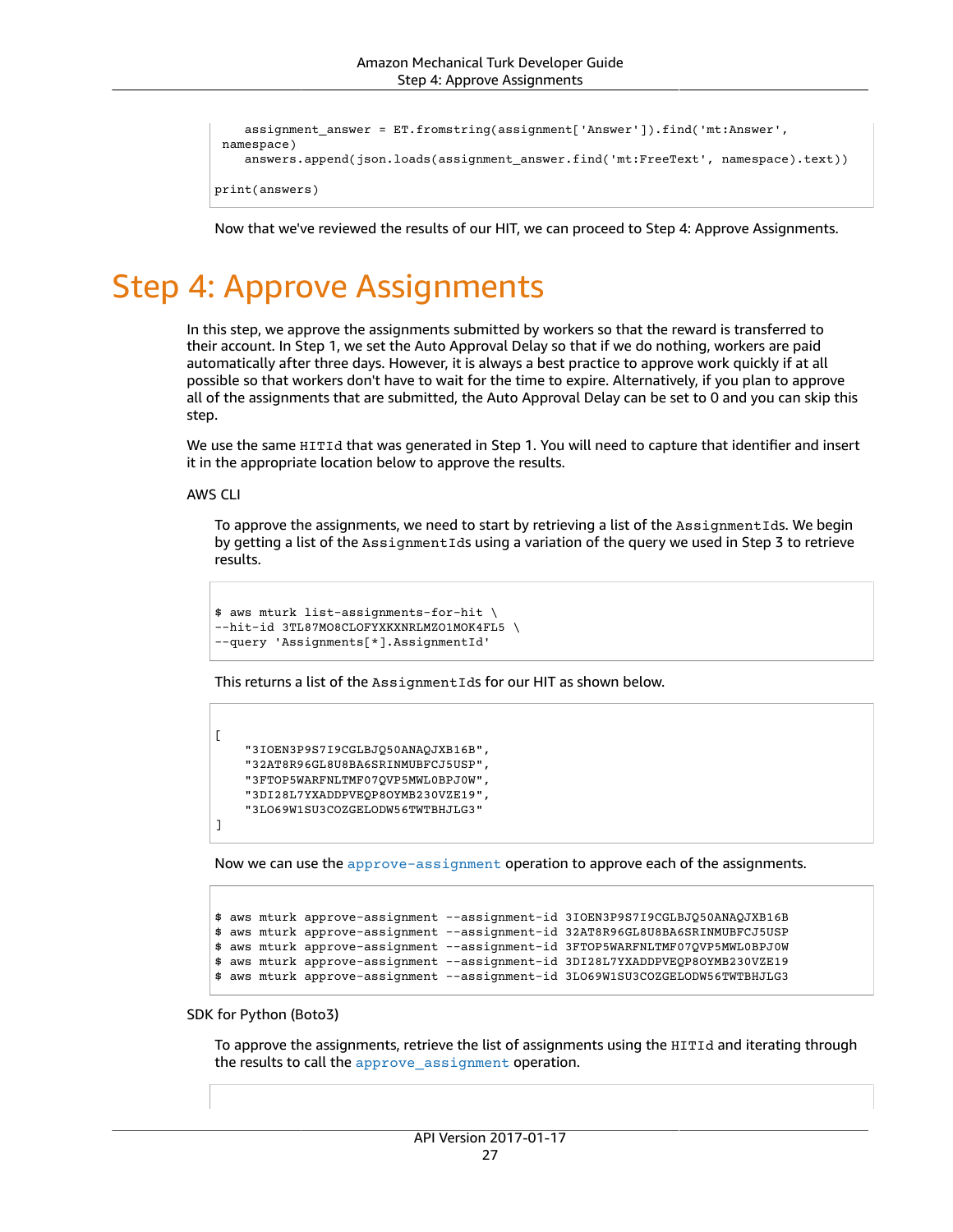```
    assignment_answer = ET.fromstring(assignment['Answer']).find('mt:Answer',
 namespace)
    answers.append(json.loads(assignment_answer.find('mt:FreeText', namespace).text))

print(answers)
```

Now that we've reviewed the results of our HIT, we can proceed to Step 4: Approve Assignments.

# Step 4: Approve Assignments

In this step, we approve the assignments submitted by workers so that the reward is transferred to their account. In Step 1, we set the Auto Approval Delay so that if we do nothing, workers are paid automatically after three days. However, it is always a best practice to approve work quickly if at all possible so that workers don't have to wait for the time to expire. Alternatively, if you plan to approve all of the assignments that are submitted, the Auto Approval Delay can be set to 0 and you can skip this step.

We use the same `HITId` that was generated in Step 1. You will need to capture that identifier and insert it in the appropriate location below to approve the results.

AWS CLI

To approve the assignments, we need to start by retrieving a list of the `AssignmentIds`. We begin by getting a list of the `AssignmentIds` using a variation of the query we used in Step 3 to retrieve results.

```
$ aws mturk list-assignments-for-hit \
--hit-id 3TL87MO8CLOFYXKXNRLMZO1MOK4FL5 \
--query 'Assignments[*].AssignmentId'
```

This returns a list of the `AssignmentIds` for our HIT as shown below.

```
[
    "3IOEN3P9S7I9CGLBJQ50ANAQJXB16B",
    "32AT8R96GL8U8BA6SRINMUBFCJ5USP",
    "3FTOP5WARFNLTMF07QVP5MWL0BPJ0W",
    "3DI28L7YXADDPVEQP8OYMB230VZE19",
    "3LO69W1SU3COZGELODW56TWTBHJLG3"
]
```

Now we can use the `approve-assignment` operation to approve each of the assignments.

```
$ aws mturk approve-assignment --assignment-id 3IOEN3P9S7I9CGLBJQ50ANAQJXB16B
$ aws mturk approve-assignment --assignment-id 32AT8R96GL8U8BA6SRINMUBFCJ5USP
$ aws mturk approve-assignment --assignment-id 3FTOP5WARFNLTMF07QVP5MWL0BPJ0W
$ aws mturk approve-assignment --assignment-id 3DI28L7YXADDPVEQP8OYMB230VZE19
$ aws mturk approve-assignment --assignment-id 3LO69W1SU3COZGELODW56TWTBHJLG3
```

SDK for Python (Boto3)

To approve the assignments, retrieve the list of assignments using the `HITId` and iterating through the results to call the `approve_assignment` operation.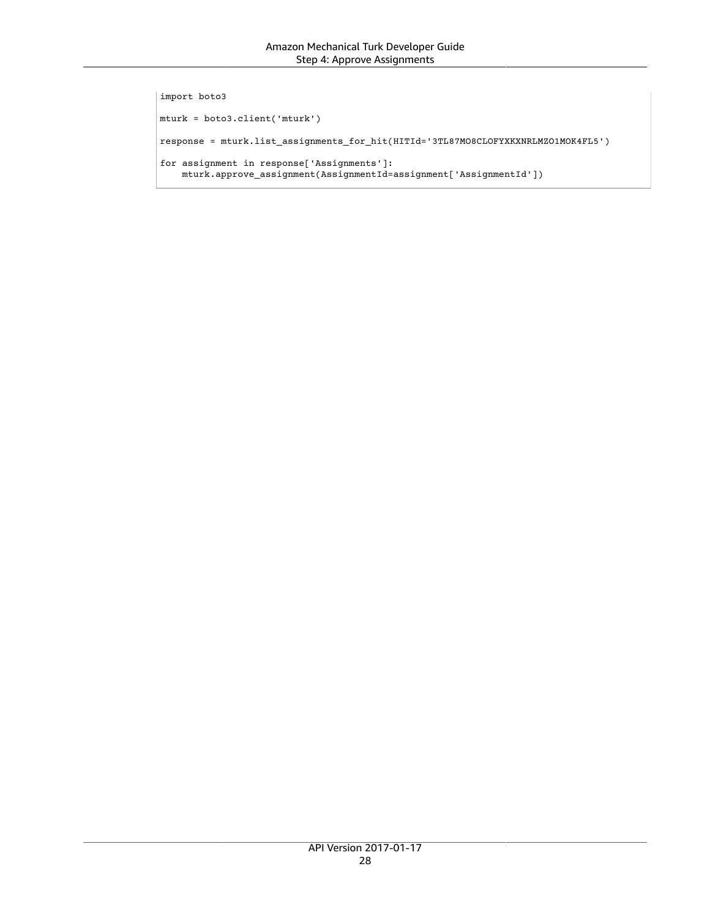```
import boto3

mturk = boto3.client('mturk')

response = mturk.list_assignments_for_hit(HITId='3TL87MO8CLOFYXKXNRLMZO1MOK4FL5')

for assignment in response['Assignments']:
    mturk.approve_assignment(AssignmentId=assignment['AssignmentId'])
```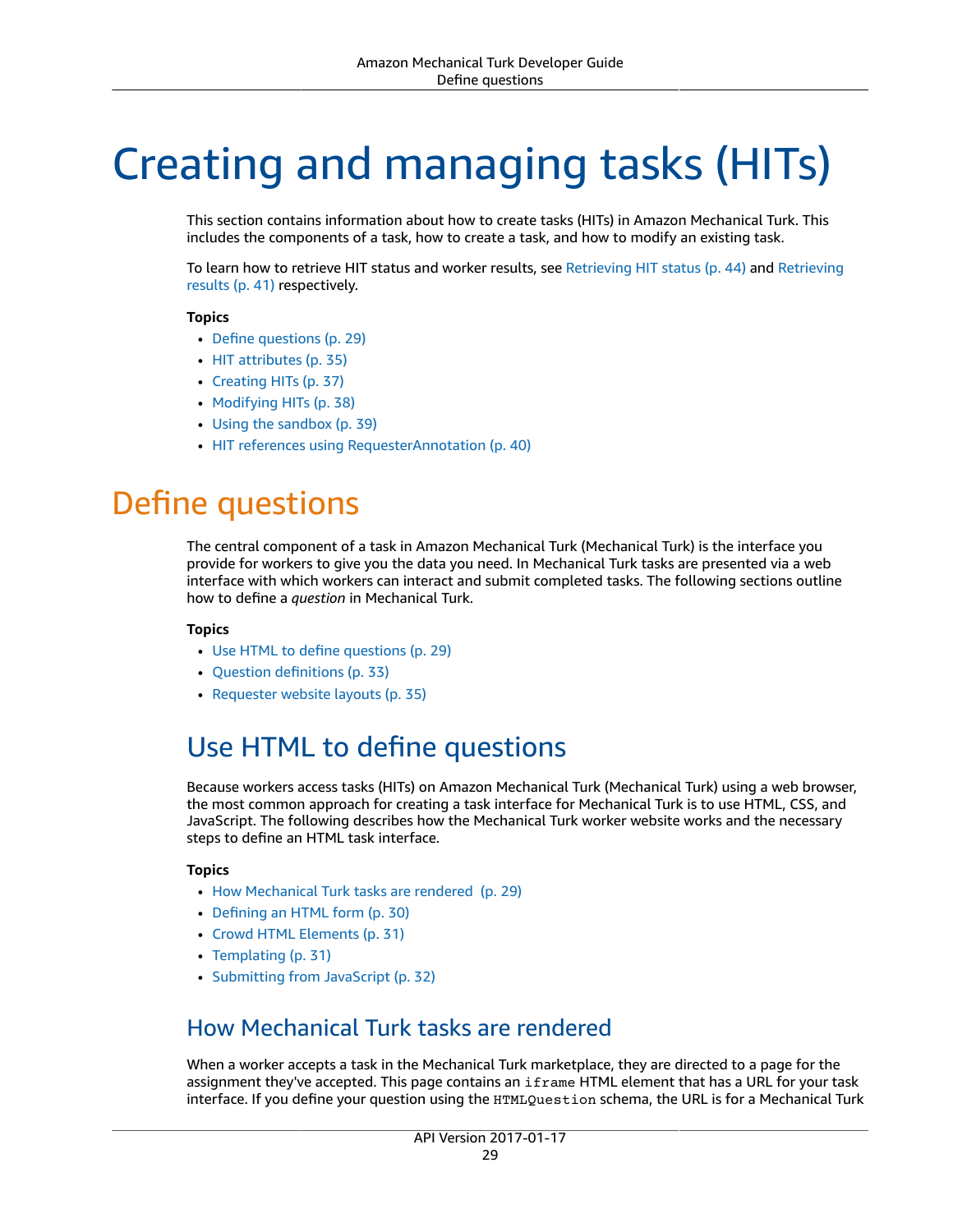# Creating and managing tasks (HITs)

This section contains information about how to create tasks (HITs) in Amazon Mechanical Turk. This includes the components of a task, how to create a task, and how to modify an existing task.

To learn how to retrieve HIT status and worker results, see Retrieving HIT status (p. 44) and Retrieving results (p. 41) respectively.

**Topics**

- Define questions (p. 29)
- HIT attributes (p. 35)
- Creating HITs (p. 37)
- Modifying HITs (p. 38)
- Using the sandbox (p. 39)
- HIT references using RequesterAnnotation (p. 40)

## Define questions

The central component of a task in Amazon Mechanical Turk (Mechanical Turk) is the interface you provide for workers to give you the data you need. In Mechanical Turk tasks are presented via a web interface with which workers can interact and submit completed tasks. The following sections outline how to define a *question* in Mechanical Turk.

**Topics**

- Use HTML to define questions (p. 29)
- Question definitions (p. 33)
- Requester website layouts (p. 35)

### Use HTML to define questions

Because workers access tasks (HITs) on Amazon Mechanical Turk (Mechanical Turk) using a web browser, the most common approach for creating a task interface for Mechanical Turk is to use HTML, CSS, and JavaScript. The following describes how the Mechanical Turk worker website works and the necessary steps to define an HTML task interface.

**Topics**

- How Mechanical Turk tasks are rendered (p. 29)
- Defining an HTML form (p. 30)
- Crowd HTML Elements (p. 31)
- Templating (p. 31)
- Submitting from JavaScript (p. 32)

#### How Mechanical Turk tasks are rendered

When a worker accepts a task in the Mechanical Turk marketplace, they are directed to a page for the assignment they've accepted. This page contains an `iframe` HTML element that has a URL for your task interface. If you define your question using the `HTMLQuestion` schema, the URL is for a Mechanical Turk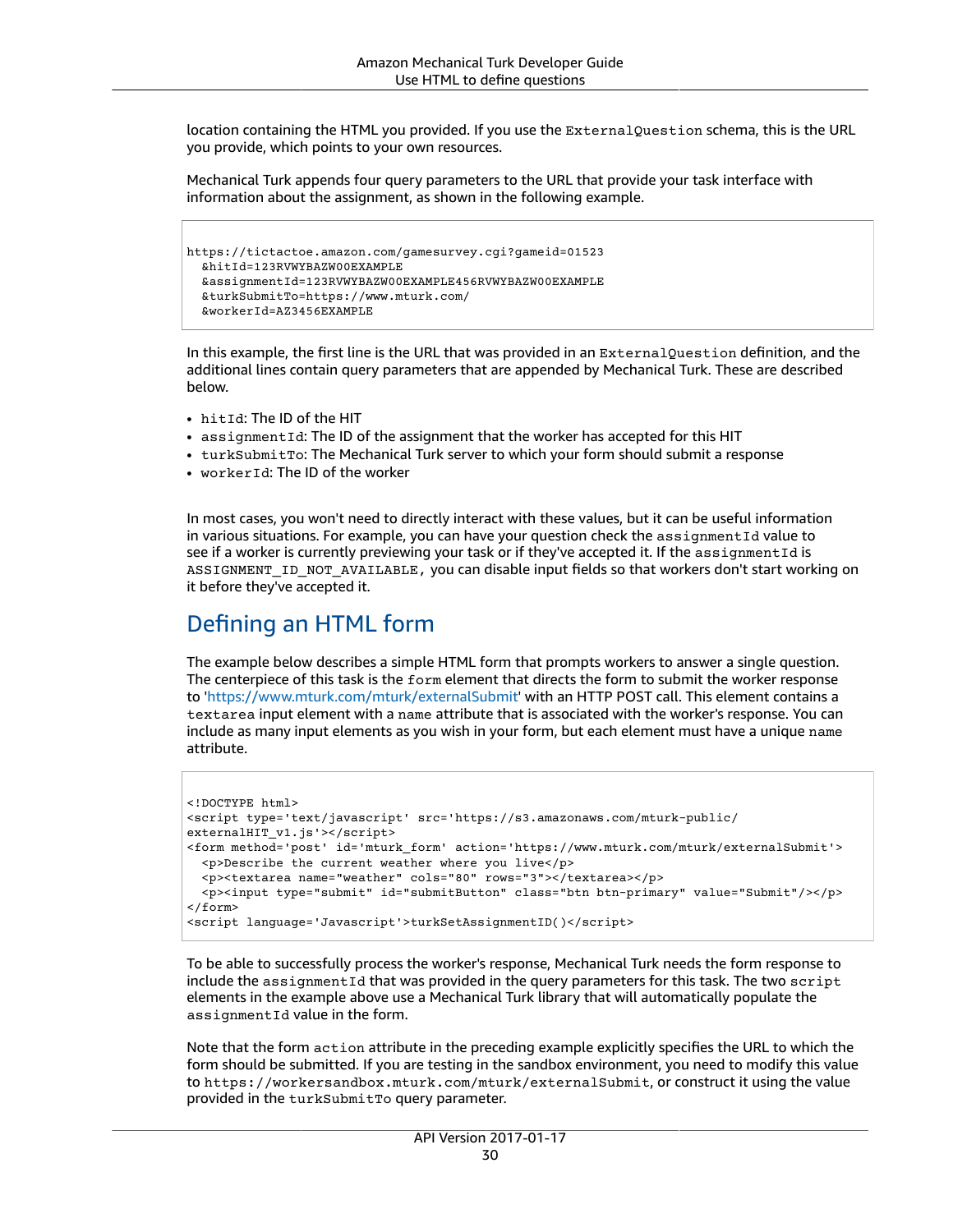location containing the HTML you provided. If you use the `ExternalQuestion` schema, this is the URL you provide, which points to your own resources.

Mechanical Turk appends four query parameters to the URL that provide your task interface with information about the assignment, as shown in the following example.

```
https://tictactoe.amazon.com/gamesurvey.cgi?gameid=01523
  &hitId=123RVWYBAZW00EXAMPLE
  &assignmentId=123RVWYBAZW00EXAMPLE456RVWYBAZW00EXAMPLE
  &turkSubmitTo=https://www.mturk.com/
  &workerId=AZ3456EXAMPLE
```

In this example, the first line is the URL that was provided in an `ExternalQuestion` definition, and the additional lines contain query parameters that are appended by Mechanical Turk. These are described below.

- `hitId`: The ID of the HIT
- `assignmentId`: The ID of the assignment that the worker has accepted for this HIT
- `turkSubmitTo`: The Mechanical Turk server to which your form should submit a response
- `workerId`: The ID of the worker

In most cases, you won't need to directly interact with these values, but it can be useful information in various situations. For example, you can have your question check the `assignmentId` value to see if a worker is currently previewing your task or if they've accepted it. If the `assignmentId` is `ASSIGNMENT_ID_NOT_AVAILABLE,` you can disable input fields so that workers don't start working on it before they've accepted it.

## Defining an HTML form

The example below describes a simple HTML form that prompts workers to answer a single question. The centerpiece of this task is the `form` element that directs the form to submit the worker response to 'https://www.mturk.com/mturk/externalSubmit' with an HTTP POST call. This element contains a `textarea` input element with a `name` attribute that is associated with the worker's response. You can include as many input elements as you wish in your form, but each element must have a unique `name` attribute.

```
<!DOCTYPE html>
<script type='text/javascript' src='https://s3.amazonaws.com/mturk-public/
externalHIT_v1.js'></script>
<form method='post' id='mturk_form' action='https://www.mturk.com/mturk/externalSubmit'>
  <p>Describe the current weather where you live</p>
  <p><textarea name="weather" cols="80" rows="3"></textarea></p>
  <p><input type="submit" id="submitButton" class="btn btn-primary" value="Submit"/></p>
</form>
<script language='Javascript'>turkSetAssignmentID()</script>
```

To be able to successfully process the worker's response, Mechanical Turk needs the form response to include the `assignmentId` that was provided in the query parameters for this task. The two `script` elements in the example above use a Mechanical Turk library that will automatically populate the `assignmentId` value in the form.

Note that the form `action` attribute in the preceding example explicitly specifies the URL to which the form should be submitted. If you are testing in the sandbox environment, you need to modify this value to `https://workersandbox.mturk.com/mturk/externalSubmit`, or construct it using the value provided in the `turkSubmitTo` query parameter.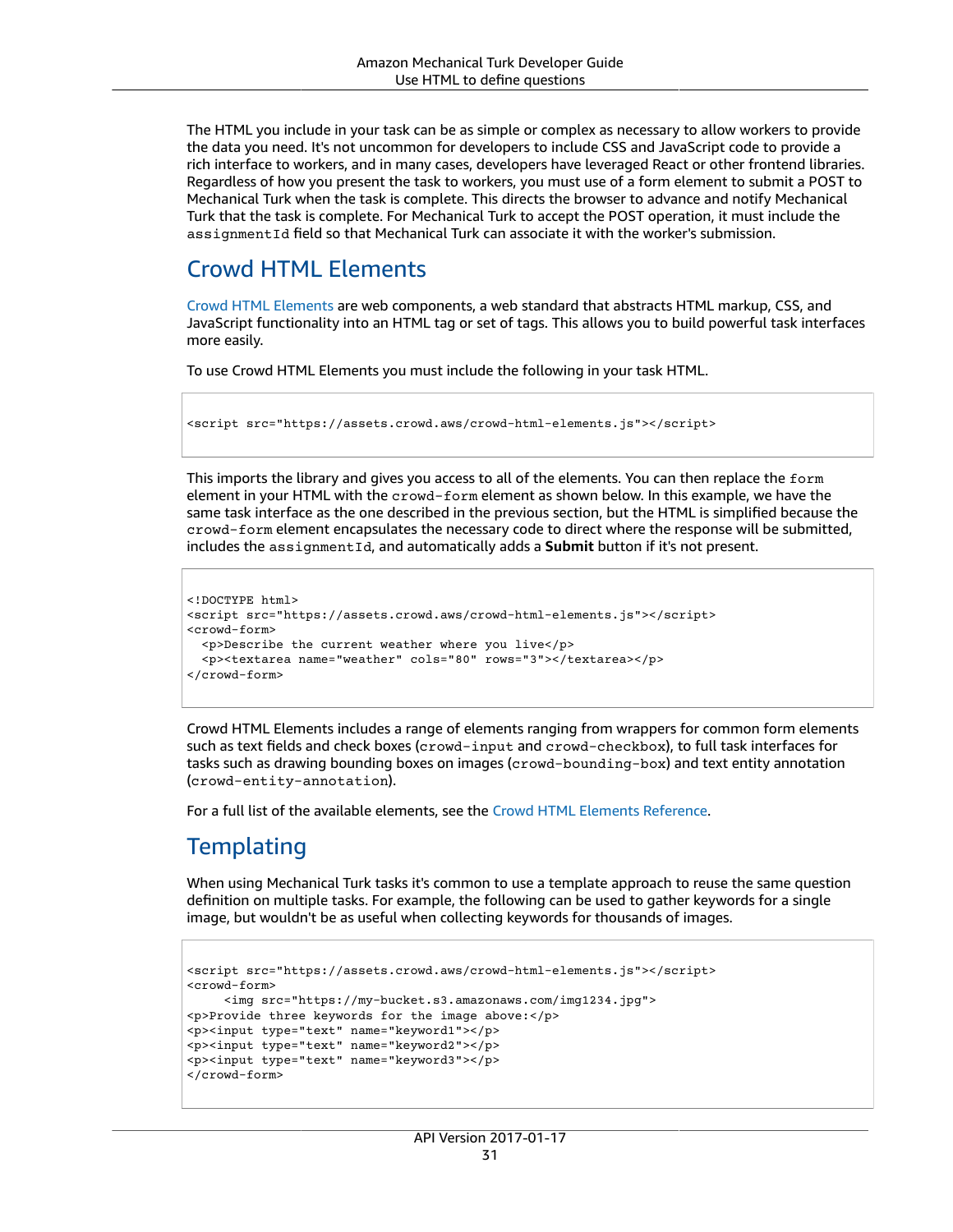The HTML you include in your task can be as simple or complex as necessary to allow workers to provide the data you need. It's not uncommon for developers to include CSS and JavaScript code to provide a rich interface to workers, and in many cases, developers have leveraged React or other frontend libraries. Regardless of how you present the task to workers, you must use of a form element to submit a POST to Mechanical Turk when the task is complete. This directs the browser to advance and notify Mechanical Turk that the task is complete. For Mechanical Turk to accept the POST operation, it must include the `assignmentId` field so that Mechanical Turk can associate it with the worker's submission.

## Crowd HTML Elements

Crowd HTML Elements are web components, a web standard that abstracts HTML markup, CSS, and JavaScript functionality into an HTML tag or set of tags. This allows you to build powerful task interfaces more easily.

To use Crowd HTML Elements you must include the following in your task HTML.

```
<script src="https://assets.crowd.aws/crowd-html-elements.js"></script>
```

This imports the library and gives you access to all of the elements. You can then replace the `form` element in your HTML with the `crowd-form` element as shown below. In this example, we have the same task interface as the one described in the previous section, but the HTML is simplified because the `crowd-form` element encapsulates the necessary code to direct where the response will be submitted, includes the `assignmentId`, and automatically adds a **Submit** button if it's not present.

```
<!DOCTYPE html>
<script src="https://assets.crowd.aws/crowd-html-elements.js"></script>
<crowd-form>
  <p>Describe the current weather where you live</p>
  <p><textarea name="weather" cols="80" rows="3"></textarea></p>
</crowd-form>
```

Crowd HTML Elements includes a range of elements ranging from wrappers for common form elements such as text fields and check boxes (`crowd-input` and `crowd-checkbox`), to full task interfaces for tasks such as drawing bounding boxes on images (`crowd-bounding-box`) and text entity annotation (`crowd-entity-annotation`).

For a full list of the available elements, see the Crowd HTML Elements Reference.

## Templating

When using Mechanical Turk tasks it's common to use a template approach to reuse the same question definition on multiple tasks. For example, the following can be used to gather keywords for a single image, but wouldn't be as useful when collecting keywords for thousands of images.

```
<script src="https://assets.crowd.aws/crowd-html-elements.js"></script>
<crowd-form>
     <img src="https://my-bucket.s3.amazonaws.com/img1234.jpg">
<p>Provide three keywords for the image above:</p>
<p><input type="text" name="keyword1"></p>
<p><input type="text" name="keyword2"></p>
<p><input type="text" name="keyword3"></p>
</crowd-form>
```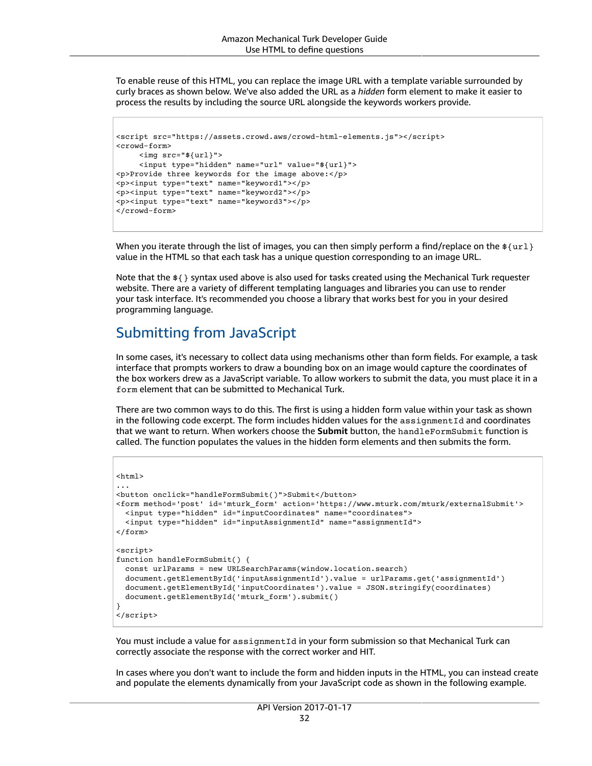To enable reuse of this HTML, you can replace the image URL with a template variable surrounded by curly braces as shown below. We've also added the URL as a *hidden* form element to make it easier to process the results by including the source URL alongside the keywords workers provide.

```
<script src="https://assets.crowd.aws/crowd-html-elements.js"></script>
<crowd-form>
     <img src="${url}">
     <input type="hidden" name="url" value="${url}">
<p>Provide three keywords for the image above:</p>
<p><input type="text" name="keyword1"></p>
<p><input type="text" name="keyword2"></p>
<p><input type="text" name="keyword3"></p>
</crowd-form>
```

When you iterate through the list of images, you can then simply perform a find/replace on the `${url}` value in the HTML so that each task has a unique question corresponding to an image URL.

Note that the `${}` syntax used above is also used for tasks created using the Mechanical Turk requester website. There are a variety of different templating languages and libraries you can use to render your task interface. It's recommended you choose a library that works best for you in your desired programming language.

## Submitting from JavaScript

In some cases, it's necessary to collect data using mechanisms other than form fields. For example, a task interface that prompts workers to draw a bounding box on an image would capture the coordinates of the box workers drew as a JavaScript variable. To allow workers to submit the data, you must place it in a `form` element that can be submitted to Mechanical Turk.

There are two common ways to do this. The first is using a hidden form value within your task as shown in the following code excerpt. The form includes hidden values for the `assignmentId` and coordinates that we want to return. When workers choose the **Submit** button, the `handleFormSubmit` function is called. The function populates the values in the hidden form elements and then submits the form.

```
<html>
...
<button onclick="handleFormSubmit()">Submit</button>
<form method='post' id='mturk_form' action='https://www.mturk.com/mturk/externalSubmit'>
  <input type="hidden" id="inputCoordinates" name="coordinates">
  <input type="hidden" id="inputAssignmentId" name="assignmentId">
</form>

<script>
function handleFormSubmit() {
  const urlParams = new URLSearchParams(window.location.search)
  document.getElementById('inputAssignmentId').value = urlParams.get('assignmentId')
  document.getElementById('inputCoordinates').value = JSON.stringify(coordinates)
  document.getElementById('mturk_form').submit()
}
</script>
```

You must include a value for `assignmentId` in your form submission so that Mechanical Turk can correctly associate the response with the correct worker and HIT.

In cases where you don't want to include the form and hidden inputs in the HTML, you can instead create and populate the elements dynamically from your JavaScript code as shown in the following example.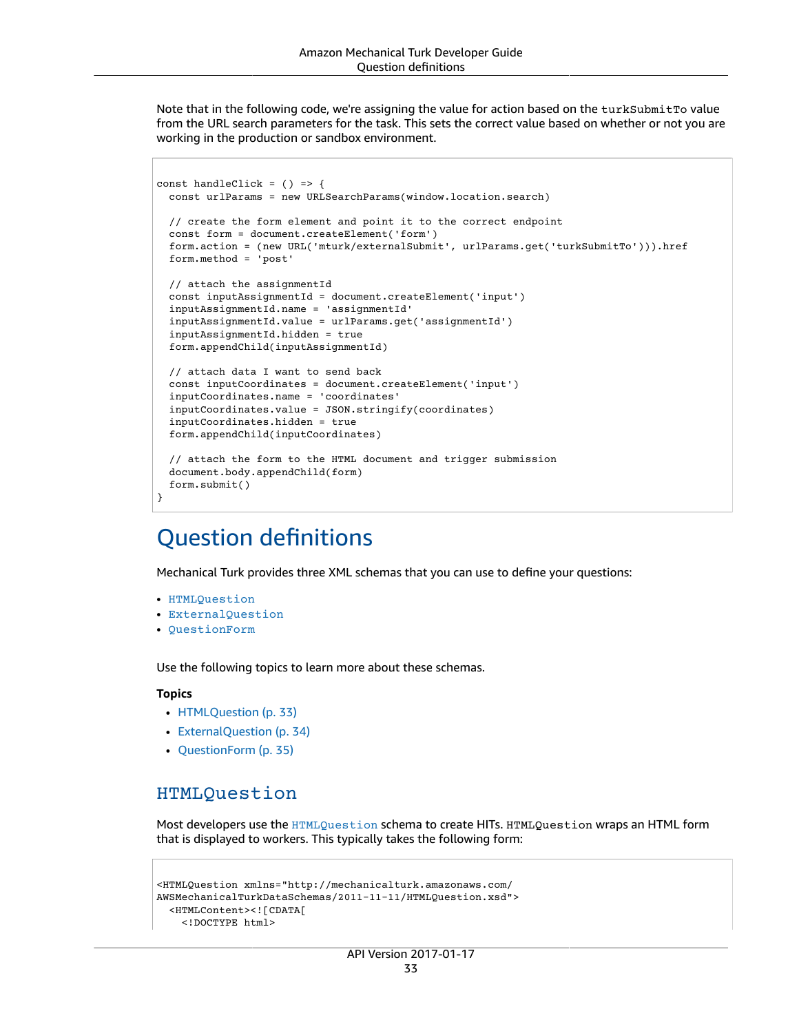Note that in the following code, we're assigning the value for action based on the `turkSubmitTo` value from the URL search parameters for the task. This sets the correct value based on whether or not you are working in the production or sandbox environment.

```
const handleClick = () => {
  const urlParams = new URLSearchParams(window.location.search)

  // create the form element and point it to the correct endpoint
  const form = document.createElement('form')
  form.action = (new URL('mturk/externalSubmit', urlParams.get('turkSubmitTo'))).href
  form.method = 'post'

  // attach the assignmentId
  const inputAssignmentId = document.createElement('input')
  inputAssignmentId.name = 'assignmentId'
  inputAssignmentId.value = urlParams.get('assignmentId')
  inputAssignmentId.hidden = true
  form.appendChild(inputAssignmentId)

  // attach data I want to send back
  const inputCoordinates = document.createElement('input')
  inputCoordinates.name = 'coordinates'
  inputCoordinates.value = JSON.stringify(coordinates)
  inputCoordinates.hidden = true
  form.appendChild(inputCoordinates)

  // attach the form to the HTML document and trigger submission
  document.body.appendChild(form)
  form.submit()
}
```

# Question definitions

Mechanical Turk provides three XML schemas that you can use to define your questions:

- `HTMLQuestion`
- `ExternalQuestion`
- `QuestionForm`

Use the following topics to learn more about these schemas.

**Topics**

- HTMLQuestion (p. 33)
- ExternalQuestion (p. 34)
- QuestionForm (p. 35)

## HTMLQuestion

Most developers use the `HTMLQuestion` schema to create HITs. `HTMLQuestion` wraps an HTML form that is displayed to workers. This typically takes the following form:

```
<HTMLQuestion xmlns="http://mechanicalturk.amazonaws.com/
AWSMechanicalTurkDataSchemas/2011-11-11/HTMLQuestion.xsd">
  <HTMLContent><![CDATA[
    <!DOCTYPE html>
```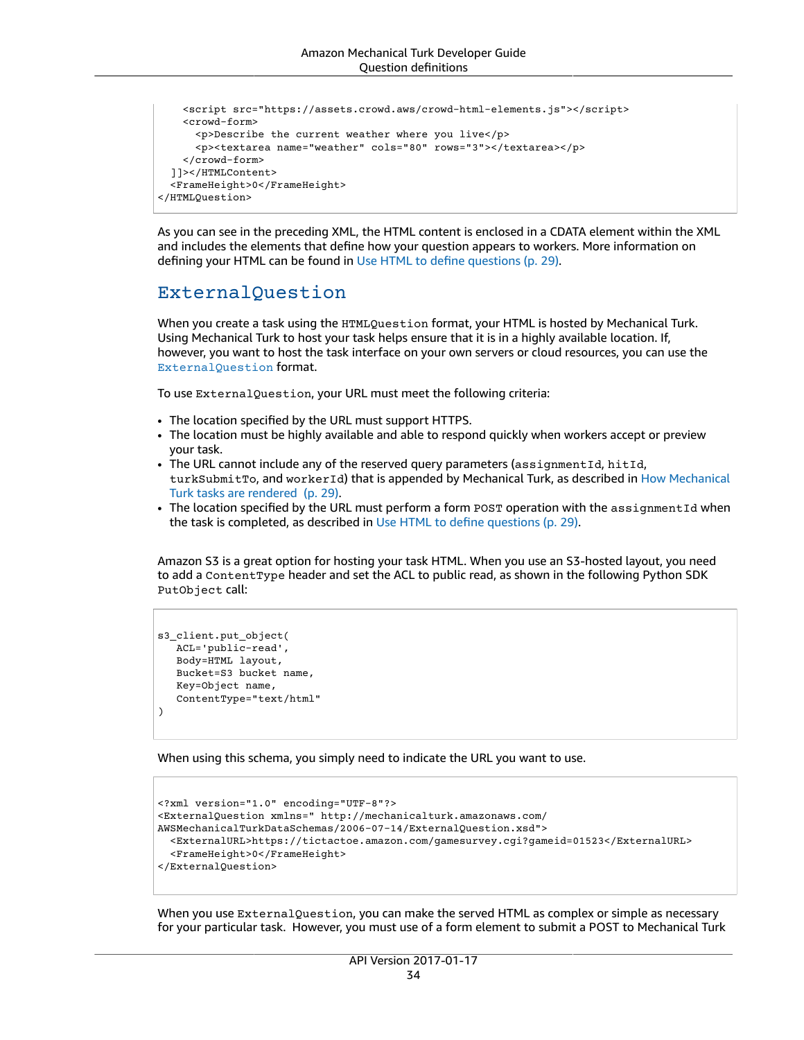```
    <script src="https://assets.crowd.aws/crowd-html-elements.js"></script>
    <crowd-form>
      <p>Describe the current weather where you live</p>
      <p><textarea name="weather" cols="80" rows="3"></textarea></p>
    </crowd-form>
  ]]></HTMLContent>
  <FrameHeight>0</FrameHeight>
</HTMLQuestion>
```

As you can see in the preceding XML, the HTML content is enclosed in a CDATA element within the XML and includes the elements that define how your question appears to workers. More information on defining your HTML can be found in Use HTML to define questions (p. 29).

## ExternalQuestion

When you create a task using the `HTMLQuestion` format, your HTML is hosted by Mechanical Turk. Using Mechanical Turk to host your task helps ensure that it is in a highly available location. If, however, you want to host the task interface on your own servers or cloud resources, you can use the `ExternalQuestion` format.

To use `ExternalQuestion`, your URL must meet the following criteria:

- The location specified by the URL must support HTTPS.
- The location must be highly available and able to respond quickly when workers accept or preview your task.
- The URL cannot include any of the reserved query parameters (`assignmentId`, `hitId`, `turkSubmitTo`, and `workerId`) that is appended by Mechanical Turk, as described in How Mechanical Turk tasks are rendered (p. 29).
- The location specified by the URL must perform a form `POST` operation with the `assignmentId` when the task is completed, as described in Use HTML to define questions (p. 29).

Amazon S3 is a great option for hosting your task HTML. When you use an S3-hosted layout, you need to add a `ContentType` header and set the ACL to public read, as shown in the following Python SDK `PutObject` call:

```
s3_client.put_object(
   ACL='public-read',
   Body=HTML layout,
   Bucket=S3 bucket name,
   Key=Object name,
   ContentType="text/html"
)
```

When using this schema, you simply need to indicate the URL you want to use.

```
<?xml version="1.0" encoding="UTF-8"?>
<ExternalQuestion xmlns=" http://mechanicalturk.amazonaws.com/
AWSMechanicalTurkDataSchemas/2006-07-14/ExternalQuestion.xsd">
  <ExternalURL>https://tictactoe.amazon.com/gamesurvey.cgi?gameid=01523</ExternalURL>
  <FrameHeight>0</FrameHeight>
</ExternalQuestion>
```

When you use `ExternalQuestion`, you can make the served HTML as complex or simple as necessary for your particular task. However, you must use of a form element to submit a POST to Mechanical Turk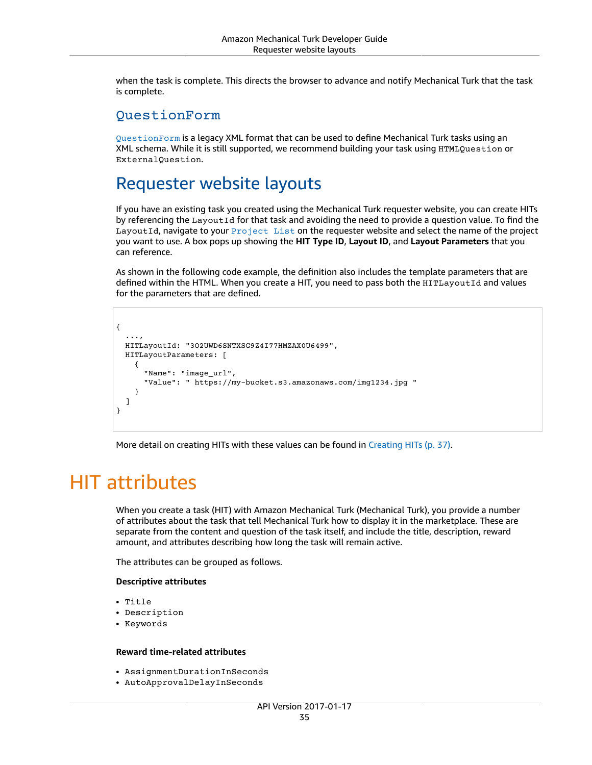when the task is complete. This directs the browser to advance and notify Mechanical Turk that the task is complete.

### QuestionForm

QuestionForm is a legacy XML format that can be used to define Mechanical Turk tasks using an XML schema. While it is still supported, we recommend building your task using `HTMLQuestion` or `ExternalQuestion`.

## Requester website layouts

If you have an existing task you created using the Mechanical Turk requester website, you can create HITs by referencing the `LayoutId` for that task and avoiding the need to provide a question value. To find the `LayoutId`, navigate to your `Project List` on the requester website and select the name of the project you want to use. A box pops up showing the **HIT Type ID**, **Layout ID**, and **Layout Parameters** that you can reference.

As shown in the following code example, the definition also includes the template parameters that are defined within the HTML. When you create a HIT, you need to pass both the `HITLayoutId` and values for the parameters that are defined.

```
{
  ...,
  HITLayoutId: "3O2UWD6SNTXSG9Z4I77HMZAX0U6499",
  HITLayoutParameters: [
    {
      "Name": "image_url",
      "Value": " https://my-bucket.s3.amazonaws.com/img1234.jpg "
    }
  ]
}
```

More detail on creating HITs with these values can be found in Creating HITs (p. 37).

# HIT attributes

When you create a task (HIT) with Amazon Mechanical Turk (Mechanical Turk), you provide a number of attributes about the task that tell Mechanical Turk how to display it in the marketplace. These are separate from the content and question of the task itself, and include the title, description, reward amount, and attributes describing how long the task will remain active.

The attributes can be grouped as follows.

**Descriptive attributes**

- `Title`
- `Description`
- `Keywords`

**Reward time-related attributes**

- `AssignmentDurationInSeconds`
- `AutoApprovalDelayInSeconds`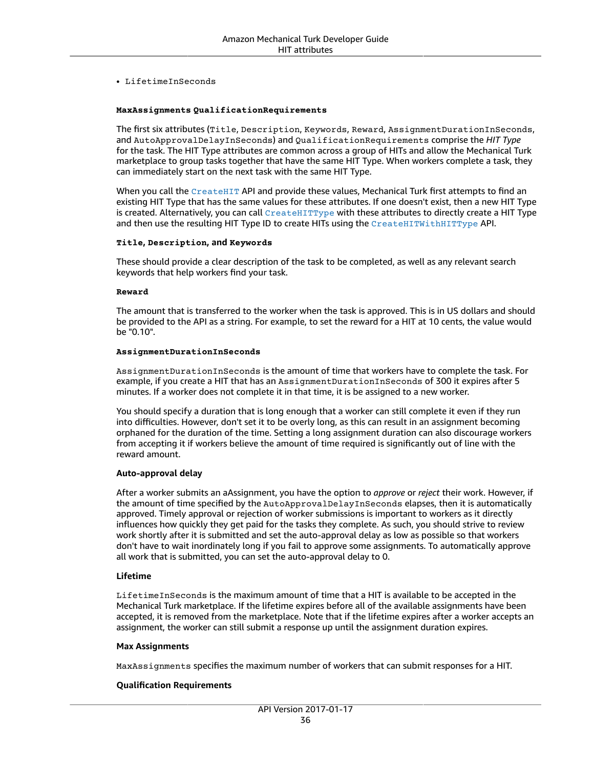- `LifetimeInSeconds`

**`MaxAssignments` `QualificationRequirements`**

The first six attributes (`Title`, `Description`, `Keywords`, `Reward`, `AssignmentDurationInSeconds`, and `AutoApprovalDelayInSeconds`) and `QualificationRequirements` comprise the *HIT Type* for the task. The HIT Type attributes are common across a group of HITs and allow the Mechanical Turk marketplace to group tasks together that have the same HIT Type. When workers complete a task, they can immediately start on the next task with the same HIT Type.

When you call the `CreateHIT` API and provide these values, Mechanical Turk first attempts to find an existing HIT Type that has the same values for these attributes. If one doesn't exist, then a new HIT Type is created. Alternatively, you can call `CreateHITType` with these attributes to directly create a HIT Type and then use the resulting HIT Type ID to create HITs using the `CreateHITWithHITType` API.

#### `Title`, `Description`, and `Keywords`

These should provide a clear description of the task to be completed, as well as any relevant search keywords that help workers find your task.

#### `Reward`

The amount that is transferred to the worker when the task is approved. This is in US dollars and should be provided to the API as a string. For example, to set the reward for a HIT at 10 cents, the value would be "0.10".

#### `AssignmentDurationInSeconds`

`AssignmentDurationInSeconds` is the amount of time that workers have to complete the task. For example, if you create a HIT that has an `AssignmentDurationInSeconds` of 300 it expires after 5 minutes. If a worker does not complete it in that time, it is be assigned to a new worker.

You should specify a duration that is long enough that a worker can still complete it even if they run into difficulties. However, don't set it to be overly long, as this can result in an assignment becoming orphaned for the duration of the time. Setting a long assignment duration can also discourage workers from accepting it if workers believe the amount of time required is significantly out of line with the reward amount.

#### Auto-approval delay

After a worker submits an aAssignment, you have the option to *approve* or *reject* their work. However, if the amount of time specified by the `AutoApprovalDelayInSeconds` elapses, then it is automatically approved. Timely approval or rejection of worker submissions is important to workers as it directly influences how quickly they get paid for the tasks they complete. As such, you should strive to review work shortly after it is submitted and set the auto-approval delay as low as possible so that workers don't have to wait inordinately long if you fail to approve some assignments. To automatically approve all work that is submitted, you can set the auto-approval delay to 0.

#### Lifetime

`LifetimeInSeconds` is the maximum amount of time that a HIT is available to be accepted in the Mechanical Turk marketplace. If the lifetime expires before all of the available assignments have been accepted, it is removed from the marketplace. Note that if the lifetime expires after a worker accepts an assignment, the worker can still submit a response up until the assignment duration expires.

#### Max Assignments

`MaxAssignments` specifies the maximum number of workers that can submit responses for a HIT.

#### Qualification Requirements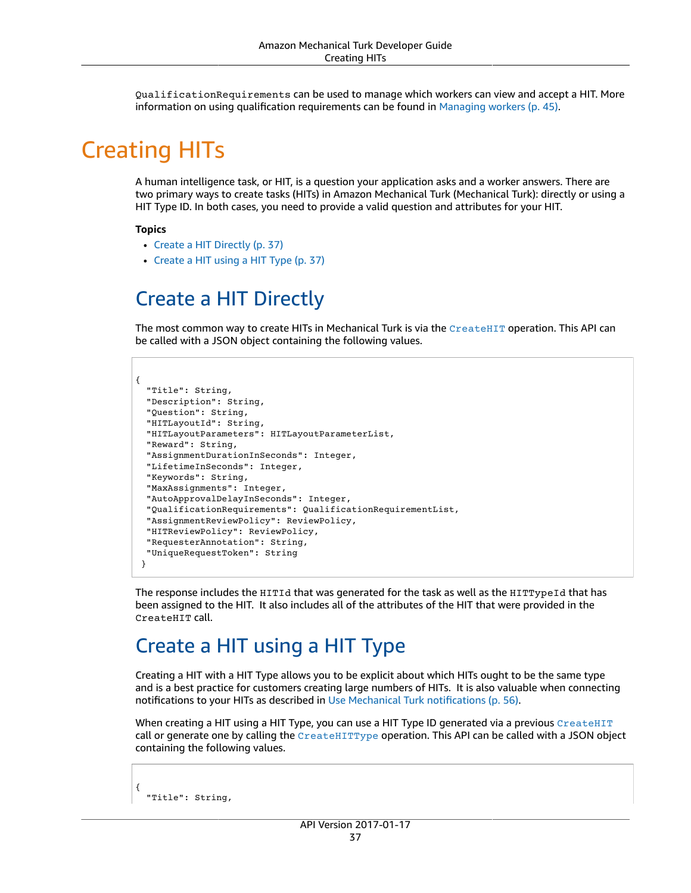`QualificationRequirements` can be used to manage which workers can view and accept a HIT. More information on using qualification requirements can be found in Managing workers (p. 45).

# Creating HITs

A human intelligence task, or HIT, is a question your application asks and a worker answers. There are two primary ways to create tasks (HITs) in Amazon Mechanical Turk (Mechanical Turk): directly or using a HIT Type ID. In both cases, you need to provide a valid question and attributes for your HIT.

**Topics**

- Create a HIT Directly (p. 37)
- Create a HIT using a HIT Type (p. 37)

## Create a HIT Directly

The most common way to create HITs in Mechanical Turk is via the `CreateHIT` operation. This API can be called with a JSON object containing the following values.

```
{
  "Title": String,
  "Description": String,
  "Question": String,
  "HITLayoutId": String,
  "HITLayoutParameters": HITLayoutParameterList,
  "Reward": String,
  "AssignmentDurationInSeconds": Integer,
  "LifetimeInSeconds": Integer,
  "Keywords": String,
  "MaxAssignments": Integer,
  "AutoApprovalDelayInSeconds": Integer,
  "QualificationRequirements": QualificationRequirementList,
  "AssignmentReviewPolicy": ReviewPolicy,
  "HITReviewPolicy": ReviewPolicy,
  "RequesterAnnotation": String,
  "UniqueRequestToken": String
 }
```

The response includes the `HITId` that was generated for the task as well as the `HITTypeId` that has been assigned to the HIT. It also includes all of the attributes of the HIT that were provided in the `CreateHIT` call.

## Create a HIT using a HIT Type

Creating a HIT with a HIT Type allows you to be explicit about which HITs ought to be the same type and is a best practice for customers creating large numbers of HITs. It is also valuable when connecting notifications to your HITs as described in Use Mechanical Turk notifications (p. 56).

When creating a HIT using a HIT Type, you can use a HIT Type ID generated via a previous `CreateHIT` call or generate one by calling the `CreateHITType` operation. This API can be called with a JSON object containing the following values.

```
{
  "Title": String,
```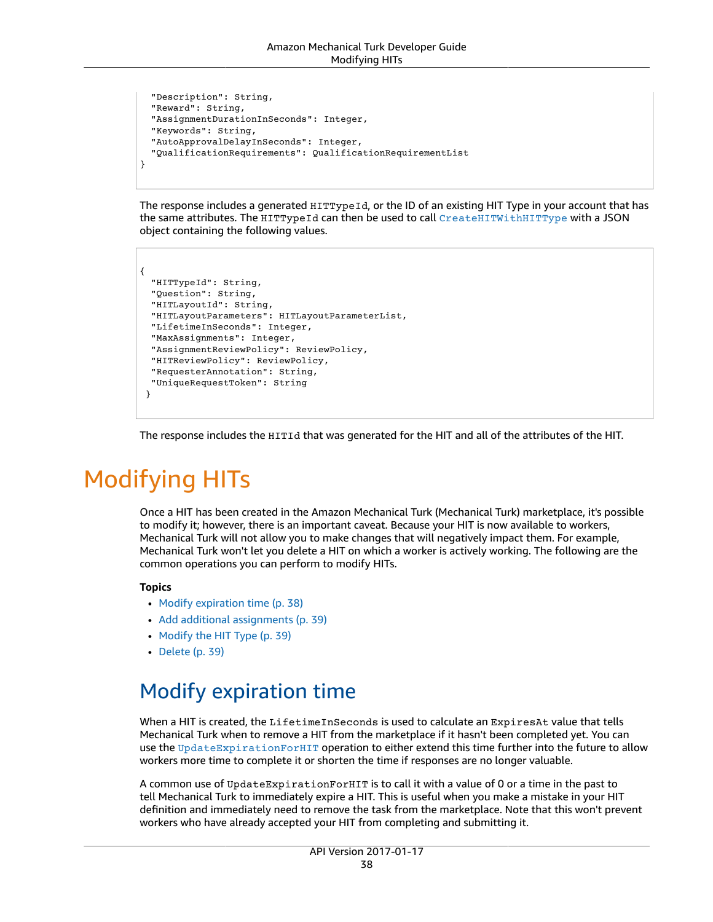```
  "Description": String,
  "Reward": String,
  "AssignmentDurationInSeconds": Integer,
  "Keywords": String,
  "AutoApprovalDelayInSeconds": Integer,
  "QualificationRequirements": QualificationRequirementList
}
```

The response includes a generated `HITTypeId`, or the ID of an existing HIT Type in your account that has the same attributes. The `HITTypeId` can then be used to call `CreateHITWithHITType` with a JSON object containing the following values.

```
{
  "HITTypeId": String,
  "Question": String,
  "HITLayoutId": String,
  "HITLayoutParameters": HITLayoutParameterList,
  "LifetimeInSeconds": Integer,
  "MaxAssignments": Integer,
  "AssignmentReviewPolicy": ReviewPolicy,
  "HITReviewPolicy": ReviewPolicy,
  "RequesterAnnotation": String,
  "UniqueRequestToken": String
 }
```

The response includes the `HITId` that was generated for the HIT and all of the attributes of the HIT.

# Modifying HITs

Once a HIT has been created in the Amazon Mechanical Turk (Mechanical Turk) marketplace, it's possible to modify it; however, there is an important caveat. Because your HIT is now available to workers, Mechanical Turk will not allow you to make changes that will negatively impact them. For example, Mechanical Turk won't let you delete a HIT on which a worker is actively working. The following are the common operations you can perform to modify HITs.

**Topics**

- Modify expiration time (p. 38)
- Add additional assignments (p. 39)
- Modify the HIT Type (p. 39)
- Delete (p. 39)

## Modify expiration time

When a HIT is created, the `LifetimeInSeconds` is used to calculate an `ExpiresAt` value that tells Mechanical Turk when to remove a HIT from the marketplace if it hasn't been completed yet. You can use the `UpdateExpirationForHIT` operation to either extend this time further into the future to allow workers more time to complete it or shorten the time if responses are no longer valuable.

A common use of `UpdateExpirationForHIT` is to call it with a value of 0 or a time in the past to tell Mechanical Turk to immediately expire a HIT. This is useful when you make a mistake in your HIT definition and immediately need to remove the task from the marketplace. Note that this won't prevent workers who have already accepted your HIT from completing and submitting it.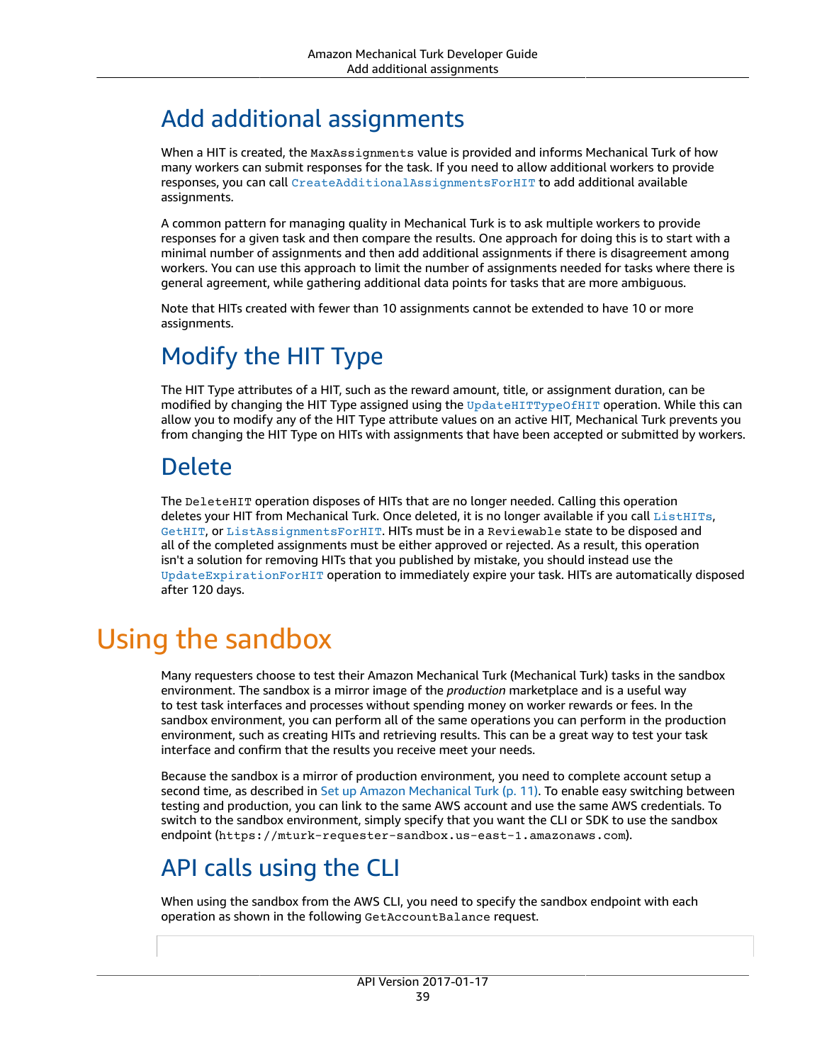## Add additional assignments

When a HIT is created, the `MaxAssignments` value is provided and informs Mechanical Turk of how many workers can submit responses for the task. If you need to allow additional workers to provide responses, you can call `CreateAdditionalAssignmentsForHIT` to add additional available assignments.

A common pattern for managing quality in Mechanical Turk is to ask multiple workers to provide responses for a given task and then compare the results. One approach for doing this is to start with a minimal number of assignments and then add additional assignments if there is disagreement among workers. You can use this approach to limit the number of assignments needed for tasks where there is general agreement, while gathering additional data points for tasks that are more ambiguous.

Note that HITs created with fewer than 10 assignments cannot be extended to have 10 or more assignments.

## Modify the HIT Type

The HIT Type attributes of a HIT, such as the reward amount, title, or assignment duration, can be modified by changing the HIT Type assigned using the `UpdateHITTypeOfHIT` operation. While this can allow you to modify any of the HIT Type attribute values on an active HIT, Mechanical Turk prevents you from changing the HIT Type on HITs with assignments that have been accepted or submitted by workers.

## Delete

The `DeleteHIT` operation disposes of HITs that are no longer needed. Calling this operation deletes your HIT from Mechanical Turk. Once deleted, it is no longer available if you call `ListHITs`, `GetHIT`, or `ListAssignmentsForHIT`. HITs must be in a `Reviewable` state to be disposed and all of the completed assignments must be either approved or rejected. As a result, this operation isn't a solution for removing HITs that you published by mistake, you should instead use the `UpdateExpirationForHIT` operation to immediately expire your task. HITs are automatically disposed after 120 days.

# Using the sandbox

Many requesters choose to test their Amazon Mechanical Turk (Mechanical Turk) tasks in the sandbox environment. The sandbox is a mirror image of the *production* marketplace and is a useful way to test task interfaces and processes without spending money on worker rewards or fees. In the sandbox environment, you can perform all of the same operations you can perform in the production environment, such as creating HITs and retrieving results. This can be a great way to test your task interface and confirm that the results you receive meet your needs.

Because the sandbox is a mirror of production environment, you need to complete account setup a second time, as described in Set up Amazon Mechanical Turk (p. 11). To enable easy switching between testing and production, you can link to the same AWS account and use the same AWS credentials. To switch to the sandbox environment, simply specify that you want the CLI or SDK to use the sandbox endpoint (`https://mturk-requester-sandbox.us-east-1.amazonaws.com`).

## API calls using the CLI

When using the sandbox from the AWS CLI, you need to specify the sandbox endpoint with each operation as shown in the following `GetAccountBalance` request.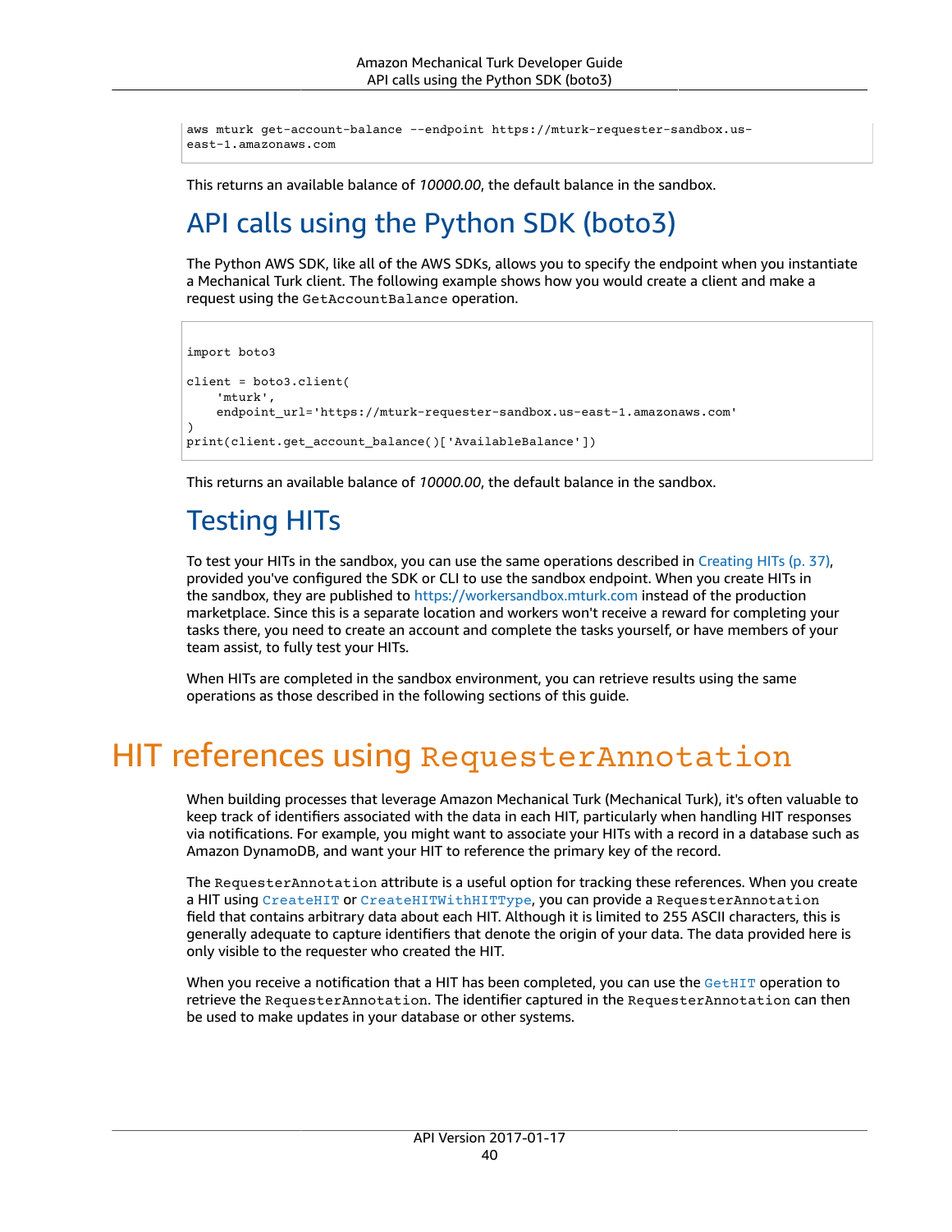```
aws mturk get-account-balance --endpoint https://mturk-requester-sandbox.us-east-1.amazonaws.com
```

This returns an available balance of *10000.00*, the default balance in the sandbox.

## API calls using the Python SDK (boto3)

The Python AWS SDK, like all of the AWS SDKs, allows you to specify the endpoint when you instantiate a Mechanical Turk client. The following example shows how you would create a client and make a request using the `GetAccountBalance` operation.

```
import boto3

client = boto3.client(
    'mturk',
    endpoint_url='https://mturk-requester-sandbox.us-east-1.amazonaws.com'
)
print(client.get_account_balance()['AvailableBalance'])
```

This returns an available balance of *10000.00*, the default balance in the sandbox.

## Testing HITs

To test your HITs in the sandbox, you can use the same operations described in Creating HITs (p. 37), provided you've configured the SDK or CLI to use the sandbox endpoint. When you create HITs in the sandbox, they are published to https://workersandbox.mturk.com instead of the production marketplace. Since this is a separate location and workers won't receive a reward for completing your tasks there, you need to create an account and complete the tasks yourself, or have members of your team assist, to fully test your HITs.

When HITs are completed in the sandbox environment, you can retrieve results using the same operations as those described in the following sections of this guide.

# HIT references using `RequesterAnnotation`

When building processes that leverage Amazon Mechanical Turk (Mechanical Turk), it's often valuable to keep track of identifiers associated with the data in each HIT, particularly when handling HIT responses via notifications. For example, you might want to associate your HITs with a record in a database such as Amazon DynamoDB, and want your HIT to reference the primary key of the record.

The `RequesterAnnotation` attribute is a useful option for tracking these references. When you create a HIT using `CreateHIT` or `CreateHITWithHITType`, you can provide a `RequesterAnnotation` field that contains arbitrary data about each HIT. Although it is limited to 255 ASCII characters, this is generally adequate to capture identifiers that denote the origin of your data. The data provided here is only visible to the requester who created the HIT.

When you receive a notification that a HIT has been completed, you can use the `GetHIT` operation to retrieve the `RequesterAnnotation`. The identifier captured in the `RequesterAnnotation` can then be used to make updates in your database or other systems.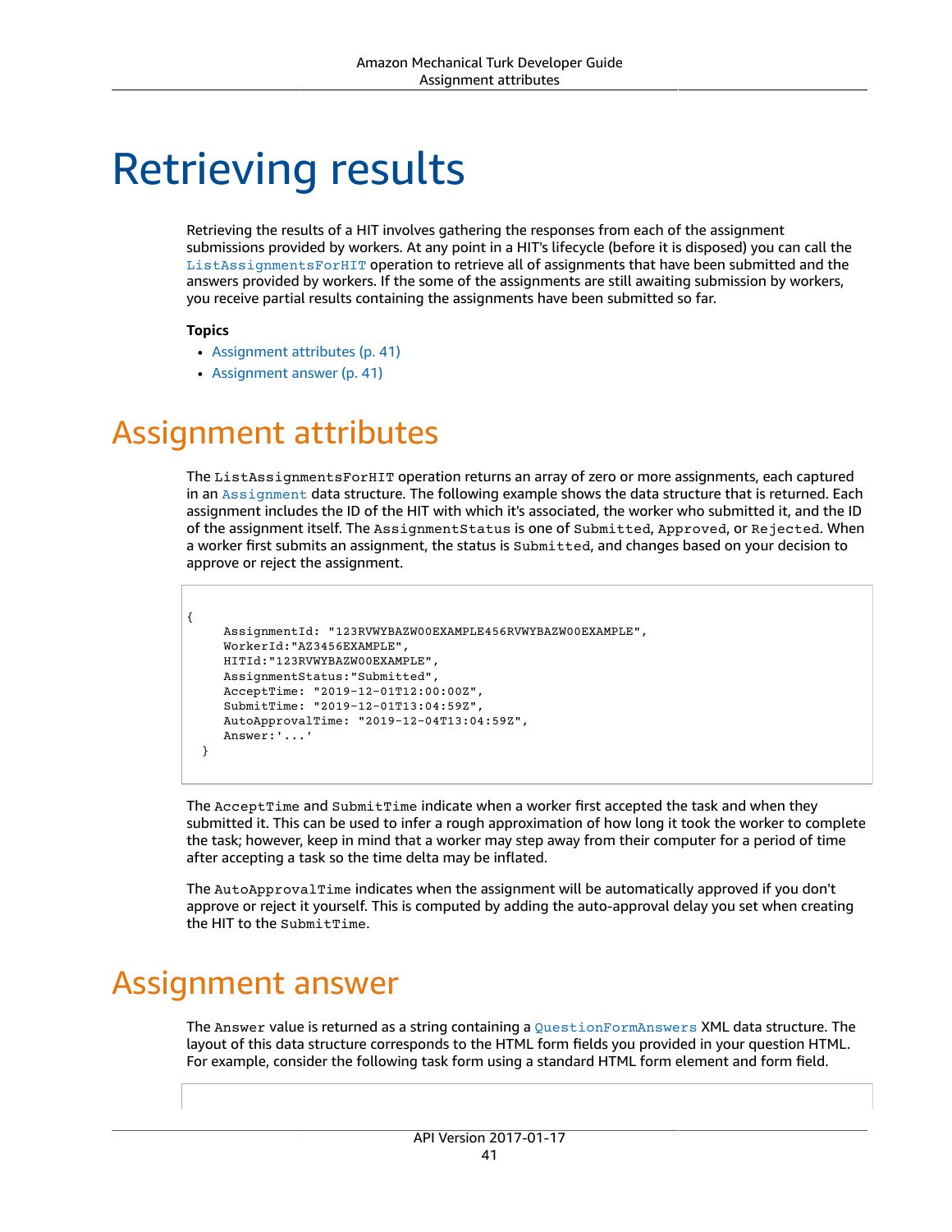# Retrieving results

Retrieving the results of a HIT involves gathering the responses from each of the assignment submissions provided by workers. At any point in a HIT's lifecycle (before it is disposed) you can call the ListAssignmentsForHIT operation to retrieve all of assignments that have been submitted and the answers provided by workers. If the some of the assignments are still awaiting submission by workers, you receive partial results containing the assignments have been submitted so far.

**Topics**

- Assignment attributes (p. 41)
- Assignment answer (p. 41)

## Assignment attributes

The ListAssignmentsForHIT operation returns an array of zero or more assignments, each captured in an Assignment data structure. The following example shows the data structure that is returned. Each assignment includes the ID of the HIT with which it's associated, the worker who submitted it, and the ID of the assignment itself. The AssignmentStatus is one of Submitted, Approved, or Rejected. When a worker first submits an assignment, the status is Submitted, and changes based on your decision to approve or reject the assignment.

```
{
     AssignmentId: "123RVWYBAZW00EXAMPLE456RVWYBAZW00EXAMPLE",
     WorkerId:"AZ3456EXAMPLE",
     HITId:"123RVWYBAZW00EXAMPLE",
     AssignmentStatus:"Submitted",
     AcceptTime: "2019-12-01T12:00:00Z",
     SubmitTime: "2019-12-01T13:04:59Z",
     AutoApprovalTime: "2019-12-04T13:04:59Z",
     Answer:'...'
  }
```

The AcceptTime and SubmitTime indicate when a worker first accepted the task and when they submitted it. This can be used to infer a rough approximation of how long it took the worker to complete the task; however, keep in mind that a worker may step away from their computer for a period of time after accepting a task so the time delta may be inflated.

The AutoApprovalTime indicates when the assignment will be automatically approved if you don't approve or reject it yourself. This is computed by adding the auto-approval delay you set when creating the HIT to the SubmitTime.

## Assignment answer

The Answer value is returned as a string containing a QuestionFormAnswers XML data structure. The layout of this data structure corresponds to the HTML form fields you provided in your question HTML. For example, consider the following task form using a standard HTML form element and form field.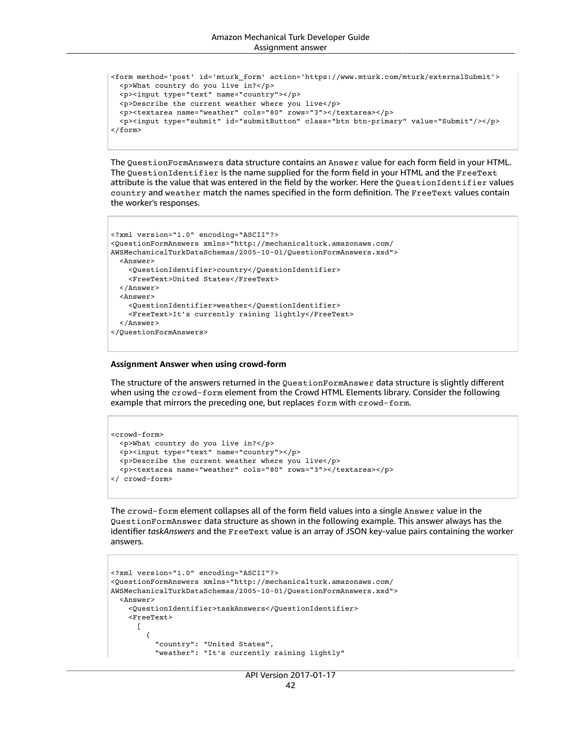```
<form method='post' id='mturk_form' action='https://www.mturk.com/mturk/externalSubmit'>
  <p>What country do you live in?</p>
  <p><input type="text" name="country"></p>
  <p>Describe the current weather where you live</p>
  <p><textarea name="weather" cols="80" rows="3"></textarea></p>
  <p><input type="submit" id="submitButton" class="btn btn-primary" value="Submit"/></p>
</form>
```

The `QuestionFormAnswers` data structure contains an `Answer` value for each form field in your HTML. The `QuestionIdentifier` is the name supplied for the form field in your HTML and the `FreeText` attribute is the value that was entered in the field by the worker. Here the `QuestionIdentifier` values `country` and `weather` match the names specified in the form definition. The `FreeText` values contain the worker's responses.

```
<?xml version="1.0" encoding="ASCII"?>
<QuestionFormAnswers xmlns="http://mechanicalturk.amazonaws.com/
AWSMechanicalTurkDataSchemas/2005-10-01/QuestionFormAnswers.xsd">
  <Answer>
    <QuestionIdentifier>country</QuestionIdentifier>
    <FreeText>United States</FreeText>
  </Answer>
  <Answer>
    <QuestionIdentifier>weather</QuestionIdentifier>
    <FreeText>It's currently raining lightly</FreeText>
  </Answer>
</QuestionFormAnswers>
```

**Assignment Answer when using crowd-form**

The structure of the answers returned in the `QuestionFormAnswer` data structure is slightly different when using the `crowd-form` element from the Crowd HTML Elements library. Consider the following example that mirrors the preceding one, but replaces `form` with `crowd-form`.

```
<crowd-form>
  <p>What country do you live in?</p>
  <p><input type="text" name="country"></p>
  <p>Describe the current weather where you live</p>
  <p><textarea name="weather" cols="80" rows="3"></textarea></p>
</ crowd-form>
```

The `crowd-form` element collapses all of the form field values into a single `Answer` value in the `QuestionFormAnswer` data structure as shown in the following example. This answer always has the identifier *taskAnswers* and the `FreeText` value is an array of JSON key-value pairs containing the worker answers.

```
<?xml version="1.0" encoding="ASCII"?>
<QuestionFormAnswers xmlns="http://mechanicalturk.amazonaws.com/
AWSMechanicalTurkDataSchemas/2005-10-01/QuestionFormAnswers.xsd">
  <Answer>
    <QuestionIdentifier>taskAnswers</QuestionIdentifier>
    <FreeText>
      [
        {
          "country": "United States",
          "weather": "It's currently raining lightly"
```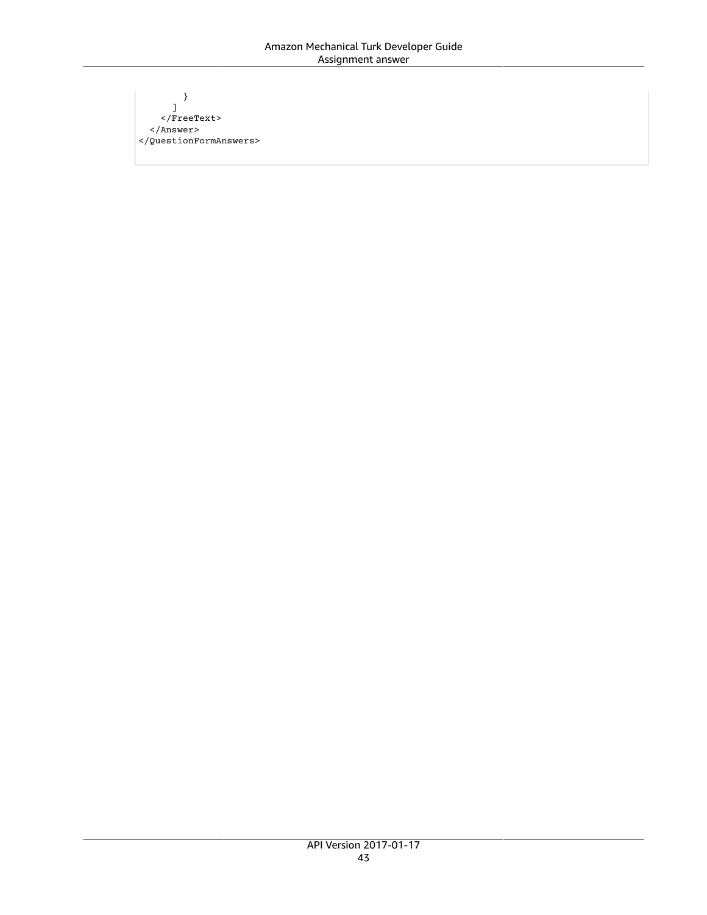```
        }
      ]
    </FreeText>
  </Answer>
</QuestionFormAnswers>
```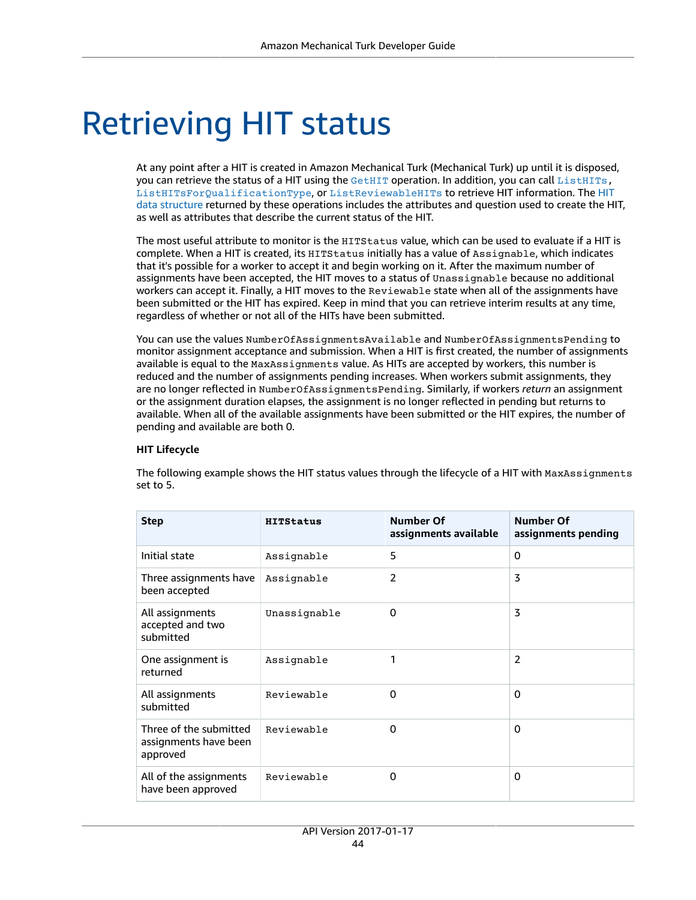# Retrieving HIT status

At any point after a HIT is created in Amazon Mechanical Turk (Mechanical Turk) up until it is disposed, you can retrieve the status of a HIT using the `GetHIT` operation. In addition, you can call `ListHITs`, `ListHITsForQualificationType`, or `ListReviewableHITs` to retrieve HIT information. The HIT data structure returned by these operations includes the attributes and question used to create the HIT, as well as attributes that describe the current status of the HIT.

The most useful attribute to monitor is the `HITStatus` value, which can be used to evaluate if a HIT is complete. When a HIT is created, its `HITStatus` initially has a value of `Assignable`, which indicates that it's possible for a worker to accept it and begin working on it. After the maximum number of assignments have been accepted, the HIT moves to a status of `Unassignable` because no additional workers can accept it. Finally, a HIT moves to the `Reviewable` state when all of the assignments have been submitted or the HIT has expired. Keep in mind that you can retrieve interim results at any time, regardless of whether or not all of the HITs have been submitted.

You can use the values `NumberOfAssignmentsAvailable` and `NumberOfAssignmentsPending` to monitor assignment acceptance and submission. When a HIT is first created, the number of assignments available is equal to the `MaxAssignments` value. As HITs are accepted by workers, this number is reduced and the number of assignments pending increases. When workers submit assignments, they are no longer reflected in `NumberOfAssignmentsPending`. Similarly, if workers *return* an assignment or the assignment duration elapses, the assignment is no longer reflected in pending but returns to available. When all of the available assignments have been submitted or the HIT expires, the number of pending and available are both 0.

**HIT Lifecycle**

The following example shows the HIT status values through the lifecycle of a HIT with `MaxAssignments` set to 5.

| Step | `HITStatus` | Number Of assignments available | Number Of assignments pending |
|---|---|---|---|
| Initial state | `Assignable` | 5 | 0 |
| Three assignments have been accepted | `Assignable` | 2 | 3 |
| All assignments accepted and two submitted | `Unassignable` | 0 | 3 |
| One assignment is returned | `Assignable` | 1 | 2 |
| All assignments submitted | `Reviewable` | 0 | 0 |
| Three of the submitted assignments have been approved | `Reviewable` | 0 | 0 |
| All of the assignments have been approved | `Reviewable` | 0 | 0 |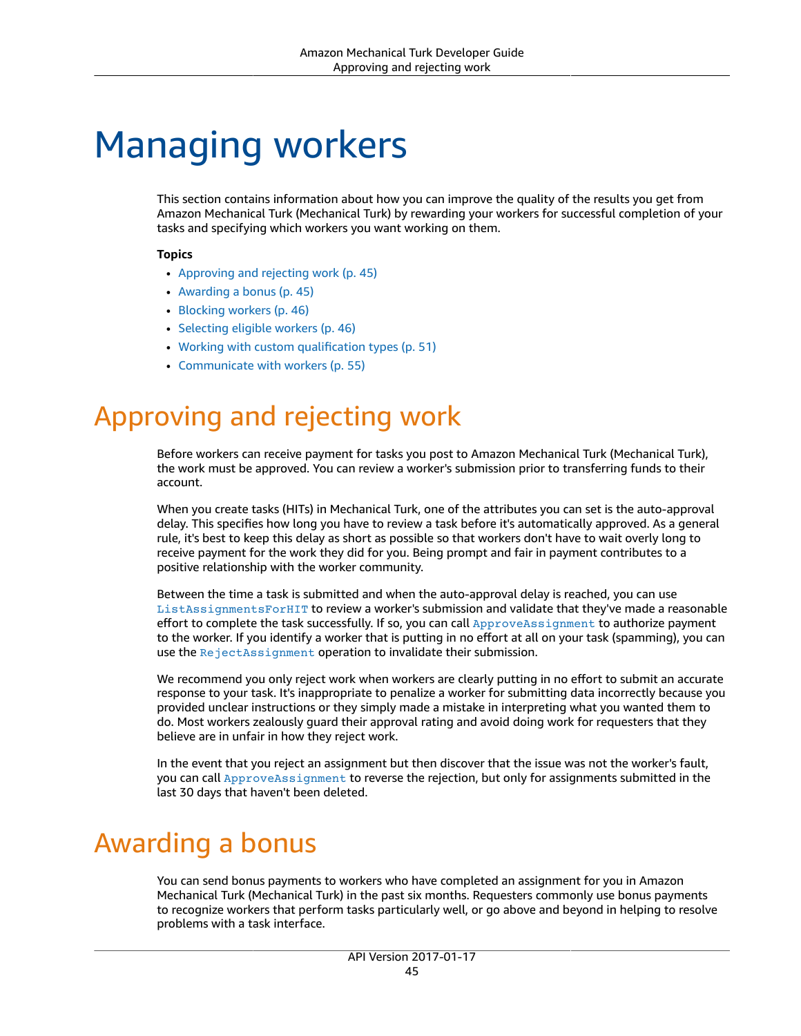# Managing workers

This section contains information about how you can improve the quality of the results you get from Amazon Mechanical Turk (Mechanical Turk) by rewarding your workers for successful completion of your tasks and specifying which workers you want working on them.

**Topics**

- Approving and rejecting work (p. 45)
- Awarding a bonus (p. 45)
- Blocking workers (p. 46)
- Selecting eligible workers (p. 46)
- Working with custom qualification types (p. 51)
- Communicate with workers (p. 55)

## Approving and rejecting work

Before workers can receive payment for tasks you post to Amazon Mechanical Turk (Mechanical Turk), the work must be approved. You can review a worker's submission prior to transferring funds to their account.

When you create tasks (HITs) in Mechanical Turk, one of the attributes you can set is the auto-approval delay. This specifies how long you have to review a task before it's automatically approved. As a general rule, it's best to keep this delay as short as possible so that workers don't have to wait overly long to receive payment for the work they did for you. Being prompt and fair in payment contributes to a positive relationship with the worker community.

Between the time a task is submitted and when the auto-approval delay is reached, you can use `ListAssignmentsForHIT` to review a worker's submission and validate that they've made a reasonable effort to complete the task successfully. If so, you can call `ApproveAssignment` to authorize payment to the worker. If you identify a worker that is putting in no effort at all on your task (spamming), you can use the `RejectAssignment` operation to invalidate their submission.

We recommend you only reject work when workers are clearly putting in no effort to submit an accurate response to your task. It's inappropriate to penalize a worker for submitting data incorrectly because you provided unclear instructions or they simply made a mistake in interpreting what you wanted them to do. Most workers zealously guard their approval rating and avoid doing work for requesters that they believe are in unfair in how they reject work.

In the event that you reject an assignment but then discover that the issue was not the worker's fault, you can call `ApproveAssignment` to reverse the rejection, but only for assignments submitted in the last 30 days that haven't been deleted.

## Awarding a bonus

You can send bonus payments to workers who have completed an assignment for you in Amazon Mechanical Turk (Mechanical Turk) in the past six months. Requesters commonly use bonus payments to recognize workers that perform tasks particularly well, or go above and beyond in helping to resolve problems with a task interface.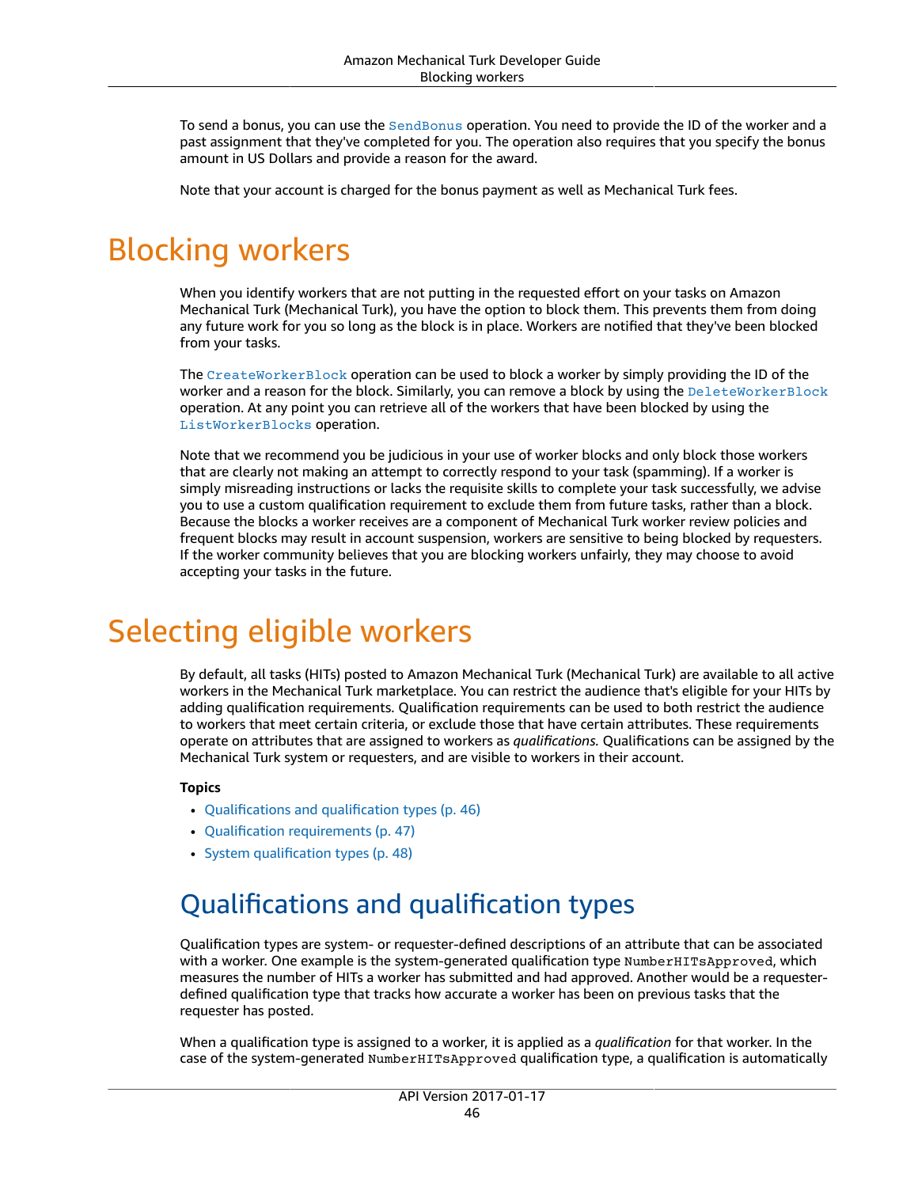To send a bonus, you can use the `SendBonus` operation. You need to provide the ID of the worker and a past assignment that they've completed for you. The operation also requires that you specify the bonus amount in US Dollars and provide a reason for the award.

Note that your account is charged for the bonus payment as well as Mechanical Turk fees.

# Blocking workers

When you identify workers that are not putting in the requested effort on your tasks on Amazon Mechanical Turk (Mechanical Turk), you have the option to block them. This prevents them from doing any future work for you so long as the block is in place. Workers are notified that they've been blocked from your tasks.

The `CreateWorkerBlock` operation can be used to block a worker by simply providing the ID of the worker and a reason for the block. Similarly, you can remove a block by using the `DeleteWorkerBlock` operation. At any point you can retrieve all of the workers that have been blocked by using the `ListWorkerBlocks` operation.

Note that we recommend you be judicious in your use of worker blocks and only block those workers that are clearly not making an attempt to correctly respond to your task (spamming). If a worker is simply misreading instructions or lacks the requisite skills to complete your task successfully, we advise you to use a custom qualification requirement to exclude them from future tasks, rather than a block. Because the blocks a worker receives are a component of Mechanical Turk worker review policies and frequent blocks may result in account suspension, workers are sensitive to being blocked by requesters. If the worker community believes that you are blocking workers unfairly, they may choose to avoid accepting your tasks in the future.

# Selecting eligible workers

By default, all tasks (HITs) posted to Amazon Mechanical Turk (Mechanical Turk) are available to all active workers in the Mechanical Turk marketplace. You can restrict the audience that's eligible for your HITs by adding qualification requirements. Qualification requirements can be used to both restrict the audience to workers that meet certain criteria, or exclude those that have certain attributes. These requirements operate on attributes that are assigned to workers as *qualifications.* Qualifications can be assigned by the Mechanical Turk system or requesters, and are visible to workers in their account.

**Topics**

- Qualifications and qualification types (p. 46)
- Qualification requirements (p. 47)
- System qualification types (p. 48)

## Qualifications and qualification types

Qualification types are system- or requester-defined descriptions of an attribute that can be associated with a worker. One example is the system-generated qualification type `NumberHITsApproved`, which measures the number of HITs a worker has submitted and had approved. Another would be a requester-defined qualification type that tracks how accurate a worker has been on previous tasks that the requester has posted.

When a qualification type is assigned to a worker, it is applied as a *qualification* for that worker. In the case of the system-generated `NumberHITsApproved` qualification type, a qualification is automatically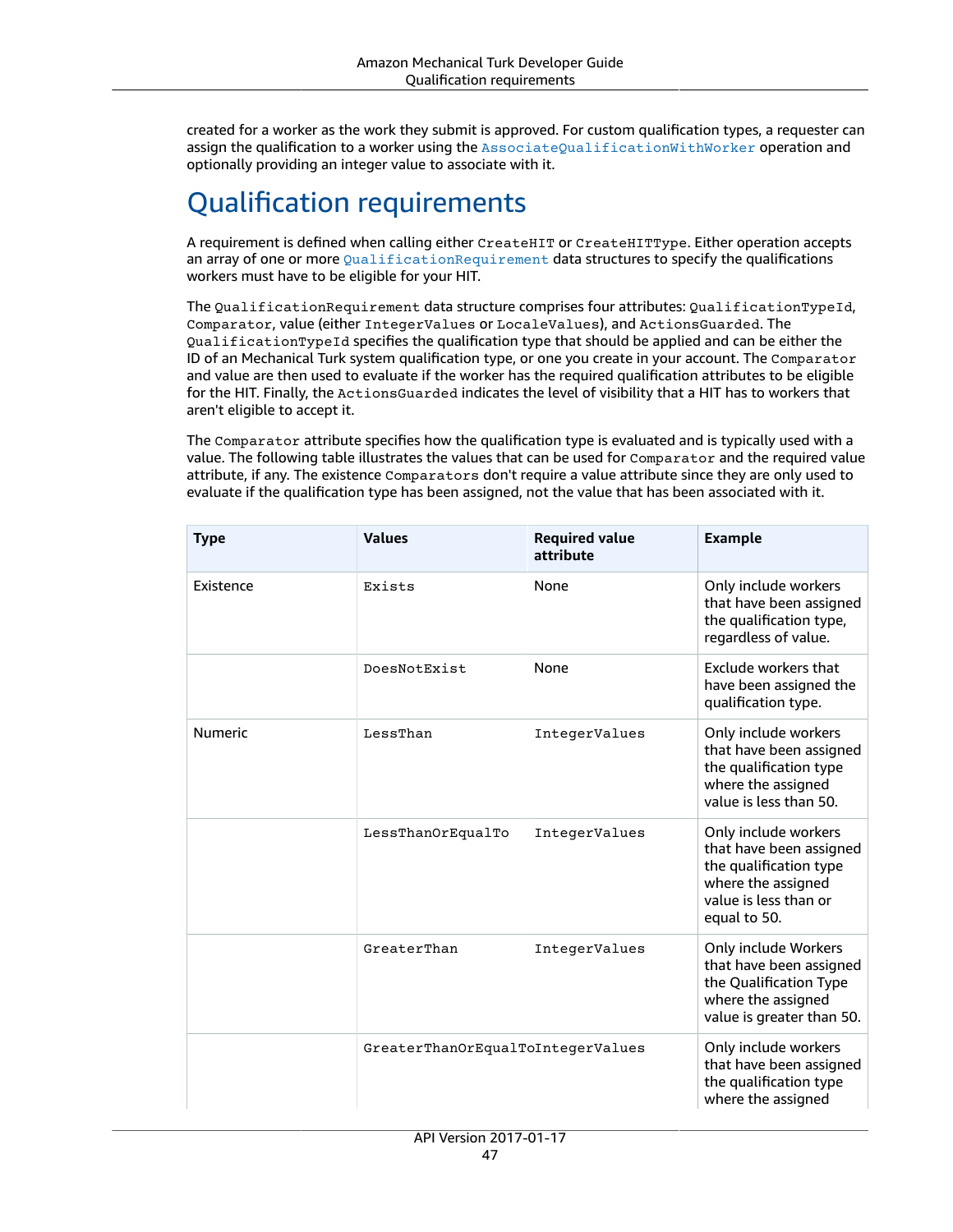created for a worker as the work they submit is approved. For custom qualification types, a requester can assign the qualification to a worker using the `AssociateQualificationWithWorker` operation and optionally providing an integer value to associate with it.

# Qualification requirements

A requirement is defined when calling either `CreateHIT` or `CreateHITType`. Either operation accepts an array of one or more `QualificationRequirement` data structures to specify the qualifications workers must have to be eligible for your HIT.

The `QualificationRequirement` data structure comprises four attributes: `QualificationTypeId`, `Comparator`, value (either `IntegerValues` or `LocaleValues`), and `ActionsGuarded`. The `QualificationTypeId` specifies the qualification type that should be applied and can be either the ID of an Mechanical Turk system qualification type, or one you create in your account. The `Comparator` and value are then used to evaluate if the worker has the required qualification attributes to be eligible for the HIT. Finally, the `ActionsGuarded` indicates the level of visibility that a HIT has to workers that aren't eligible to accept it.

The `Comparator` attribute specifies how the qualification type is evaluated and is typically used with a value. The following table illustrates the values that can be used for `Comparator` and the required value attribute, if any. The existence `Comparators` don't require a value attribute since they are only used to evaluate if the qualification type has been assigned, not the value that has been associated with it.

| Type | Values | Required value attribute | Example |
| --- | --- | --- | --- |
| Existence | `Exists` | None | Only include workers that have been assigned the qualification type, regardless of value. |
| | `DoesNotExist` | None | Exclude workers that have been assigned the qualification type. |
| Numeric | `LessThan` | `IntegerValues` | Only include workers that have been assigned the qualification type where the assigned value is less than 50. |
| | `LessThanOrEqualTo` | `IntegerValues` | Only include workers that have been assigned the qualification type where the assigned value is less than or equal to 50. |
| | `GreaterThan` | `IntegerValues` | Only include Workers that have been assigned the Qualification Type where the assigned value is greater than 50. |
| | `GreaterThanOrEqualTo` | `IntegerValues` | Only include workers that have been assigned the qualification type where the assigned |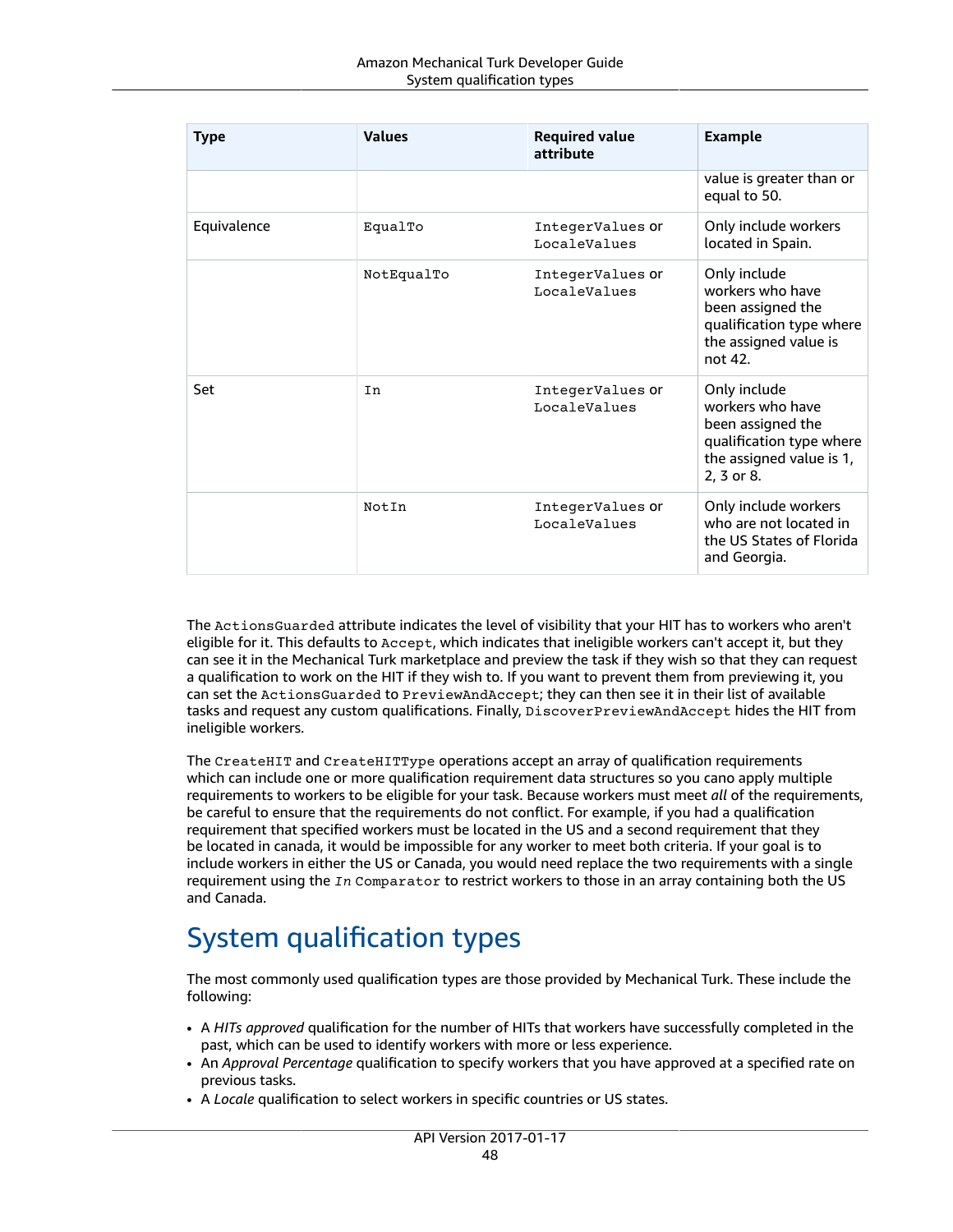| Type | Values | Required value attribute | Example |
| --- | --- | --- | --- |
| | | | value is greater than or equal to 50. |
| Equivalence | `EqualTo` | `IntegerValues` or `LocaleValues` | Only include workers located in Spain. |
| | `NotEqualTo` | `IntegerValues` or `LocaleValues` | Only include workers who have been assigned the qualification type where the assigned value is not 42. |
| Set | `In` | `IntegerValues` or `LocaleValues` | Only include workers who have been assigned the qualification type where the assigned value is 1, 2, 3 or 8. |
| | `NotIn` | `IntegerValues` or `LocaleValues` | Only include workers who are not located in the US States of Florida and Georgia. |

The `ActionsGuarded` attribute indicates the level of visibility that your HIT has to workers who aren't eligible for it. This defaults to `Accept`, which indicates that ineligible workers can't accept it, but they can see it in the Mechanical Turk marketplace and preview the task if they wish so that they can request a qualification to work on the HIT if they wish to. If you want to prevent them from previewing it, you can set the `ActionsGuarded` to `PreviewAndAccept`; they can then see it in their list of available tasks and request any custom qualifications. Finally, `DiscoverPreviewAndAccept` hides the HIT from ineligible workers.

The `CreateHIT` and `CreateHITType` operations accept an array of qualification requirements which can include one or more qualification requirement data structures so you cano apply multiple requirements to workers to be eligible for your task. Because workers must meet *all* of the requirements, be careful to ensure that the requirements do not conflict. For example, if you had a qualification requirement that specified workers must be located in the US and a second requirement that they be located in canada, it would be impossible for any worker to meet both criteria. If your goal is to include workers in either the US or Canada, you would need replace the two requirements with a single requirement using the *`In`* `Comparator` to restrict workers to those in an array containing both the US and Canada.

# System qualification types

The most commonly used qualification types are those provided by Mechanical Turk. These include the following:

- A *HITs approved* qualification for the number of HITs that workers have successfully completed in the past, which can be used to identify workers with more or less experience.
- An *Approval Percentage* qualification to specify workers that you have approved at a specified rate on previous tasks.
- A *Locale* qualification to select workers in specific countries or US states.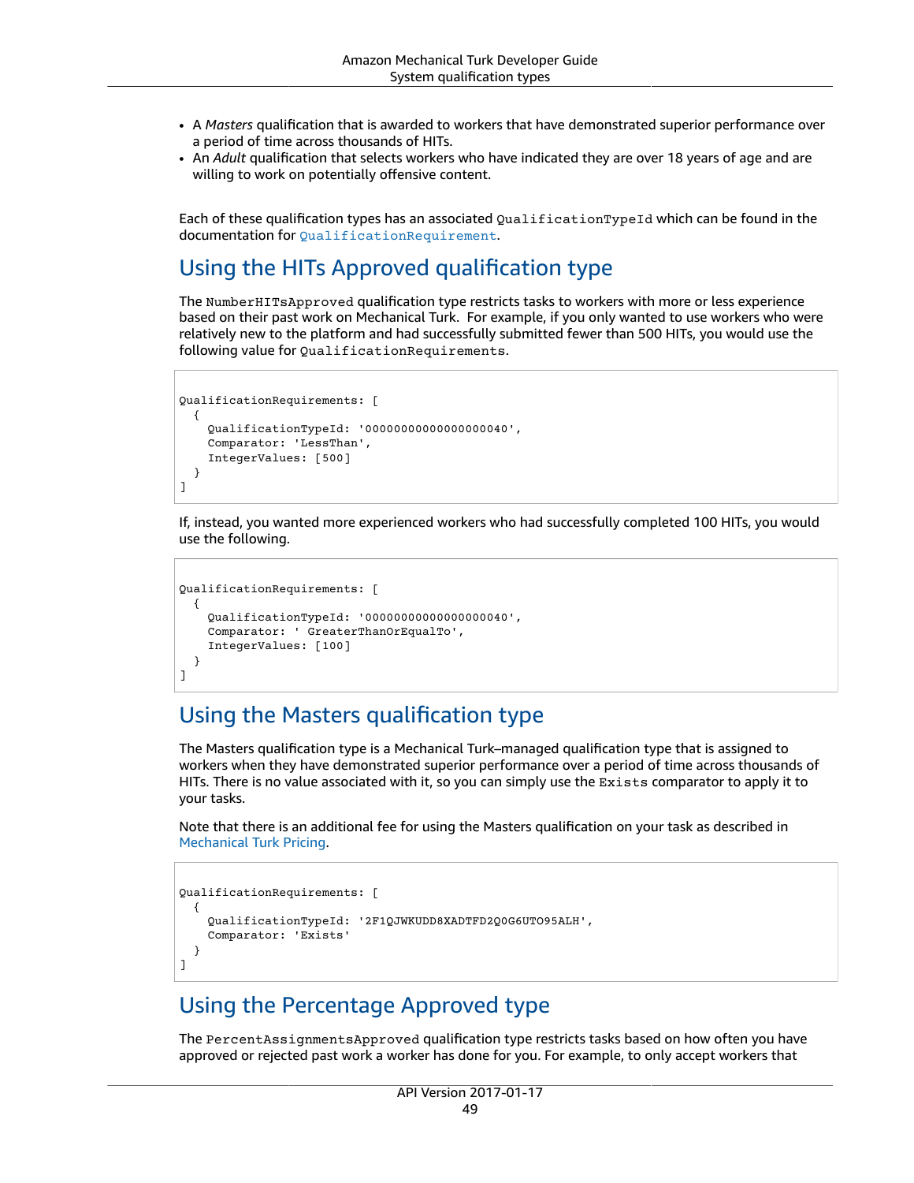- A *Masters* qualification that is awarded to workers that have demonstrated superior performance over a period of time across thousands of HITs.
- An *Adult* qualification that selects workers who have indicated they are over 18 years of age and are willing to work on potentially offensive content.

Each of these qualification types has an associated `QualificationTypeId` which can be found in the documentation for `QualificationRequirement`.

## Using the HITs Approved qualification type

The `NumberHITsApproved` qualification type restricts tasks to workers with more or less experience based on their past work on Mechanical Turk. For example, if you only wanted to use workers who were relatively new to the platform and had successfully submitted fewer than 500 HITs, you would use the following value for `QualificationRequirements`.

```
QualificationRequirements: [
  {
    QualificationTypeId: '00000000000000000040',
    Comparator: 'LessThan',
    IntegerValues: [500]
  }
]
```

If, instead, you wanted more experienced workers who had successfully completed 100 HITs, you would use the following.

```
QualificationRequirements: [
  {
    QualificationTypeId: '00000000000000000040',
    Comparator: ' GreaterThanOrEqualTo',
    IntegerValues: [100]
  }
]
```

## Using the Masters qualification type

The Masters qualification type is a Mechanical Turk–managed qualification type that is assigned to workers when they have demonstrated superior performance over a period of time across thousands of HITs. There is no value associated with it, so you can simply use the `Exists` comparator to apply it to your tasks.

Note that there is an additional fee for using the Masters qualification on your task as described in Mechanical Turk Pricing.

```
QualificationRequirements: [
  {
    QualificationTypeId: '2F1QJWKUDD8XADTFD2Q0G6UTO95ALH',
    Comparator: 'Exists'
  }
]
```

## Using the Percentage Approved type

The `PercentAssignmentsApproved` qualification type restricts tasks based on how often you have approved or rejected past work a worker has done for you. For example, to only accept workers that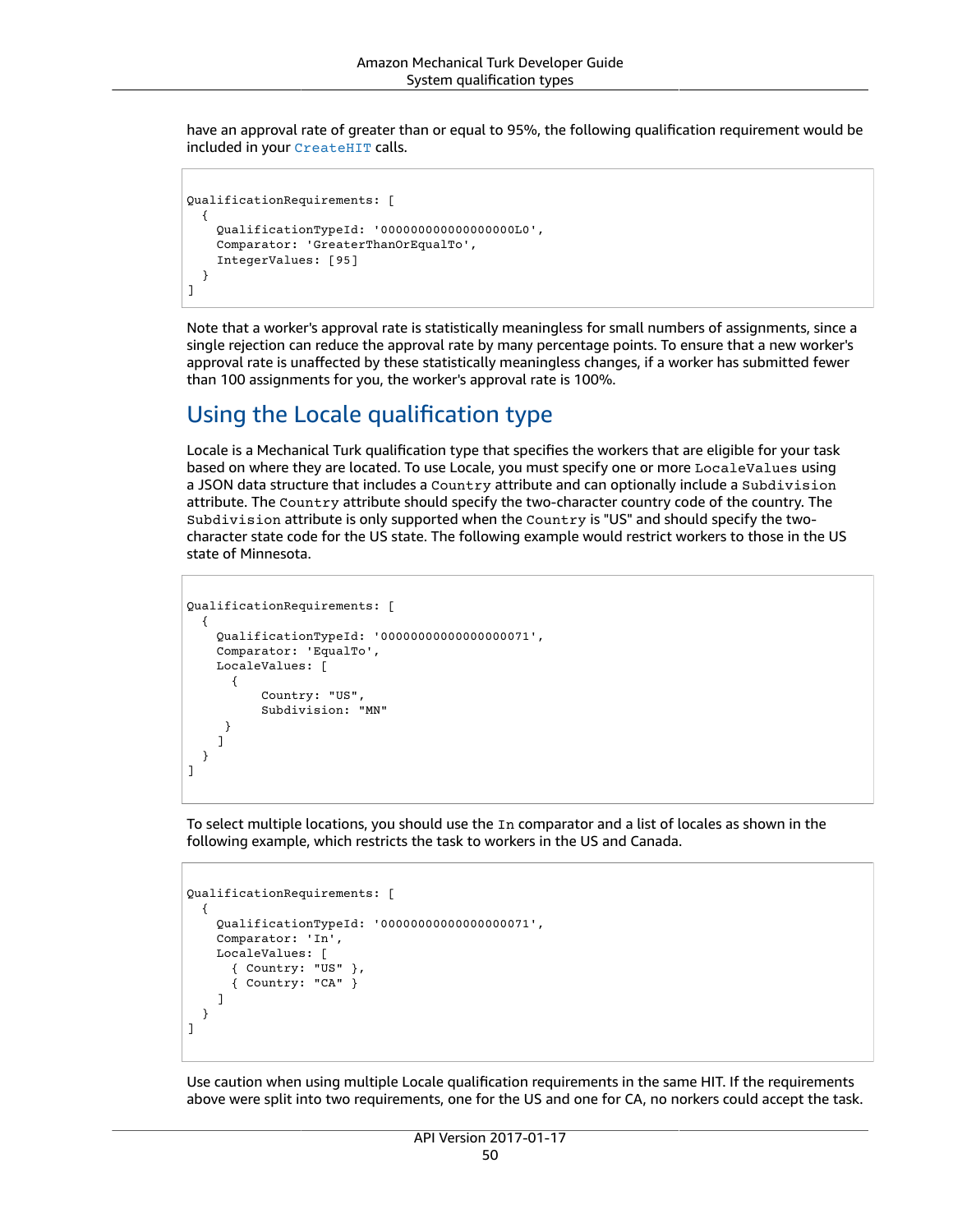have an approval rate of greater than or equal to 95%, the following qualification requirement would be included in your `CreateHIT` calls.

```
QualificationRequirements: [
  {
    QualificationTypeId: '000000000000000000L0',
    Comparator: 'GreaterThanOrEqualTo',
    IntegerValues: [95]
  }
]
```

Note that a worker's approval rate is statistically meaningless for small numbers of assignments, since a single rejection can reduce the approval rate by many percentage points. To ensure that a new worker's approval rate is unaffected by these statistically meaningless changes, if a worker has submitted fewer than 100 assignments for you, the worker's approval rate is 100%.

## Using the Locale qualification type

Locale is a Mechanical Turk qualification type that specifies the workers that are eligible for your task based on where they are located. To use Locale, you must specify one or more `LocaleValues` using a JSON data structure that includes a `Country` attribute and can optionally include a `Subdivision` attribute. The `Country` attribute should specify the two-character country code of the country. The `Subdivision` attribute is only supported when the `Country` is "US" and should specify the two-character state code for the US state. The following example would restrict workers to those in the US state of Minnesota.

```
QualificationRequirements: [
  {
    QualificationTypeId: '00000000000000000071',
    Comparator: 'EqualTo',
    LocaleValues: [
      {
          Country: "US",
          Subdivision: "MN"
     }
    ]
  }
]
```

To select multiple locations, you should use the `In` comparator and a list of locales as shown in the following example, which restricts the task to workers in the US and Canada.

```
QualificationRequirements: [
  {
    QualificationTypeId: '00000000000000000071',
    Comparator: 'In',
    LocaleValues: [
      { Country: "US" },
      { Country: "CA" }
    ]
  }
]
```

Use caution when using multiple Locale qualification requirements in the same HIT. If the requirements above were split into two requirements, one for the US and one for CA, no norkers could accept the task.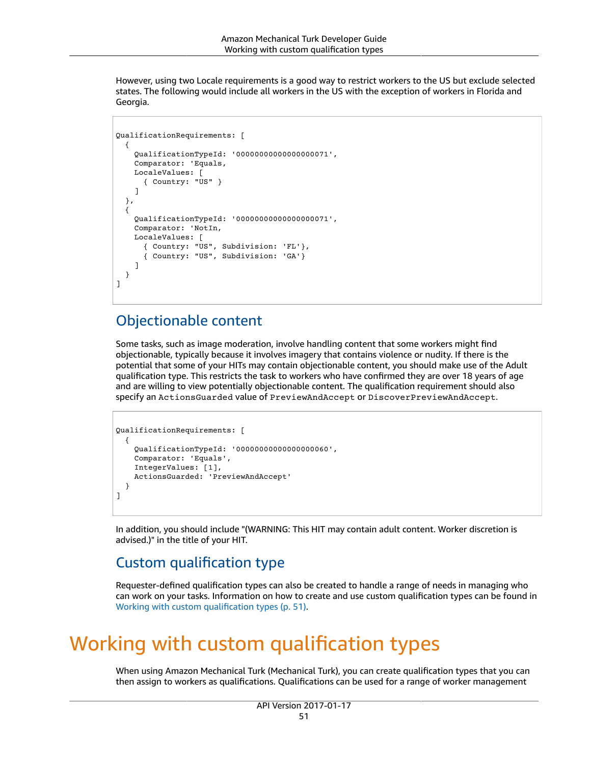However, using two Locale requirements is a good way to restrict workers to the US but exclude selected states. The following would include all workers in the US with the exception of workers in Florida and Georgia.

```
QualificationRequirements: [
  {
    QualificationTypeId: '00000000000000000071',
    Comparator: 'Equals,
    LocaleValues: [
      { Country: "US" }
    ]
  },
  {
    QualificationTypeId: '00000000000000000071',
    Comparator: 'NotIn,
    LocaleValues: [
      { Country: "US", Subdivision: 'FL'},
      { Country: "US", Subdivision: 'GA'}
    ]
  }
]
```

## Objectionable content

Some tasks, such as image moderation, involve handling content that some workers might find objectionable, typically because it involves imagery that contains violence or nudity. If there is the potential that some of your HITs may contain objectionable content, you should make use of the Adult qualification type. This restricts the task to workers who have confirmed they are over 18 years of age and are willing to view potentially objectionable content. The qualification requirement should also specify an `ActionsGuarded` value of `PreviewAndAccept` or `DiscoverPreviewAndAccept`.

```
QualificationRequirements: [
  {
    QualificationTypeId: '00000000000000000060',
    Comparator: 'Equals',
    IntegerValues: [1],
    ActionsGuarded: 'PreviewAndAccept'
  }
]
```

In addition, you should include "(WARNING: This HIT may contain adult content. Worker discretion is advised.)" in the title of your HIT.

## Custom qualification type

Requester-defined qualification types can also be created to handle a range of needs in managing who can work on your tasks. Information on how to create and use custom qualification types can be found in Working with custom qualification types (p. 51).

# Working with custom qualification types

When using Amazon Mechanical Turk (Mechanical Turk), you can create qualification types that you can then assign to workers as qualifications. Qualifications can be used for a range of worker management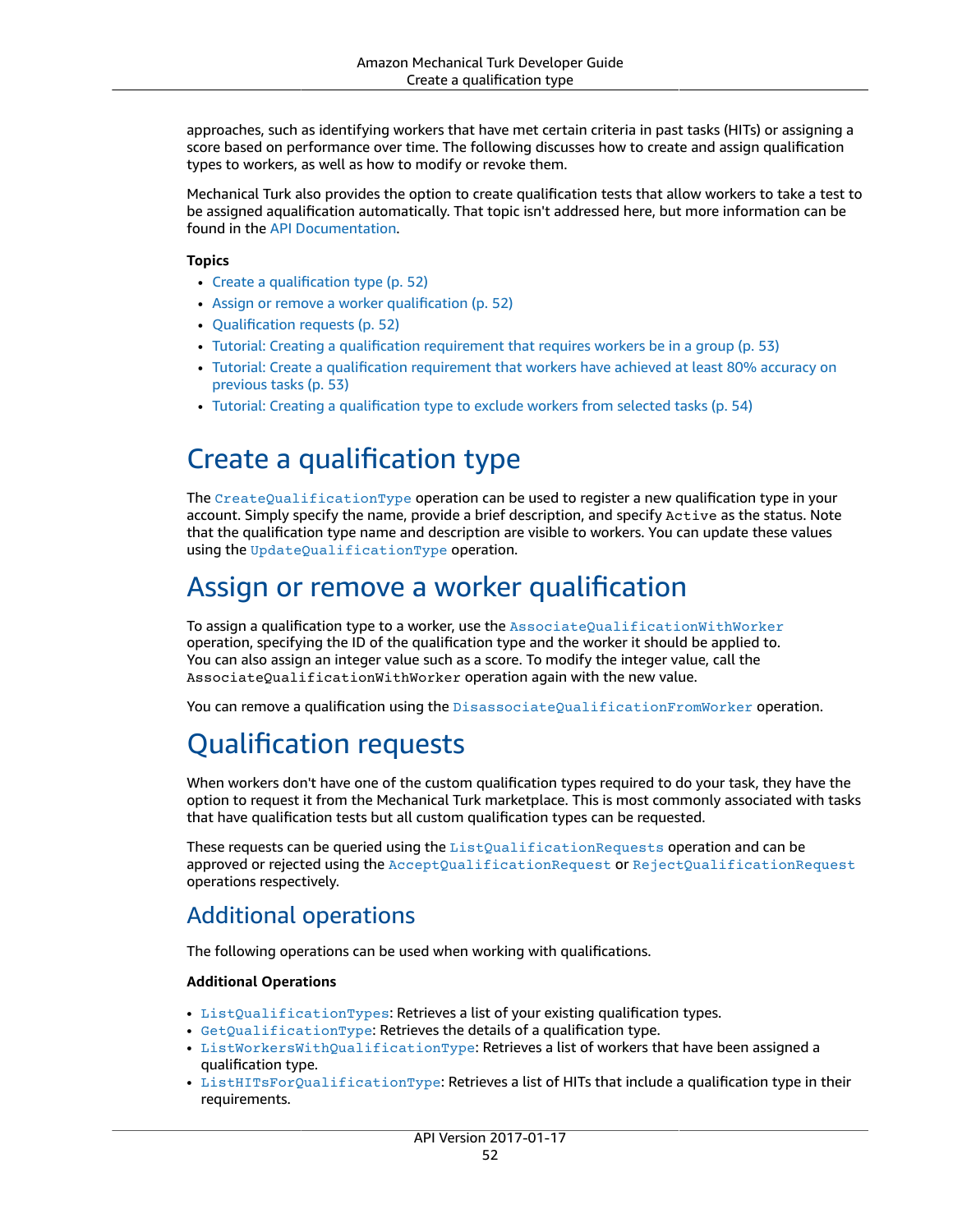approaches, such as identifying workers that have met certain criteria in past tasks (HITs) or assigning a score based on performance over time. The following discusses how to create and assign qualification types to workers, as well as how to modify or revoke them.

Mechanical Turk also provides the option to create qualification tests that allow workers to take a test to be assigned aqualification automatically. That topic isn't addressed here, but more information can be found in the API Documentation.

**Topics**

- Create a qualification type (p. 52)
- Assign or remove a worker qualification (p. 52)
- Qualification requests (p. 52)
- Tutorial: Creating a qualification requirement that requires workers be in a group (p. 53)
- Tutorial: Create a qualification requirement that workers have achieved at least 80% accuracy on previous tasks (p. 53)
- Tutorial: Creating a qualification type to exclude workers from selected tasks (p. 54)

# Create a qualification type

The `CreateQualificationType` operation can be used to register a new qualification type in your account. Simply specify the name, provide a brief description, and specify `Active` as the status. Note that the qualification type name and description are visible to workers. You can update these values using the `UpdateQualificationType` operation.

# Assign or remove a worker qualification

To assign a qualification type to a worker, use the `AssociateQualificationWithWorker` operation, specifying the ID of the qualification type and the worker it should be applied to. You can also assign an integer value such as a score. To modify the integer value, call the `AssociateQualificationWithWorker` operation again with the new value.

You can remove a qualification using the `DisassociateQualificationFromWorker` operation.

# Qualification requests

When workers don't have one of the custom qualification types required to do your task, they have the option to request it from the Mechanical Turk marketplace. This is most commonly associated with tasks that have qualification tests but all custom qualification types can be requested.

These requests can be queried using the `ListQualificationRequests` operation and can be approved or rejected using the `AcceptQualificationRequest` or `RejectQualificationRequest` operations respectively.

## Additional operations

The following operations can be used when working with qualifications.

**Additional Operations**

- `ListQualificationTypes`: Retrieves a list of your existing qualification types.
- `GetQualificationType`: Retrieves the details of a qualification type.
- `ListWorkersWithQualificationType`: Retrieves a list of workers that have been assigned a qualification type.
- `ListHITsForQualificationType`: Retrieves a list of HITs that include a qualification type in their requirements.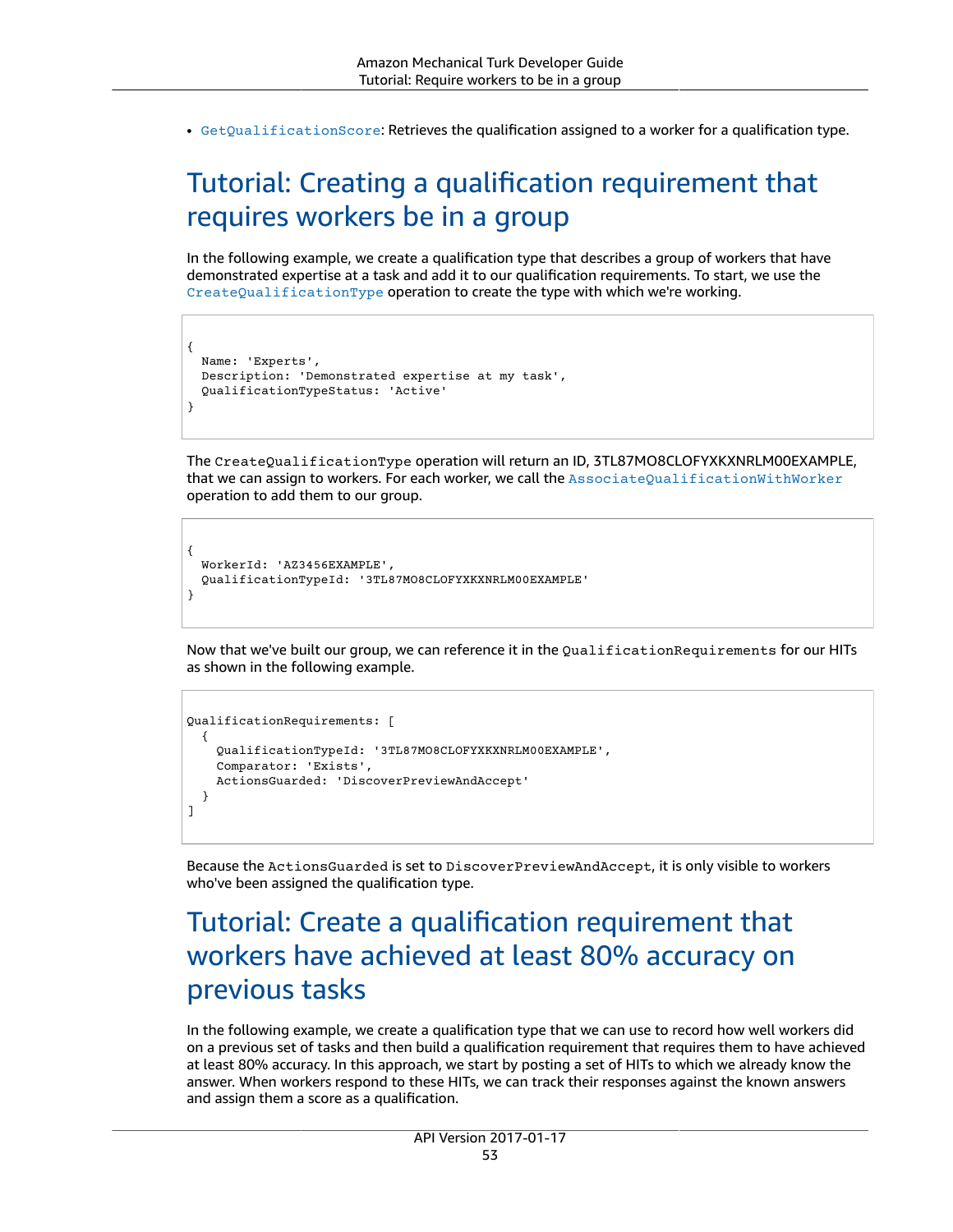- `GetQualificationScore`: Retrieves the qualification assigned to a worker for a qualification type.

# Tutorial: Creating a qualification requirement that requires workers be in a group

In the following example, we create a qualification type that describes a group of workers that have demonstrated expertise at a task and add it to our qualification requirements. To start, we use the `CreateQualificationType` operation to create the type with which we're working.

```
{
  Name: 'Experts',
  Description: 'Demonstrated expertise at my task',
  QualificationTypeStatus: 'Active'
}
```

The `CreateQualificationType` operation will return an ID, 3TL87MO8CLOFYXKXNRLM00EXAMPLE, that we can assign to workers. For each worker, we call the `AssociateQualificationWithWorker` operation to add them to our group.

```
{
  WorkerId: 'AZ3456EXAMPLE',
  QualificationTypeId: '3TL87MO8CLOFYXKXNRLM00EXAMPLE'
}
```

Now that we've built our group, we can reference it in the `QualificationRequirements` for our HITs as shown in the following example.

```
QualificationRequirements: [
  {
    QualificationTypeId: '3TL87MO8CLOFYXKXNRLM00EXAMPLE',
    Comparator: 'Exists',
    ActionsGuarded: 'DiscoverPreviewAndAccept'
  }
]
```

Because the `ActionsGuarded` is set to `DiscoverPreviewAndAccept`, it is only visible to workers who've been assigned the qualification type.

# Tutorial: Create a qualification requirement that workers have achieved at least 80% accuracy on previous tasks

In the following example, we create a qualification type that we can use to record how well workers did on a previous set of tasks and then build a qualification requirement that requires them to have achieved at least 80% accuracy. In this approach, we start by posting a set of HITs to which we already know the answer. When workers respond to these HITs, we can track their responses against the known answers and assign them a score as a qualification.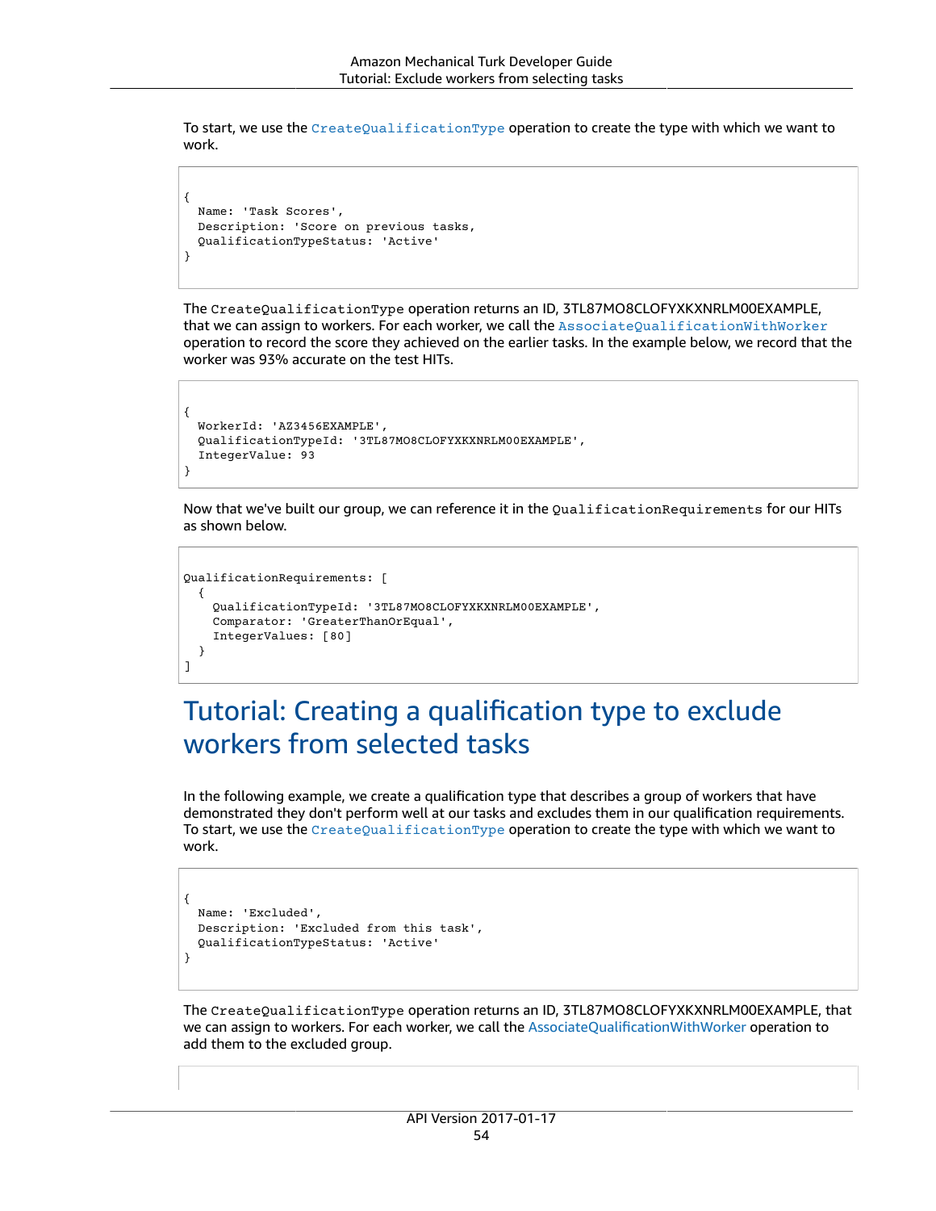To start, we use the `CreateQualificationType` operation to create the type with which we want to work.

```
{
  Name: 'Task Scores',
  Description: 'Score on previous tasks,
  QualificationTypeStatus: 'Active'
}
```

The `CreateQualificationType` operation returns an ID, 3TL87MO8CLOFYXKXNRLM00EXAMPLE, that we can assign to workers. For each worker, we call the `AssociateQualificationWithWorker` operation to record the score they achieved on the earlier tasks. In the example below, we record that the worker was 93% accurate on the test HITs.

```
{
  WorkerId: 'AZ3456EXAMPLE',
  QualificationTypeId: '3TL87MO8CLOFYXKXNRLM00EXAMPLE',
  IntegerValue: 93
}
```

Now that we've built our group, we can reference it in the `QualificationRequirements` for our HITs as shown below.

```
QualificationRequirements: [
  {
    QualificationTypeId: '3TL87MO8CLOFYXKXNRLM00EXAMPLE',
    Comparator: 'GreaterThanOrEqual',
    IntegerValues: [80]
  }
]
```

## Tutorial: Creating a qualification type to exclude workers from selected tasks

In the following example, we create a qualification type that describes a group of workers that have demonstrated they don't perform well at our tasks and excludes them in our qualification requirements. To start, we use the `CreateQualificationType` operation to create the type with which we want to work.

```
{
  Name: 'Excluded',
  Description: 'Excluded from this task',
  QualificationTypeStatus: 'Active'
}
```

The `CreateQualificationType` operation returns an ID, 3TL87MO8CLOFYXKXNRLM00EXAMPLE, that we can assign to workers. For each worker, we call the AssociateQualificationWithWorker operation to add them to the excluded group.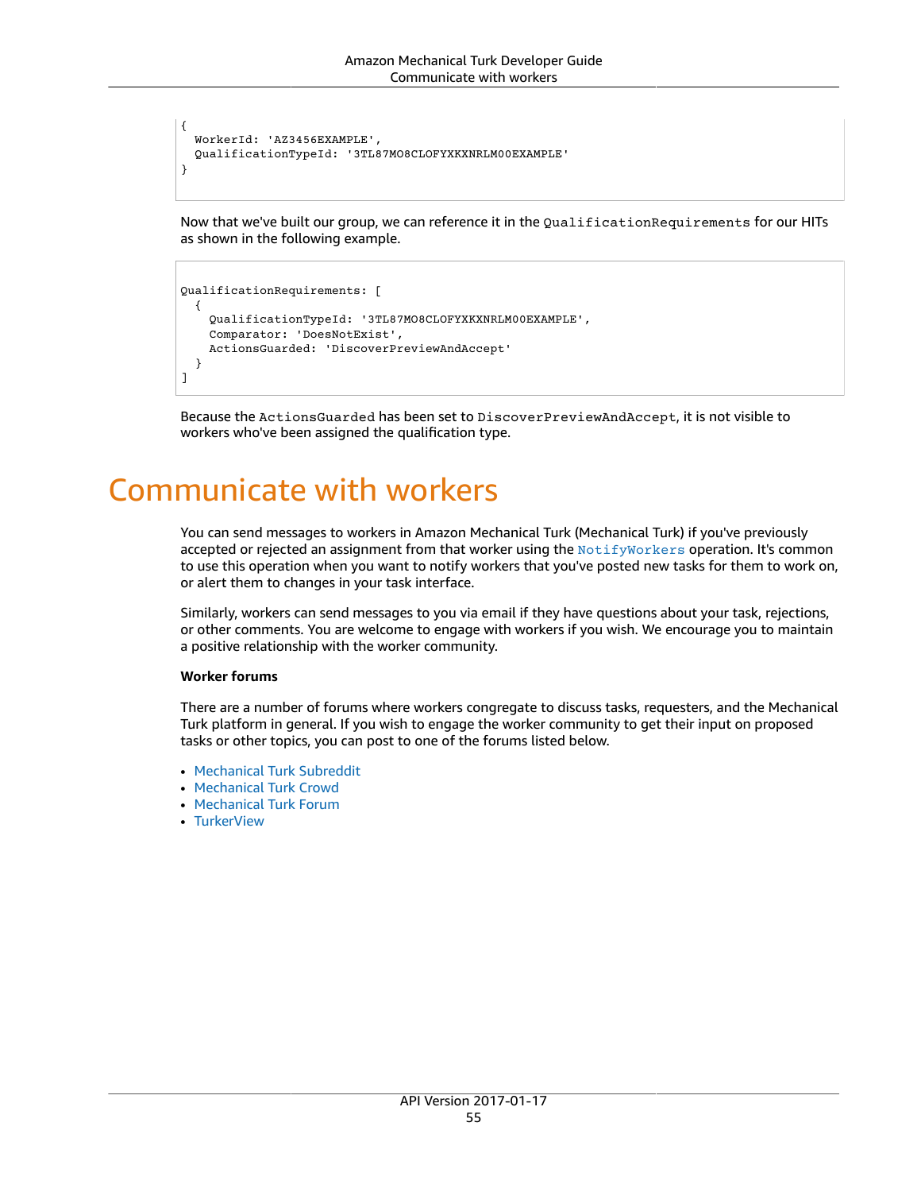```
{
  WorkerId: 'AZ3456EXAMPLE',
  QualificationTypeId: '3TL87MO8CLOFYXKXNRLMO0EXAMPLE'
}
```

Now that we've built our group, we can reference it in the `QualificationRequirements` for our HITs as shown in the following example.

```
QualificationRequirements: [
  {
    QualificationTypeId: '3TL87MO8CLOFYXKXNRLMO0EXAMPLE',
    Comparator: 'DoesNotExist',
    ActionsGuarded: 'DiscoverPreviewAndAccept'
  }
]
```

Because the `ActionsGuarded` has been set to `DiscoverPreviewAndAccept`, it is not visible to workers who've been assigned the qualification type.

# Communicate with workers

You can send messages to workers in Amazon Mechanical Turk (Mechanical Turk) if you've previously accepted or rejected an assignment from that worker using the `NotifyWorkers` operation. It's common to use this operation when you want to notify workers that you've posted new tasks for them to work on, or alert them to changes in your task interface.

Similarly, workers can send messages to you via email if they have questions about your task, rejections, or other comments. You are welcome to engage with workers if you wish. We encourage you to maintain a positive relationship with the worker community.

**Worker forums**

There are a number of forums where workers congregate to discuss tasks, requesters, and the Mechanical Turk platform in general. If you wish to engage the worker community to get their input on proposed tasks or other topics, you can post to one of the forums listed below.

- Mechanical Turk Subreddit
- Mechanical Turk Crowd
- Mechanical Turk Forum
- TurkerView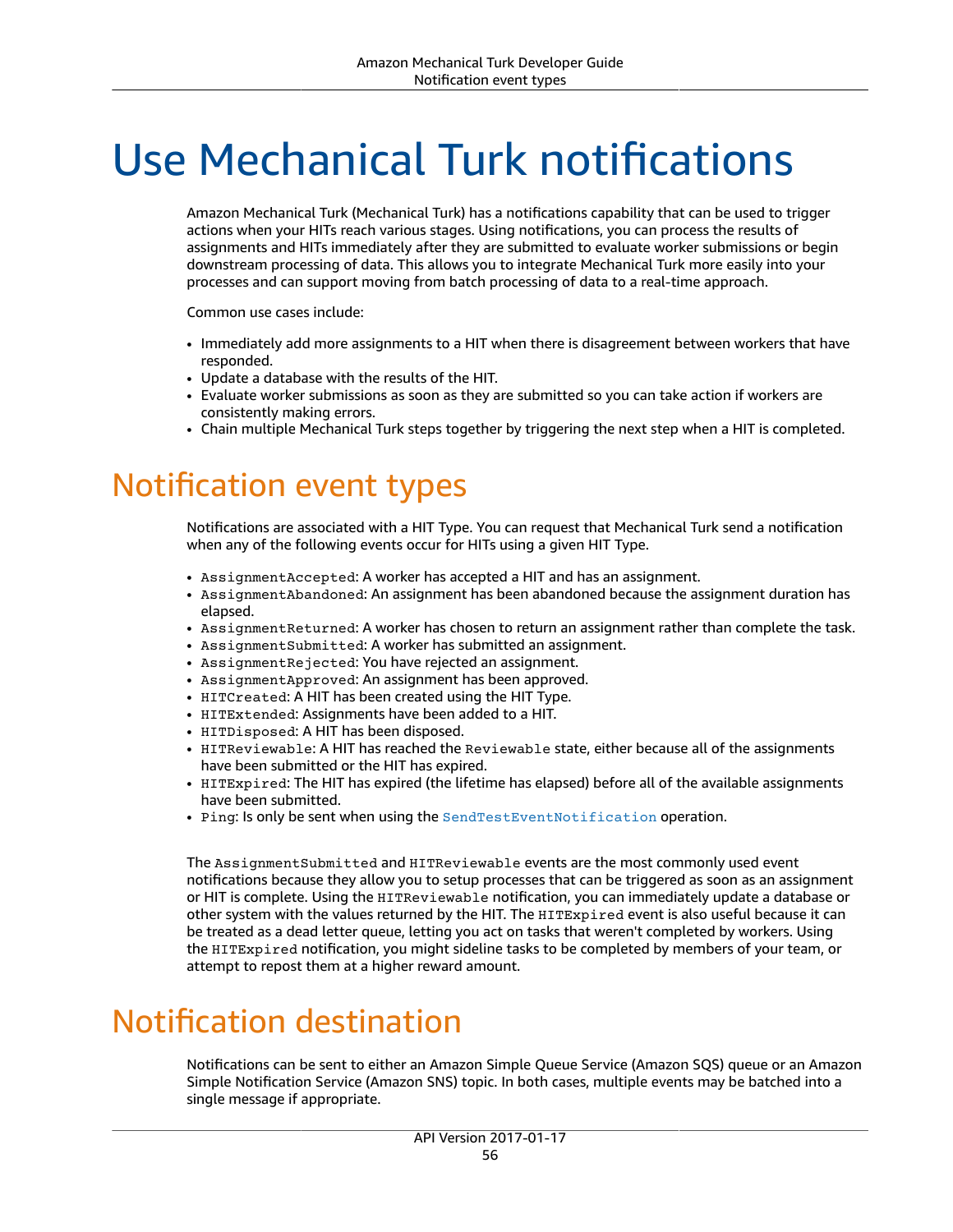# Use Mechanical Turk notifications

Amazon Mechanical Turk (Mechanical Turk) has a notifications capability that can be used to trigger actions when your HITs reach various stages. Using notifications, you can process the results of assignments and HITs immediately after they are submitted to evaluate worker submissions or begin downstream processing of data. This allows you to integrate Mechanical Turk more easily into your processes and can support moving from batch processing of data to a real-time approach.

Common use cases include:

- Immediately add more assignments to a HIT when there is disagreement between workers that have responded.
- Update a database with the results of the HIT.
- Evaluate worker submissions as soon as they are submitted so you can take action if workers are consistently making errors.
- Chain multiple Mechanical Turk steps together by triggering the next step when a HIT is completed.

## Notification event types

Notifications are associated with a HIT Type. You can request that Mechanical Turk send a notification when any of the following events occur for HITs using a given HIT Type.

- `AssignmentAccepted`: A worker has accepted a HIT and has an assignment.
- `AssignmentAbandoned`: An assignment has been abandoned because the assignment duration has elapsed.
- `AssignmentReturned`: A worker has chosen to return an assignment rather than complete the task.
- `AssignmentSubmitted`: A worker has submitted an assignment.
- `AssignmentRejected`: You have rejected an assignment.
- `AssignmentApproved`: An assignment has been approved.
- `HITCreated`: A HIT has been created using the HIT Type.
- `HITExtended`: Assignments have been added to a HIT.
- `HITDisposed`: A HIT has been disposed.
- `HITReviewable`: A HIT has reached the `Reviewable` state, either because all of the assignments have been submitted or the HIT has expired.
- `HITExpired`: The HIT has expired (the lifetime has elapsed) before all of the available assignments have been submitted.
- `Ping`: Is only be sent when using the `SendTestEventNotification` operation.

The `AssignmentSubmitted` and `HITReviewable` events are the most commonly used event notifications because they allow you to setup processes that can be triggered as soon as an assignment or HIT is complete. Using the `HITReviewable` notification, you can immediately update a database or other system with the values returned by the HIT. The `HITExpired` event is also useful because it can be treated as a dead letter queue, letting you act on tasks that weren't completed by workers. Using the `HITExpired` notification, you might sideline tasks to be completed by members of your team, or attempt to repost them at a higher reward amount.

## Notification destination

Notifications can be sent to either an Amazon Simple Queue Service (Amazon SQS) queue or an Amazon Simple Notification Service (Amazon SNS) topic. In both cases, multiple events may be batched into a single message if appropriate.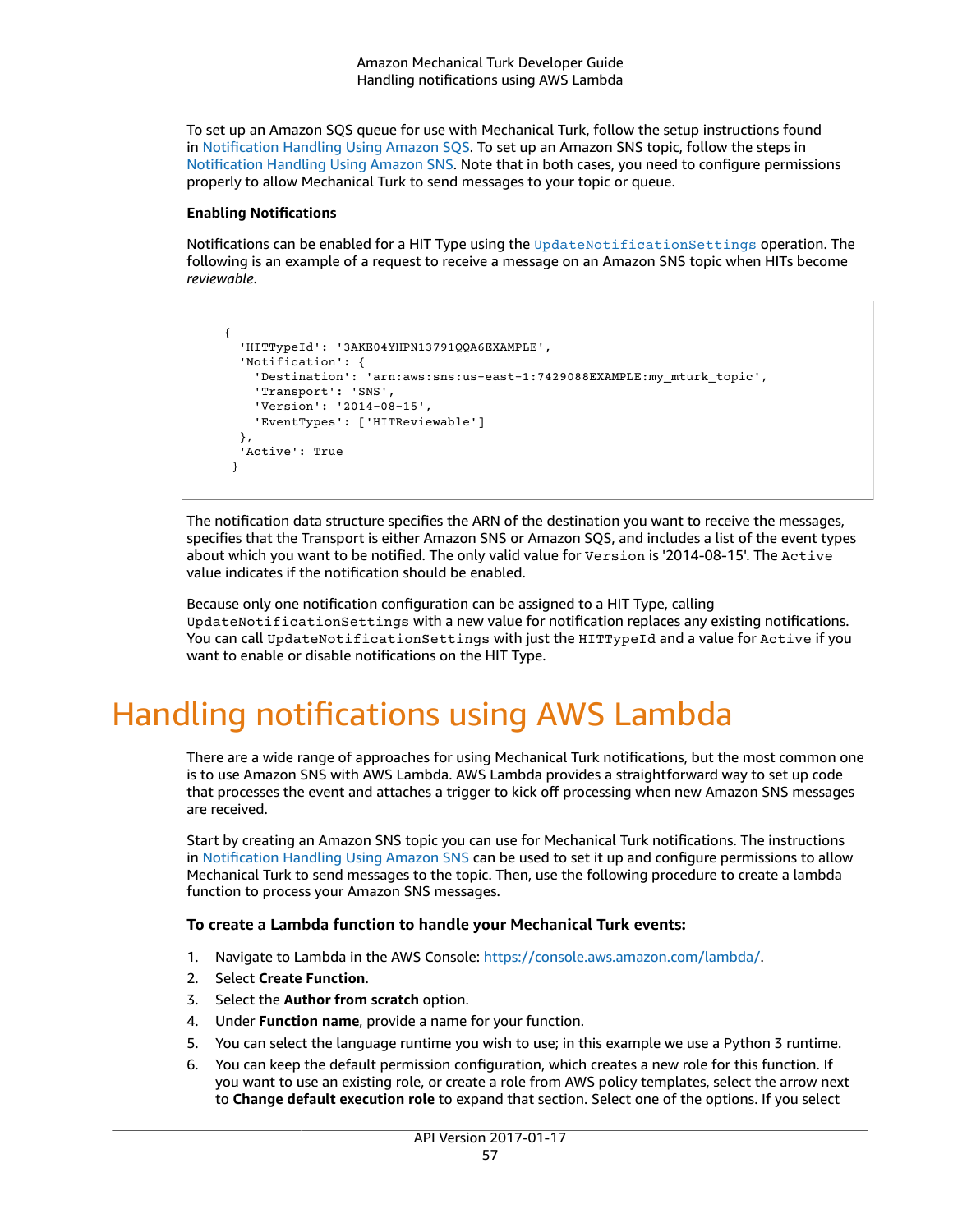To set up an Amazon SQS queue for use with Mechanical Turk, follow the setup instructions found in Notification Handling Using Amazon SQS. To set up an Amazon SNS topic, follow the steps in Notification Handling Using Amazon SNS. Note that in both cases, you need to configure permissions properly to allow Mechanical Turk to send messages to your topic or queue.

**Enabling Notifications**

Notifications can be enabled for a HIT Type using the `UpdateNotificationSettings` operation. The following is an example of a request to receive a message on an Amazon SNS topic when HITs become *reviewable*.

```
{
  'HITTypeId': '3AKE04YHPN13791QQA6EXAMPLE',
  'Notification': {
    'Destination': 'arn:aws:sns:us-east-1:7429088EXAMPLE:my_mturk_topic',
    'Transport': 'SNS',
    'Version': '2014-08-15',
    'EventTypes': ['HITReviewable']
  },
  'Active': True
 }
```

The notification data structure specifies the ARN of the destination you want to receive the messages, specifies that the Transport is either Amazon SNS or Amazon SQS, and includes a list of the event types about which you want to be notified. The only valid value for `Version` is '2014-08-15'. The `Active` value indicates if the notification should be enabled.

Because only one notification configuration can be assigned to a HIT Type, calling `UpdateNotificationSettings` with a new value for notification replaces any existing notifications. You can call `UpdateNotificationSettings` with just the `HITTypeId` and a value for `Active` if you want to enable or disable notifications on the HIT Type.

# Handling notifications using AWS Lambda

There are a wide range of approaches for using Mechanical Turk notifications, but the most common one is to use Amazon SNS with AWS Lambda. AWS Lambda provides a straightforward way to set up code that processes the event and attaches a trigger to kick off processing when new Amazon SNS messages are received.

Start by creating an Amazon SNS topic you can use for Mechanical Turk notifications. The instructions in Notification Handling Using Amazon SNS can be used to set it up and configure permissions to allow Mechanical Turk to send messages to the topic. Then, use the following procedure to create a lambda function to process your Amazon SNS messages.

**To create a Lambda function to handle your Mechanical Turk events:**

1. Navigate to Lambda in the AWS Console: https://console.aws.amazon.com/lambda/.
2. Select **Create Function**.
3. Select the **Author from scratch** option.
4. Under **Function name**, provide a name for your function.
5. You can select the language runtime you wish to use; in this example we use a Python 3 runtime.
6. You can keep the default permission configuration, which creates a new role for this function. If you want to use an existing role, or create a role from AWS policy templates, select the arrow next to **Change default execution role** to expand that section. Select one of the options. If you select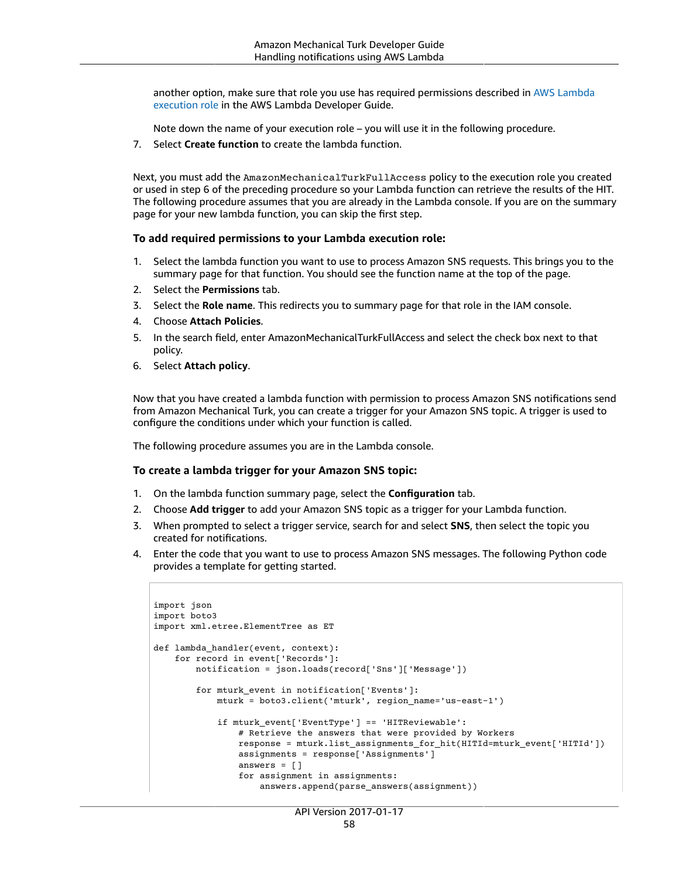another option, make sure that role you use has required permissions described in AWS Lambda execution role in the AWS Lambda Developer Guide.

Note down the name of your execution role – you will use it in the following procedure.

7. Select **Create function** to create the lambda function.

Next, you must add the `AmazonMechanicalTurkFullAccess` policy to the execution role you created or used in step 6 of the preceding procedure so your Lambda function can retrieve the results of the HIT. The following procedure assumes that you are already in the Lambda console. If you are on the summary page for your new lambda function, you can skip the first step.

### To add required permissions to your Lambda execution role:

1. Select the lambda function you want to use to process Amazon SNS requests. This brings you to the summary page for that function. You should see the function name at the top of the page.
2. Select the **Permissions** tab.
3. Select the **Role name**. This redirects you to summary page for that role in the IAM console.
4. Choose **Attach Policies**.
5. In the search field, enter AmazonMechanicalTurkFullAccess and select the check box next to that policy.
6. Select **Attach policy**.

Now that you have created a lambda function with permission to process Amazon SNS notifications send from Amazon Mechanical Turk, you can create a trigger for your Amazon SNS topic. A trigger is used to configure the conditions under which your function is called.

The following procedure assumes you are in the Lambda console.

### To create a lambda trigger for your Amazon SNS topic:

1. On the lambda function summary page, select the **Configuration** tab.
2. Choose **Add trigger** to add your Amazon SNS topic as a trigger for your Lambda function.
3. When prompted to select a trigger service, search for and select **SNS**, then select the topic you created for notifications.
4. Enter the code that you want to use to process Amazon SNS messages. The following Python code provides a template for getting started.

```
import json
import boto3
import xml.etree.ElementTree as ET

def lambda_handler(event, context):
    for record in event['Records']:
        notification = json.loads(record['Sns']['Message'])

        for mturk_event in notification['Events']:
            mturk = boto3.client('mturk', region_name='us-east-1')

            if mturk_event['EventType'] == 'HITReviewable':
                # Retrieve the answers that were provided by Workers
                response = mturk.list_assignments_for_hit(HITId=mturk_event['HITId'])
                assignments = response['Assignments']
                answers = []
                for assignment in assignments:
                    answers.append(parse_answers(assignment))
```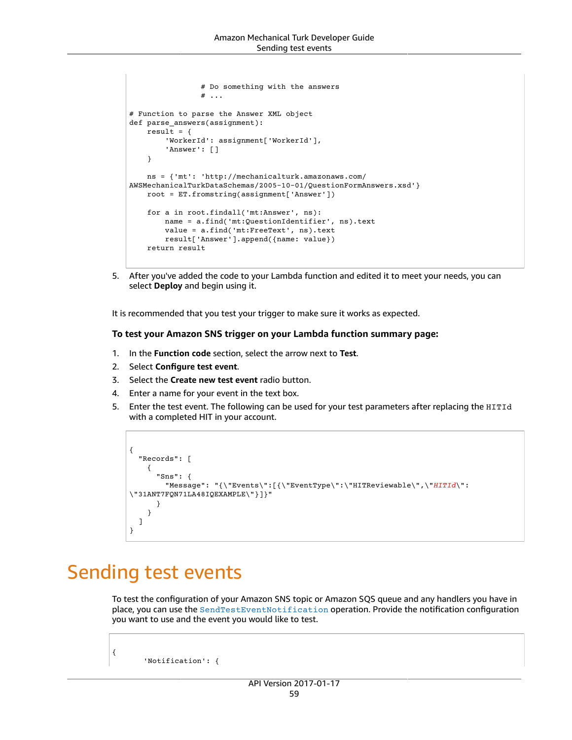```
                # Do something with the answers
                # ...

# Function to parse the Answer XML object
def parse_answers(assignment):
    result = {
        'WorkerId': assignment['WorkerId'],
        'Answer': []
    }

    ns = {'mt': 'http://mechanicalturk.amazonaws.com/
AWSMechanicalTurkDataSchemas/2005-10-01/QuestionFormAnswers.xsd'}
    root = ET.fromstring(assignment['Answer'])

    for a in root.findall('mt:Answer', ns):
        name = a.find('mt:QuestionIdentifier', ns).text
        value = a.find('mt:FreeText', ns).text
        result['Answer'].append({name: value})
    return result
```

5. After you've added the code to your Lambda function and edited it to meet your needs, you can select **Deploy** and begin using it.

It is recommended that you test your trigger to make sure it works as expected.

**To test your Amazon SNS trigger on your Lambda function summary page:**

1. In the **Function code** section, select the arrow next to **Test**.
2. Select **Configure test event**.
3. Select the **Create new test event** radio button.
4. Enter a name for your event in the text box.
5. Enter the test event. The following can be used for your test parameters after replacing the `HITId` with a completed HIT in your account.

```
{
  "Records": [
    {
      "Sns": {
        "Message": "{\"Events\":[{\"EventType\":\"HITReviewable\",\"HITId\":
\"31ANT7FQN71LA48IQEXAMPLE\"}]}"
      }
    }
  ]
}
```

# Sending test events

To test the configuration of your Amazon SNS topic or Amazon SQS queue and any handlers you have in place, you can use the `SendTestEventNotification` operation. Provide the notification configuration you want to use and the event you would like to test.

```
{
       'Notification': {
```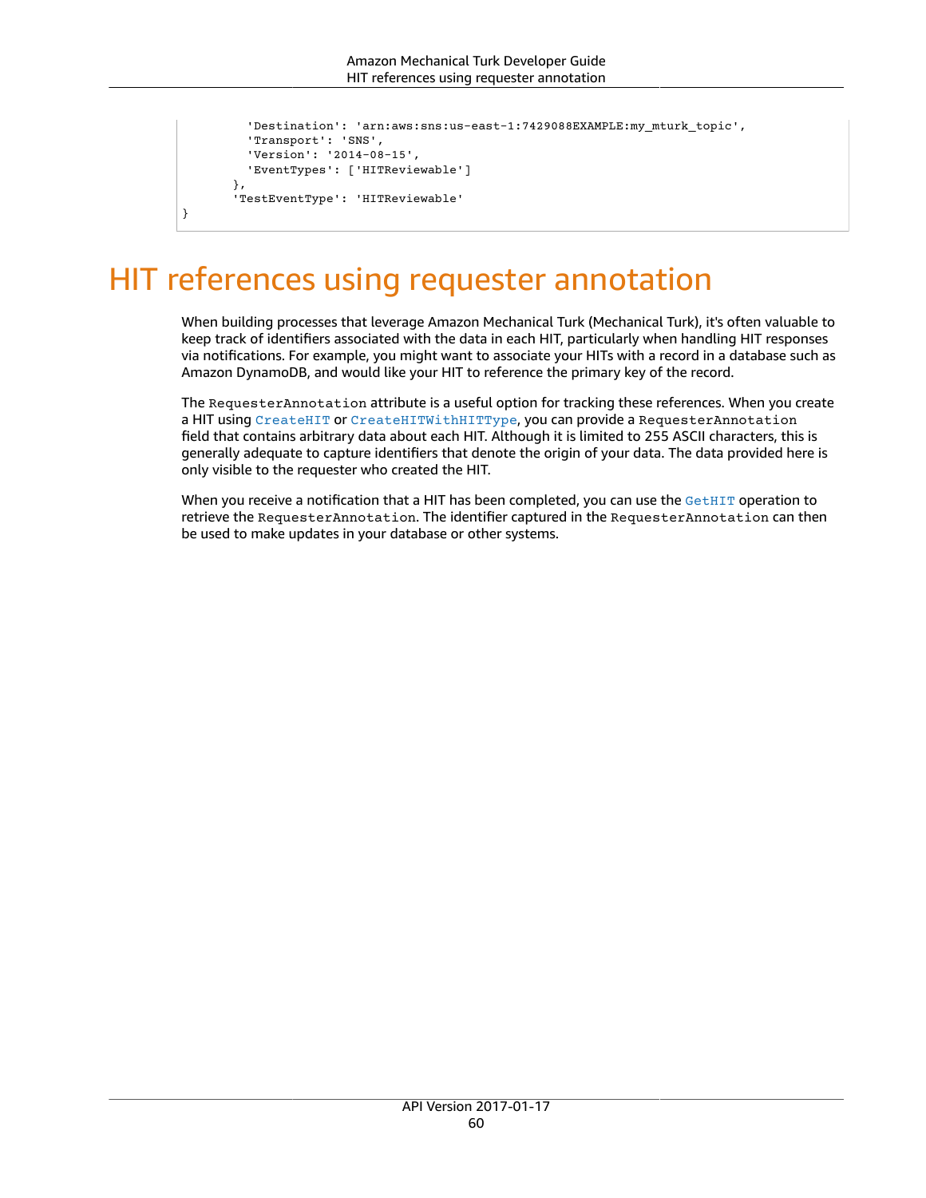```
        'Destination': 'arn:aws:sns:us-east-1:7429088EXAMPLE:my_mturk_topic',
        'Transport': 'SNS',
        'Version': '2014-08-15',
        'EventTypes': ['HITReviewable']
      },
      'TestEventType': 'HITReviewable'
}
```

# HIT references using requester annotation

When building processes that leverage Amazon Mechanical Turk (Mechanical Turk), it's often valuable to keep track of identifiers associated with the data in each HIT, particularly when handling HIT responses via notifications. For example, you might want to associate your HITs with a record in a database such as Amazon DynamoDB, and would like your HIT to reference the primary key of the record.

The `RequesterAnnotation` attribute is a useful option for tracking these references. When you create a HIT using `CreateHIT` or `CreateHITWithHITType`, you can provide a `RequesterAnnotation` field that contains arbitrary data about each HIT. Although it is limited to 255 ASCII characters, this is generally adequate to capture identifiers that denote the origin of your data. The data provided here is only visible to the requester who created the HIT.

When you receive a notification that a HIT has been completed, you can use the `GetHIT` operation to retrieve the `RequesterAnnotation`. The identifier captured in the `RequesterAnnotation` can then be used to make updates in your database or other systems.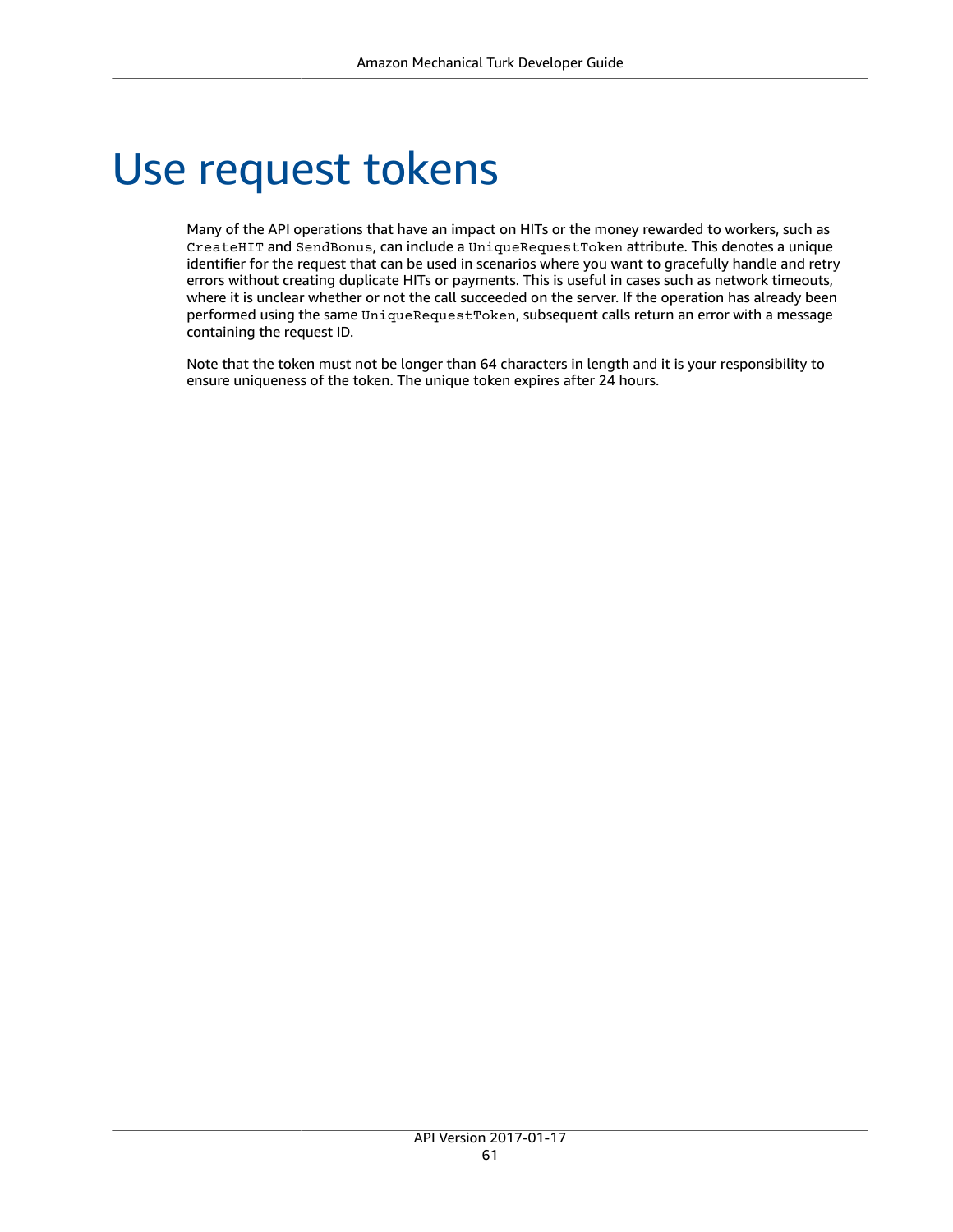# Use request tokens

Many of the API operations that have an impact on HITs or the money rewarded to workers, such as `CreateHIT` and `SendBonus`, can include a `UniqueRequestToken` attribute. This denotes a unique identifier for the request that can be used in scenarios where you want to gracefully handle and retry errors without creating duplicate HITs or payments. This is useful in cases such as network timeouts, where it is unclear whether or not the call succeeded on the server. If the operation has already been performed using the same `UniqueRequestToken`, subsequent calls return an error with a message containing the request ID.

Note that the token must not be longer than 64 characters in length and it is your responsibility to ensure uniqueness of the token. The unique token expires after 24 hours.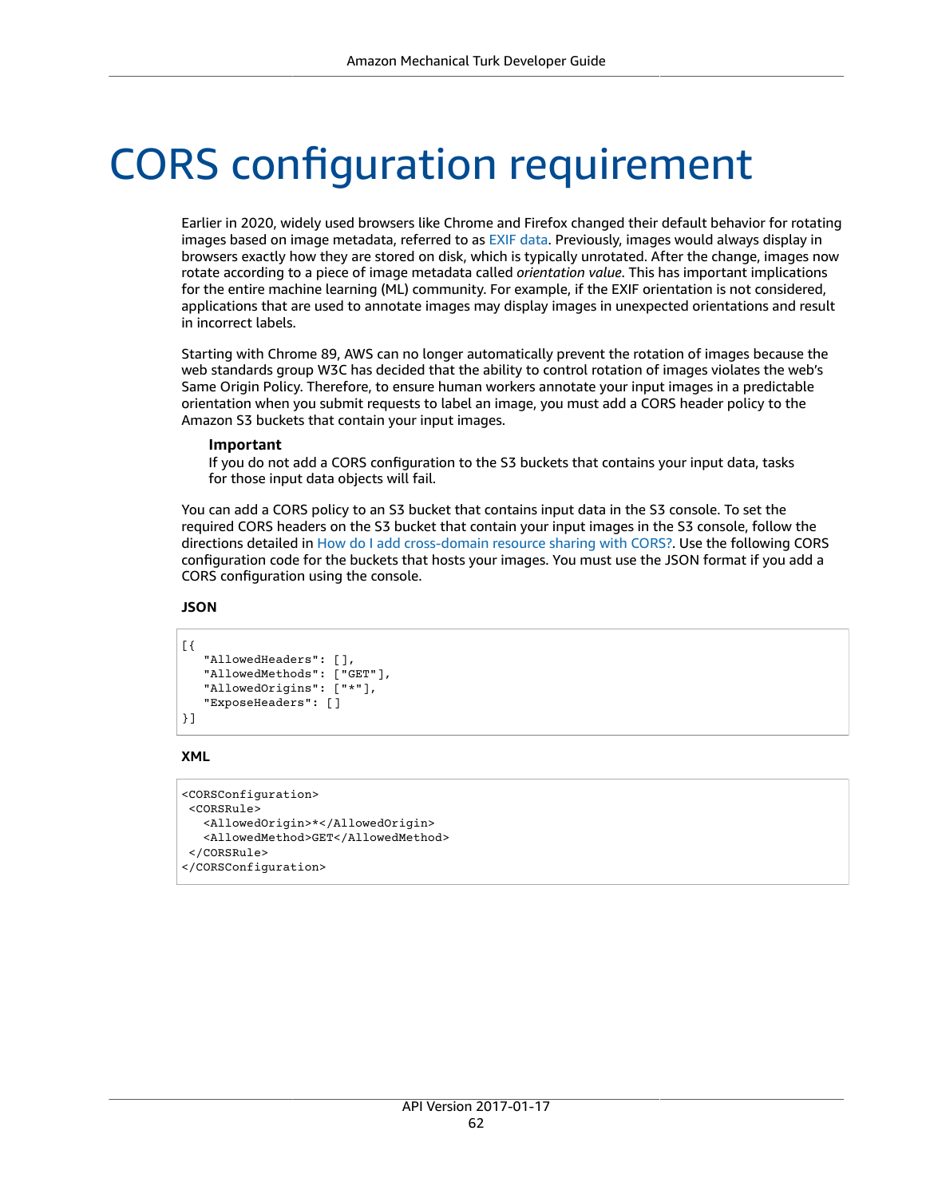# CORS configuration requirement

Earlier in 2020, widely used browsers like Chrome and Firefox changed their default behavior for rotating images based on image metadata, referred to as EXIF data. Previously, images would always display in browsers exactly how they are stored on disk, which is typically unrotated. After the change, images now rotate according to a piece of image metadata called *orientation value*. This has important implications for the entire machine learning (ML) community. For example, if the EXIF orientation is not considered, applications that are used to annotate images may display images in unexpected orientations and result in incorrect labels.

Starting with Chrome 89, AWS can no longer automatically prevent the rotation of images because the web standards group W3C has decided that the ability to control rotation of images violates the web's Same Origin Policy. Therefore, to ensure human workers annotate your input images in a predictable orientation when you submit requests to label an image, you must add a CORS header policy to the Amazon S3 buckets that contain your input images.

> **Important**
> If you do not add a CORS configuration to the S3 buckets that contains your input data, tasks for those input data objects will fail.

You can add a CORS policy to an S3 bucket that contains input data in the S3 console. To set the required CORS headers on the S3 bucket that contain your input images in the S3 console, follow the directions detailed in How do I add cross-domain resource sharing with CORS?. Use the following CORS configuration code for the buckets that hosts your images. You must use the JSON format if you add a CORS configuration using the console.

**JSON**

```
[{
   "AllowedHeaders": [],
   "AllowedMethods": ["GET"],
   "AllowedOrigins": ["*"],
   "ExposeHeaders": []
}]
```

**XML**

```
<CORSConfiguration>
 <CORSRule>
   <AllowedOrigin>*</AllowedOrigin>
   <AllowedMethod>GET</AllowedMethod>
 </CORSRule>
</CORSConfiguration>
```